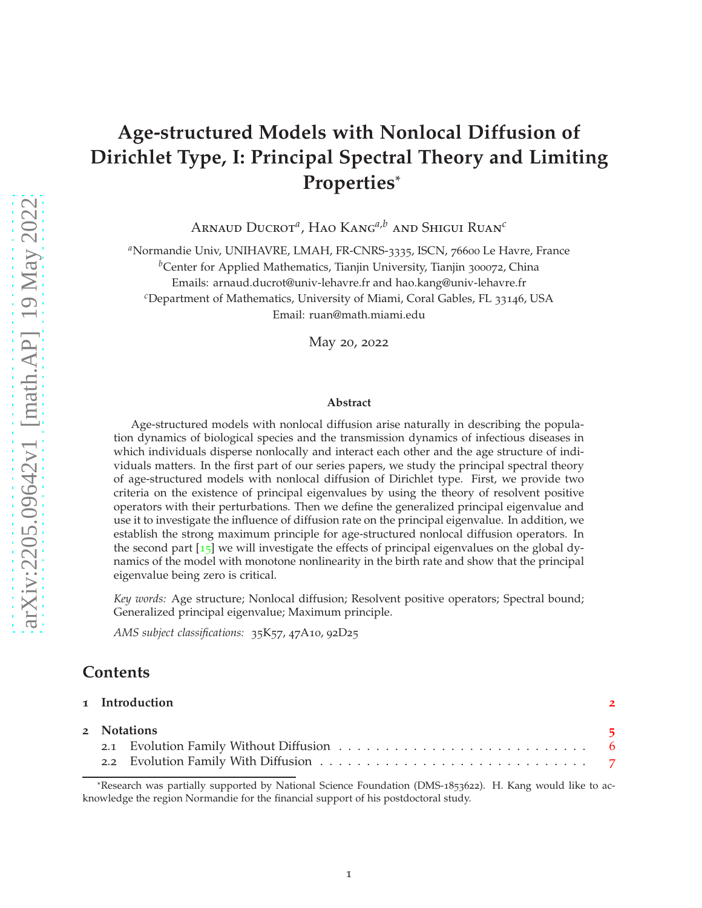# Age-structured Models with Nonlocal Diffusion of Dirichlet Type, I: Principal Spectral Theory and Limiting Properties*

Arnaud Ducrot[a], Hao Kang[a,b] and Shigui Ruan[c]

[a]Normandie Univ, UNIHAVRE, LMAH, FR-CNRS-3335, ISCN, 76600 Le Havre, France
[b]Center for Applied Mathematics, Tianjin University, Tianjin 300072, China
Emails: arnaud.ducrot@univ-lehavre.fr and hao.kang@univ-lehavre.fr
[c]Department of Mathematics, University of Miami, Coral Gables, FL 33146, USA
Email: ruan@math.miami.edu

May 20, 2022

**Abstract**

Age-structured models with nonlocal diffusion arise naturally in describing the population dynamics of biological species and the transmission dynamics of infectious diseases in which individuals disperse nonlocally and interact each other and the age structure of individuals matters. In the first part of our series papers, we study the principal spectral theory of age-structured models with nonlocal diffusion of Dirichlet type. First, we provide two criteria on the existence of principal eigenvalues by using the theory of resolvent positive operators with their perturbations. Then we define the generalized principal eigenvalue and use it to investigate the influence of diffusion rate on the principal eigenvalue. In addition, we establish the strong maximum principle for age-structured nonlocal diffusion operators. In the second part [15] we will investigate the effects of principal eigenvalues on the global dynamics of the model with monotone nonlinearity in the birth rate and show that the principal eigenvalue being zero is critical.

*Key words:* Age structure; Nonlocal diffusion; Resolvent positive operators; Spectral bound; Generalized principal eigenvalue; Maximum principle.

*AMS subject classifications:* 35K57, 47A10, 92D25

## Contents

1 Introduction ..... 2

2 Notations ..... 5
- 2.1 Evolution Family Without Diffusion ..... 6
- 2.2 Evolution Family With Diffusion ..... 7

*Research was partially supported by National Science Foundation (DMS-1853622). H. Kang would like to acknowledge the region Normandie for the financial support of his postdoctoral study.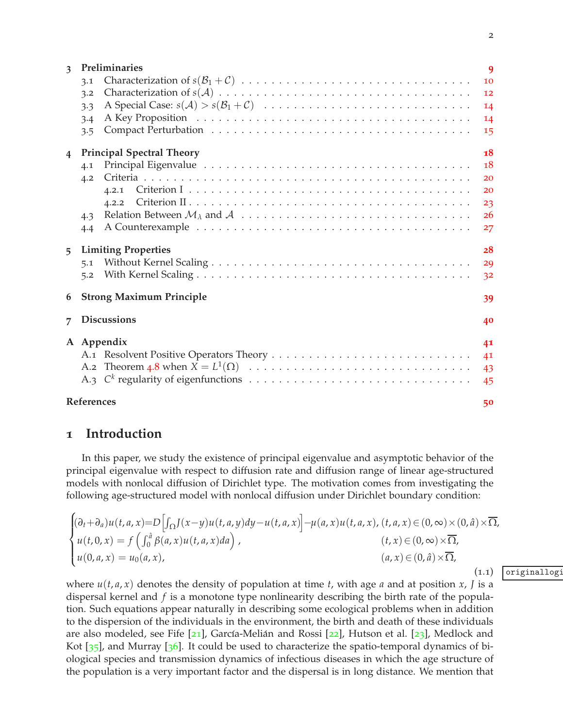| | | |
|---|---|---|
| **3** | **Preliminaries** | **9** |
| 3.1 | Characterization of $s(\mathcal{B}_1+\mathcal{C})$ | 10 |
| 3.2 | Characterization of $s(\mathcal{A})$ | 12 |
| 3.3 | A Special Case: $s(\mathcal{A})>s(\mathcal{B}_1+\mathcal{C})$ | 14 |
| 3.4 | A Key Proposition | 14 |
| 3.5 | Compact Perturbation | 15 |
| **4** | **Principal Spectral Theory** | **18** |
| 4.1 | Principal Eigenvalue | 18 |
| 4.2 | Criteria | 20 |
| 4.2.1 | Criterion I | 20 |
| 4.2.2 | Criterion II | 23 |
| 4.3 | Relation Between $\mathcal{M}_\lambda$ and $\mathcal{A}$ | 26 |
| 4.4 | A Counterexample | 27 |
| **5** | **Limiting Properties** | **28** |
| 5.1 | Without Kernel Scaling | 29 |
| 5.2 | With Kernel Scaling | 32 |
| **6** | **Strong Maximum Principle** | **39** |
| **7** | **Discussions** | **40** |
| **A** | **Appendix** | **41** |
| A.1 | Resolvent Positive Operators Theory | 41 |
| A.2 | Theorem 4.8 when $X=L^1(\Omega)$ | 43 |
| A.3 | $C^k$ regularity of eigenfunctions | 45 |
| | **References** | **50** |

# 1 Introduction

In this paper, we study the existence of principal eigenvalue and asymptotic behavior of the principal eigenvalue with respect to diffusion rate and diffusion range of linear age-structured models with nonlocal diffusion of Dirichlet type. The motivation comes from investigating the following age-structured model with nonlocal diffusion under Dirichlet boundary condition:

$$
\begin{cases}
(\partial_t+\partial_a)u(t,a,x)=D\left[\int_\Omega J(x-y)u(t,a,y)dy-u(t,a,x)\right]-\mu(a,x)u(t,a,x), & (t,a,x)\in(0,\infty)\times(0,\hat{a})\times\overline{\Omega},\\
u(t,0,x)=f\left(\int_0^{\hat{a}}\beta(a,x)u(t,a,x)da\right), & (t,x)\in(0,\infty)\times\overline{\Omega},\\
u(0,a,x)=u_0(a,x), & (a,x)\in(0,\hat{a})\times\overline{\Omega},
\end{cases}
\tag{1.1}
$$

where $u(t,a,x)$ denotes the density of population at time $t$, with age $a$ and at position $x$, $J$ is a dispersal kernel and $f$ is a monotone type nonlinearity describing the birth rate of the population. Such equations appear naturally in describing some ecological problems when in addition to the dispersion of the individuals in the environment, the birth and death of these individuals are also modeled, see Fife [21], García-Melián and Rossi [22], Hutson et al. [23], Medlock and Kot [35], and Murray [36]. It could be used to characterize the spatio-temporal dynamics of biological species and transmission dynamics of infectious diseases in which the age structure of the population is a very important factor and the dispersal is in long distance. We mention that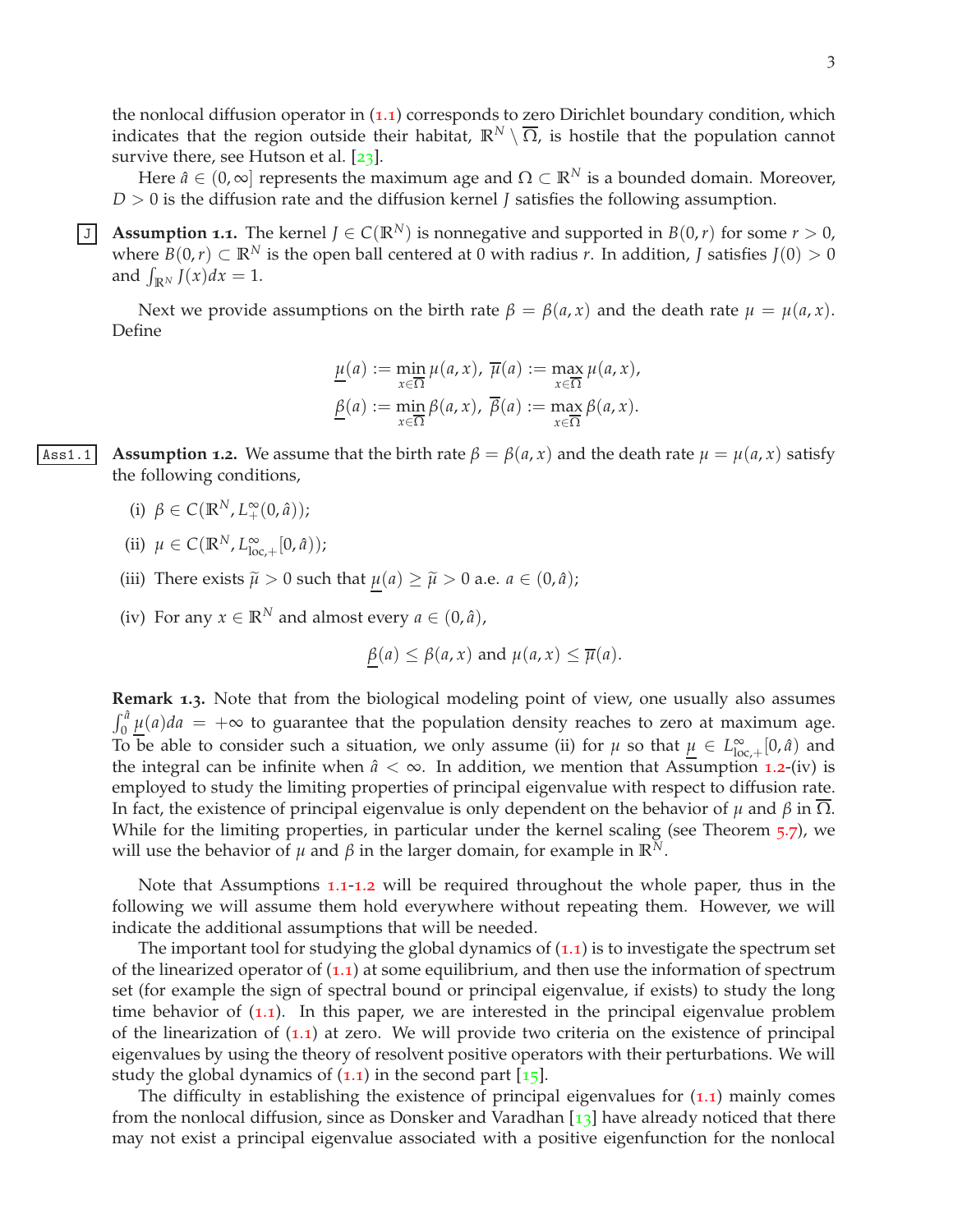the nonlocal diffusion operator in (1.1) corresponds to zero Dirichlet boundary condition, which indicates that the region outside their habitat, $\mathbb{R}^N \setminus \overline{\Omega}$, is hostile that the population cannot survive there, see Hutson et al. [23].

Here $\hat{a} \in (0, \infty]$ represents the maximum age and $\Omega \subset \mathbb{R}^N$ is a bounded domain. Moreover, $D > 0$ is the diffusion rate and the diffusion kernel $J$ satisfies the following assumption.

**Assumption 1.1.** The kernel $J \in C(\mathbb{R}^N)$ is nonnegative and supported in $B(0, r)$ for some $r > 0$, where $B(0, r) \subset \mathbb{R}^N$ is the open ball centered at 0 with radius $r$. In addition, $J$ satisfies $J(0) > 0$ and $\int_{\mathbb{R}^N} J(x)dx = 1$.

Next we provide assumptions on the birth rate $\beta = \beta(a, x)$ and the death rate $\mu = \mu(a, x)$. Define

$$
\underline{\mu}(a) := \min_{x \in \overline{\Omega}} \mu(a, x),\ \overline{\mu}(a) := \max_{x \in \overline{\Omega}} \mu(a, x),
$$
$$
\underline{\beta}(a) := \min_{x \in \overline{\Omega}} \beta(a, x),\ \overline{\beta}(a) := \max_{x \in \overline{\Omega}} \beta(a, x).
$$

**Assumption 1.2.** We assume that the birth rate $\beta = \beta(a, x)$ and the death rate $\mu = \mu(a, x)$ satisfy the following conditions,

(i) $\beta \in C(\mathbb{R}^N, L^\infty_+(0, \hat{a}))$;

(ii) $\mu \in C(\mathbb{R}^N, L^\infty_{\text{loc},+}[0, \hat{a}))$;

(iii) There exists $\widetilde{\mu} > 0$ such that $\underline{\mu}(a) \geq \widetilde{\mu} > 0$ a.e. $a \in (0, \hat{a})$;

(iv) For any $x \in \mathbb{R}^N$ and almost every $a \in (0, \hat{a})$,

$$
\underline{\beta}(a) \leq \beta(a, x) \text{ and } \mu(a, x) \leq \overline{\mu}(a).
$$

**Remark 1.3.** Note that from the biological modeling point of view, one usually also assumes $\int_0^{\hat{a}} \underline{\mu}(a)da = +\infty$ to guarantee that the population density reaches to zero at maximum age. To be able to consider such a situation, we only assume (ii) for $\mu$ so that $\underline{\mu} \in L^\infty_{\text{loc},+}[0, \hat{a})$ and the integral can be infinite when $\hat{a} < \infty$. In addition, we mention that Assumption 1.2-(iv) is employed to study the limiting properties of principal eigenvalue with respect to diffusion rate. In fact, the existence of principal eigenvalue is only dependent on the behavior of $\mu$ and $\beta$ in $\overline{\Omega}$. While for the limiting properties, in particular under the kernel scaling (see Theorem 5.7), we will use the behavior of $\mu$ and $\beta$ in the larger domain, for example in $\mathbb{R}^N$.

Note that Assumptions 1.1-1.2 will be required throughout the whole paper, thus in the following we will assume them hold everywhere without repeating them. However, we will indicate the additional assumptions that will be needed.

The important tool for studying the global dynamics of (1.1) is to investigate the spectrum set of the linearized operator of (1.1) at some equilibrium, and then use the information of spectrum set (for example the sign of spectral bound or principal eigenvalue, if exists) to study the long time behavior of (1.1). In this paper, we are interested in the principal eigenvalue problem of the linearization of (1.1) at zero. We will provide two criteria on the existence of principal eigenvalues by using the theory of resolvent positive operators with their perturbations. We will study the global dynamics of (1.1) in the second part [15].

The difficulty in establishing the existence of principal eigenvalues for (1.1) mainly comes from the nonlocal diffusion, since as Donsker and Varadhan [13] have already noticed that there may not exist a principal eigenvalue associated with a positive eigenfunction for the nonlocal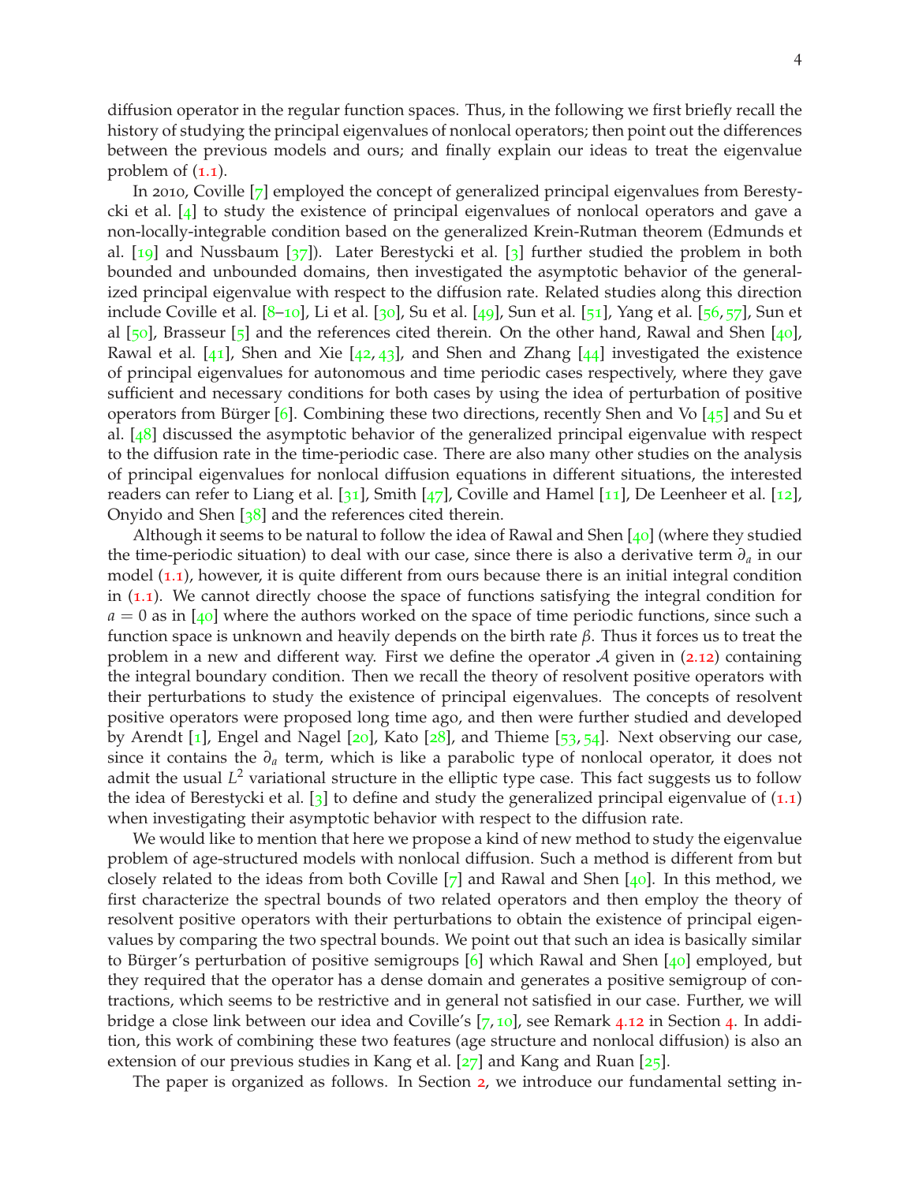diffusion operator in the regular function spaces. Thus, in the following we first briefly recall the history of studying the principal eigenvalues of nonlocal operators; then point out the differences between the previous models and ours; and finally explain our ideas to treat the eigenvalue problem of (1.1).

In 2010, Coville [7] employed the concept of generalized principal eigenvalues from Berestycki et al. [4] to study the existence of principal eigenvalues of nonlocal operators and gave a non-locally-integrable condition based on the generalized Krein-Rutman theorem (Edmunds et al. [19] and Nussbaum [37]). Later Berestycki et al. [3] further studied the problem in both bounded and unbounded domains, then investigated the asymptotic behavior of the generalized principal eigenvalue with respect to the diffusion rate. Related studies along this direction include Coville et al. [8–10], Li et al. [30], Su et al. [49], Sun et al. [51], Yang et al. [56, 57], Sun et al [50], Brasseur [5] and the references cited therein. On the other hand, Rawal and Shen [40], Rawal et al. [41], Shen and Xie [42, 43], and Shen and Zhang [44] investigated the existence of principal eigenvalues for autonomous and time periodic cases respectively, where they gave sufficient and necessary conditions for both cases by using the idea of perturbation of positive operators from Bürger [6]. Combining these two directions, recently Shen and Vo [45] and Su et al. [48] discussed the asymptotic behavior of the generalized principal eigenvalue with respect to the diffusion rate in the time-periodic case. There are also many other studies on the analysis of principal eigenvalues for nonlocal diffusion equations in different situations, the interested readers can refer to Liang et al. [31], Smith [47], Coville and Hamel [11], De Leenheer et al. [12], Onyido and Shen [38] and the references cited therein.

Although it seems to be natural to follow the idea of Rawal and Shen [40] (where they studied the time-periodic situation) to deal with our case, since there is also a derivative term $\partial_a$ in our model (1.1), however, it is quite different from ours because there is an initial integral condition in (1.1). We cannot directly choose the space of functions satisfying the integral condition for $a = 0$ as in [40] where the authors worked on the space of time periodic functions, since such a function space is unknown and heavily depends on the birth rate $\beta$. Thus it forces us to treat the problem in a new and different way. First we define the operator $\mathcal{A}$ given in (2.12) containing the integral boundary condition. Then we recall the theory of resolvent positive operators with their perturbations to study the existence of principal eigenvalues. The concepts of resolvent positive operators were proposed long time ago, and then were further studied and developed by Arendt [1], Engel and Nagel [20], Kato [28], and Thieme [53, 54]. Next observing our case, since it contains the $\partial_a$ term, which is like a parabolic type of nonlocal operator, it does not admit the usual $L^2$ variational structure in the elliptic type case. This fact suggests us to follow the idea of Berestycki et al. [3] to define and study the generalized principal eigenvalue of (1.1) when investigating their asymptotic behavior with respect to the diffusion rate.

We would like to mention that here we propose a kind of new method to study the eigenvalue problem of age-structured models with nonlocal diffusion. Such a method is different from but closely related to the ideas from both Coville [7] and Rawal and Shen [40]. In this method, we first characterize the spectral bounds of two related operators and then employ the theory of resolvent positive operators with their perturbations to obtain the existence of principal eigenvalues by comparing the two spectral bounds. We point out that such an idea is basically similar to Bürger's perturbation of positive semigroups [6] which Rawal and Shen [40] employed, but they required that the operator has a dense domain and generates a positive semigroup of contractions, which seems to be restrictive and in general not satisfied in our case. Further, we will bridge a close link between our idea and Coville's [7, 10], see Remark 4.12 in Section 4. In addition, this work of combining these two features (age structure and nonlocal diffusion) is also an extension of our previous studies in Kang et al. [27] and Kang and Ruan [25].

The paper is organized as follows. In Section 2, we introduce our fundamental setting in-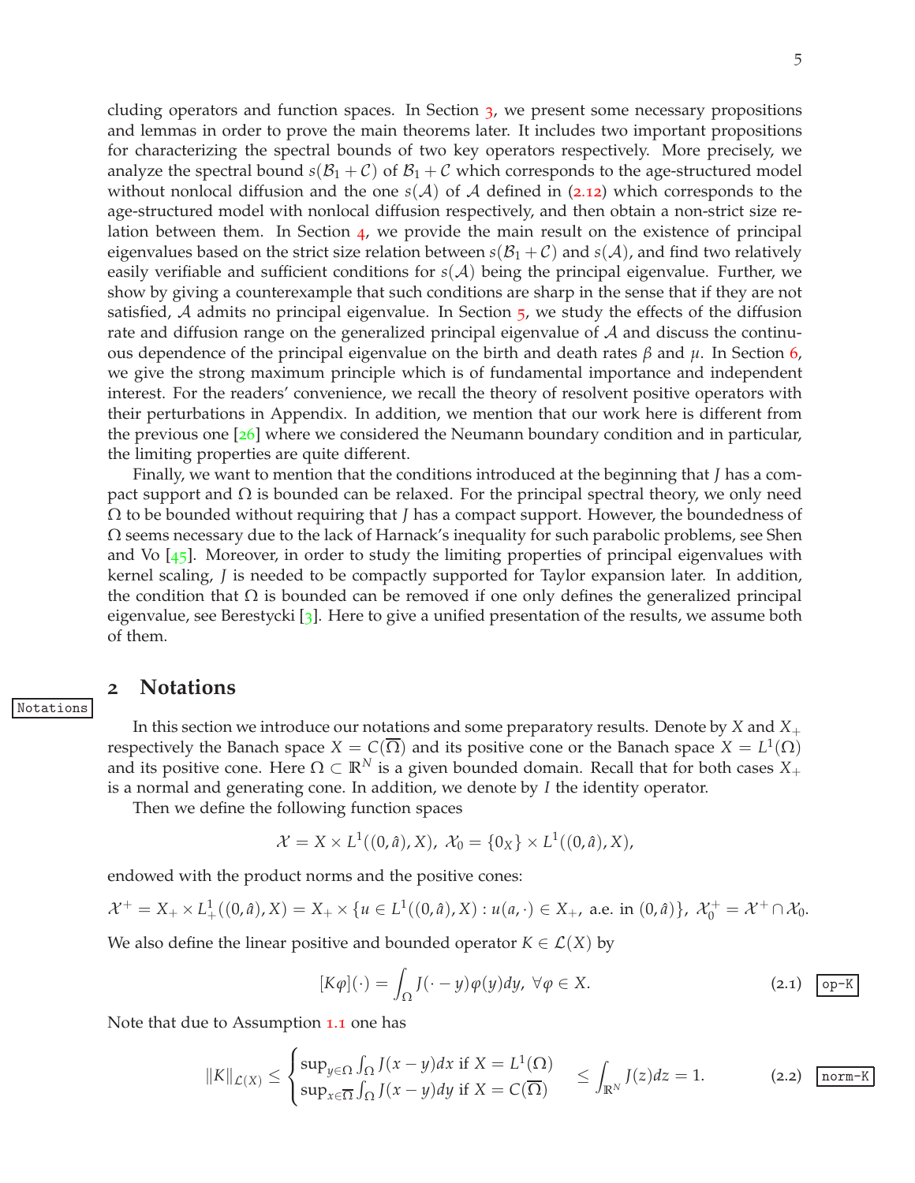cluding operators and function spaces. In Section 3, we present some necessary propositions and lemmas in order to prove the main theorems later. It includes two important propositions for characterizing the spectral bounds of two key operators respectively. More precisely, we analyze the spectral bound $s(\mathcal{B}_1 + \mathcal{C})$ of $\mathcal{B}_1 + \mathcal{C}$ which corresponds to the age-structured model without nonlocal diffusion and the one $s(\mathcal{A})$ of $\mathcal{A}$ defined in (2.12) which corresponds to the age-structured model with nonlocal diffusion respectively, and then obtain a non-strict size relation between them. In Section 4, we provide the main result on the existence of principal eigenvalues based on the strict size relation between $s(\mathcal{B}_1 + \mathcal{C})$ and $s(\mathcal{A})$, and find two relatively easily verifiable and sufficient conditions for $s(\mathcal{A})$ being the principal eigenvalue. Further, we show by giving a counterexample that such conditions are sharp in the sense that if they are not satisfied, $\mathcal{A}$ admits no principal eigenvalue. In Section 5, we study the effects of the diffusion rate and diffusion range on the generalized principal eigenvalue of $\mathcal{A}$ and discuss the continuous dependence of the principal eigenvalue on the birth and death rates $\beta$ and $\mu$. In Section 6, we give the strong maximum principle which is of fundamental importance and independent interest. For the readers' convenience, we recall the theory of resolvent positive operators with their perturbations in Appendix. In addition, we mention that our work here is different from the previous one [26] where we considered the Neumann boundary condition and in particular, the limiting properties are quite different.

Finally, we want to mention that the conditions introduced at the beginning that $J$ has a compact support and $\Omega$ is bounded can be relaxed. For the principal spectral theory, we only need $\Omega$ to be bounded without requiring that $J$ has a compact support. However, the boundedness of $\Omega$ seems necessary due to the lack of Harnack's inequality for such parabolic problems, see Shen and Vo [45]. Moreover, in order to study the limiting properties of principal eigenvalues with kernel scaling, $J$ is needed to be compactly supported for Taylor expansion later. In addition, the condition that $\Omega$ is bounded can be removed if one only defines the generalized principal eigenvalue, see Berestycki [3]. Here to give a unified presentation of the results, we assume both of them.

## 2 Notations

In this section we introduce our notations and some preparatory results. Denote by $X$ and $X_+$ respectively the Banach space $X = C(\overline{\Omega})$ and its positive cone or the Banach space $X = L^1(\Omega)$ and its positive cone. Here $\Omega \subset \mathbb{R}^N$ is a given bounded domain. Recall that for both cases $X_+$ is a normal and generating cone. In addition, we denote by $I$ the identity operator.

Then we define the following function spaces

$$\mathcal{X} = X \times L^1((0,\hat{a}), X),\ \mathcal{X}_0 = \{0_X\} \times L^1((0,\hat{a}), X),$$

endowed with the product norms and the positive cones:

$$\mathcal{X}^+ = X_+ \times L^1_+((0,\hat{a}), X) = X_+ \times \{u \in L^1((0,\hat{a}), X) : u(a,\cdot) \in X_+,\ \text{a.e. in } (0,\hat{a})\},\ \mathcal{X}_0^+ = \mathcal{X}^+ \cap \mathcal{X}_0.$$

We also define the linear positive and bounded operator $K \in \mathcal{L}(X)$ by

$$[K\varphi](\cdot) = \int_\Omega J(\cdot - y)\varphi(y)dy,\ \forall \varphi \in X. \tag{2.1}$$

Note that due to Assumption 1.1 one has

$$\|K\|_{\mathcal{L}(X)} \le \begin{cases} \sup_{y\in\Omega} \int_\Omega J(x-y)dx \text{ if } X = L^1(\Omega) \\ \sup_{x\in\overline{\Omega}} \int_\Omega J(x-y)dy \text{ if } X = C(\overline{\Omega}) \end{cases} \le \int_{\mathbb{R}^N} J(z)dz = 1. \tag{2.2}$$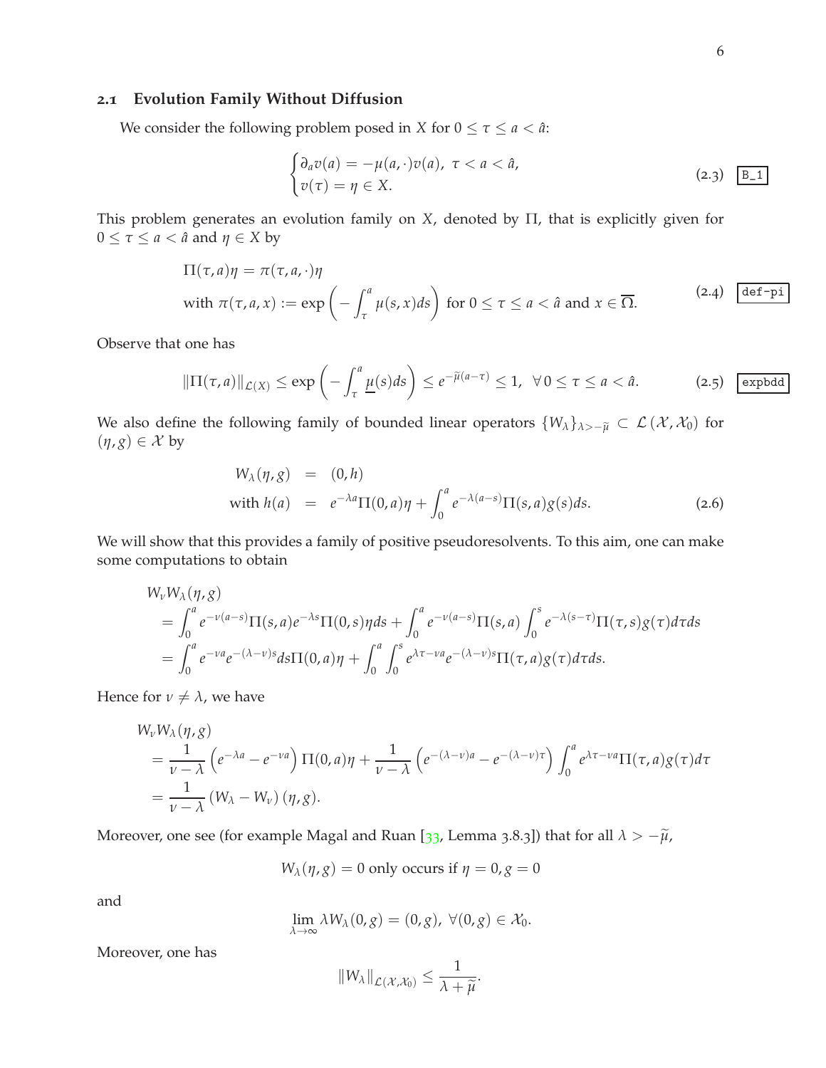### 2.1 Evolution Family Without Diffusion

We consider the following problem posed in $X$ for $0 \le \tau \le a < \hat{a}$:

$$
\begin{cases}
\partial_a v(a) = -\mu(a,\cdot)v(a), \ \tau < a < \hat{a}, \\
v(\tau) = \eta \in X.
\end{cases}
\tag{2.3}
$$

This problem generates an evolution family on $X$, denoted by $\Pi$, that is explicitly given for $0 \le \tau \le a < \hat{a}$ and $\eta \in X$ by

$$
\begin{aligned}
&\Pi(\tau, a)\eta = \pi(\tau, a, \cdot)\eta \\
&\text{with } \pi(\tau, a, x) := \exp\left(-\int_\tau^a \mu(s, x)ds\right) \text{ for } 0 \le \tau \le a < \hat{a} \text{ and } x \in \overline{\Omega}.
\end{aligned}
\tag{2.4}
$$

Observe that one has

$$
\|\Pi(\tau, a)\|_{\mathcal{L}(X)} \le \exp\left(-\int_\tau^a \underline{\mu}(s)ds\right) \le e^{-\widetilde{\mu}(a-\tau)} \le 1, \ \ \forall\, 0 \le \tau \le a < \hat{a}. \tag{2.5}
$$

We also define the following family of bounded linear operators $\{W_\lambda\}_{\lambda > -\widetilde{\mu}} \subset \mathcal{L}(\mathcal{X}, \mathcal{X}_0)$ for $(\eta, g) \in \mathcal{X}$ by

$$
\begin{aligned}
W_\lambda(\eta, g) &= (0, h) \\
\text{with } h(a) &= e^{-\lambda a}\Pi(0, a)\eta + \int_0^a e^{-\lambda(a-s)}\Pi(s, a)g(s)ds.
\end{aligned}
\tag{2.6}
$$

We will show that this provides a family of positive pseudoresolvents. To this aim, one can make some computations to obtain

$$
\begin{aligned}
&W_\nu W_\lambda(\eta, g) \\
&= \int_0^a e^{-\nu(a-s)}\Pi(s, a)e^{-\lambda s}\Pi(0, s)\eta ds + \int_0^a e^{-\nu(a-s)}\Pi(s, a)\int_0^s e^{-\lambda(s-\tau)}\Pi(\tau, s)g(\tau)d\tau ds \\
&= \int_0^a e^{-\nu a}e^{-(\lambda-\nu)s}ds\Pi(0, a)\eta + \int_0^a\int_0^s e^{\lambda\tau - \nu a}e^{-(\lambda-\nu)s}\Pi(\tau, a)g(\tau)d\tau ds.
\end{aligned}
$$

Hence for $\nu \ne \lambda$, we have

$$
\begin{aligned}
&W_\nu W_\lambda(\eta, g) \\
&= \frac{1}{\nu - \lambda}\left(e^{-\lambda a} - e^{-\nu a}\right)\Pi(0, a)\eta + \frac{1}{\nu - \lambda}\left(e^{-(\lambda-\nu)a} - e^{-(\lambda-\nu)\tau}\right)\int_0^a e^{\lambda\tau - \nu a}\Pi(\tau, a)g(\tau)d\tau \\
&= \frac{1}{\nu - \lambda}\left(W_\lambda - W_\nu\right)(\eta, g).
\end{aligned}
$$

Moreover, one see (for example Magal and Ruan [33, Lemma 3.8.3]) that for all $\lambda > -\widetilde{\mu}$,

$$
W_\lambda(\eta, g) = 0 \text{ only occurs if } \eta = 0, g = 0
$$

and

$$
\lim_{\lambda \to \infty} \lambda W_\lambda(0, g) = (0, g), \ \forall (0, g) \in \mathcal{X}_0.
$$

Moreover, one has

$$
\|W_\lambda\|_{\mathcal{L}(\mathcal{X}, \mathcal{X}_0)} \le \frac{1}{\lambda + \widetilde{\mu}}.
$$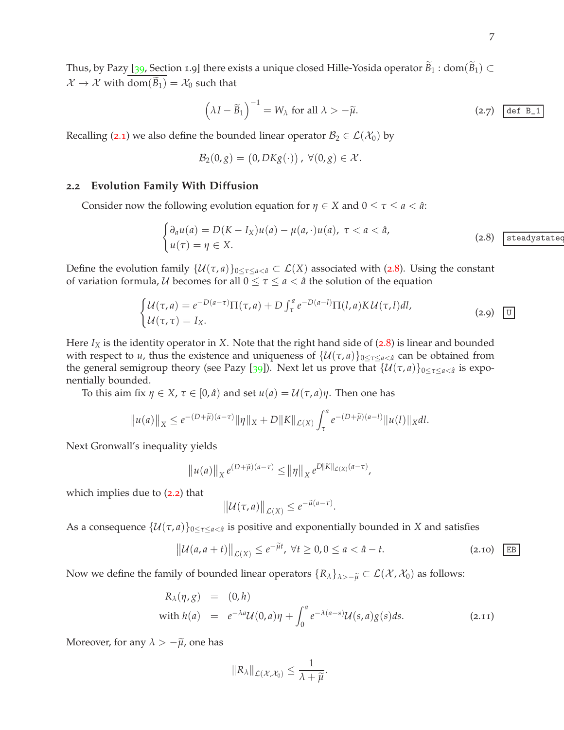Thus, by Pazy [39, Section 1.9] there exists a unique closed Hille-Yosida operator $\widetilde{B}_1 : \text{dom}(\widetilde{B}_1) \subset \mathcal{X} \to \mathcal{X}$ with $\overline{\text{dom}(\widetilde{B}_1)} = \mathcal{X}_0$ such that

$$\left(\lambda I - \widetilde{B}_1\right)^{-1} = W_\lambda \text{ for all } \lambda > -\widetilde{\mu}. \tag{2.7}$$

Recalling (2.1) we also define the bounded linear operator $\mathcal{B}_2 \in \mathcal{L}(\mathcal{X}_0)$ by

$$\mathcal{B}_2(0,g) = \left(0, DKg(\cdot)\right), \ \forall (0,g) \in \mathcal{X}.$$

### 2.2 Evolution Family With Diffusion

Consider now the following evolution equation for $\eta \in X$ and $0 \leq \tau \leq a < \hat{a}$:

$$\begin{cases} \partial_a u(a) = D(K - I_X)u(a) - \mu(a,\cdot)u(a), \ \tau < a < \hat{a}, \\ u(\tau) = \eta \in X. \end{cases} \tag{2.8}$$

Define the evolution family $\{\mathcal{U}(\tau,a)\}_{0\leq\tau\leq a<\hat{a}} \subset \mathcal{L}(X)$ associated with (2.8). Using the constant of variation formula, $\mathcal{U}$ becomes for all $0 \leq \tau \leq a < \hat{a}$ the solution of the equation

$$\begin{cases} \mathcal{U}(\tau,a) = e^{-D(a-\tau)}\Pi(\tau,a) + D\int_\tau^a e^{-D(a-l)}\Pi(l,a)K\mathcal{U}(\tau,l)dl, \\ \mathcal{U}(\tau,\tau) = I_X. \end{cases} \tag{2.9}$$

Here $I_X$ is the identity operator in $X$. Note that the right hand side of (2.8) is linear and bounded with respect to $u$, thus the existence and uniqueness of $\{\mathcal{U}(\tau,a)\}_{0\leq\tau\leq a<\hat{a}}$ can be obtained from the general semigroup theory (see Pazy [39]). Next let us prove that $\{\mathcal{U}(\tau,a)\}_{0\leq\tau\leq a<\hat{a}}$ is exponentially bounded.

To this aim fix $\eta \in X$, $\tau \in [0,\hat{a})$ and set $u(a) = \mathcal{U}(\tau,a)\eta$. Then one has

$$\left\|u(a)\right\|_X \leq e^{-(D+\widetilde{\mu})(a-\tau)}\|\eta\|_X + D\|K\|_{\mathcal{L}(X)}\int_\tau^a e^{-(D+\widetilde{\mu})(a-l)}\|u(l)\|_X dl.$$

Next Gronwall's inequality yields

$$\left\|u(a)\right\|_X e^{(D+\widetilde{\mu})(a-\tau)} \leq \left\|\eta\right\|_X e^{D\|K\|_{\mathcal{L}(X)}(a-\tau)},$$

which implies due to (2.2) that

$$\left\|\mathcal{U}(\tau,a)\right\|_{\mathcal{L}(X)} \leq e^{-\widetilde{\mu}(a-\tau)}.$$

As a consequence $\{\mathcal{U}(\tau,a)\}_{0\leq\tau\leq a<\hat{a}}$ is positive and exponentially bounded in $X$ and satisfies

$$\left\|\mathcal{U}(a,a+t)\right\|_{\mathcal{L}(X)} \leq e^{-\widetilde{\mu}t}, \ \forall t \geq 0, 0 \leq a < \hat{a} - t. \tag{2.10}$$

Now we define the family of bounded linear operators $\{R_\lambda\}_{\lambda>-\widetilde{\mu}} \subset \mathcal{L}(\mathcal{X},\mathcal{X}_0)$ as follows:

$$\begin{aligned} R_\lambda(\eta,g) &= (0,h) \\ \text{with } h(a) &= e^{-\lambda a}\mathcal{U}(0,a)\eta + \int_0^a e^{-\lambda(a-s)}\mathcal{U}(s,a)g(s)ds. \end{aligned} \tag{2.11}$$

Moreover, for any $\lambda > -\widetilde{\mu}$, one has

$$\|R_\lambda\|_{\mathcal{L}(\mathcal{X},\mathcal{X}_0)} \leq \frac{1}{\lambda+\widetilde{\mu}}.$$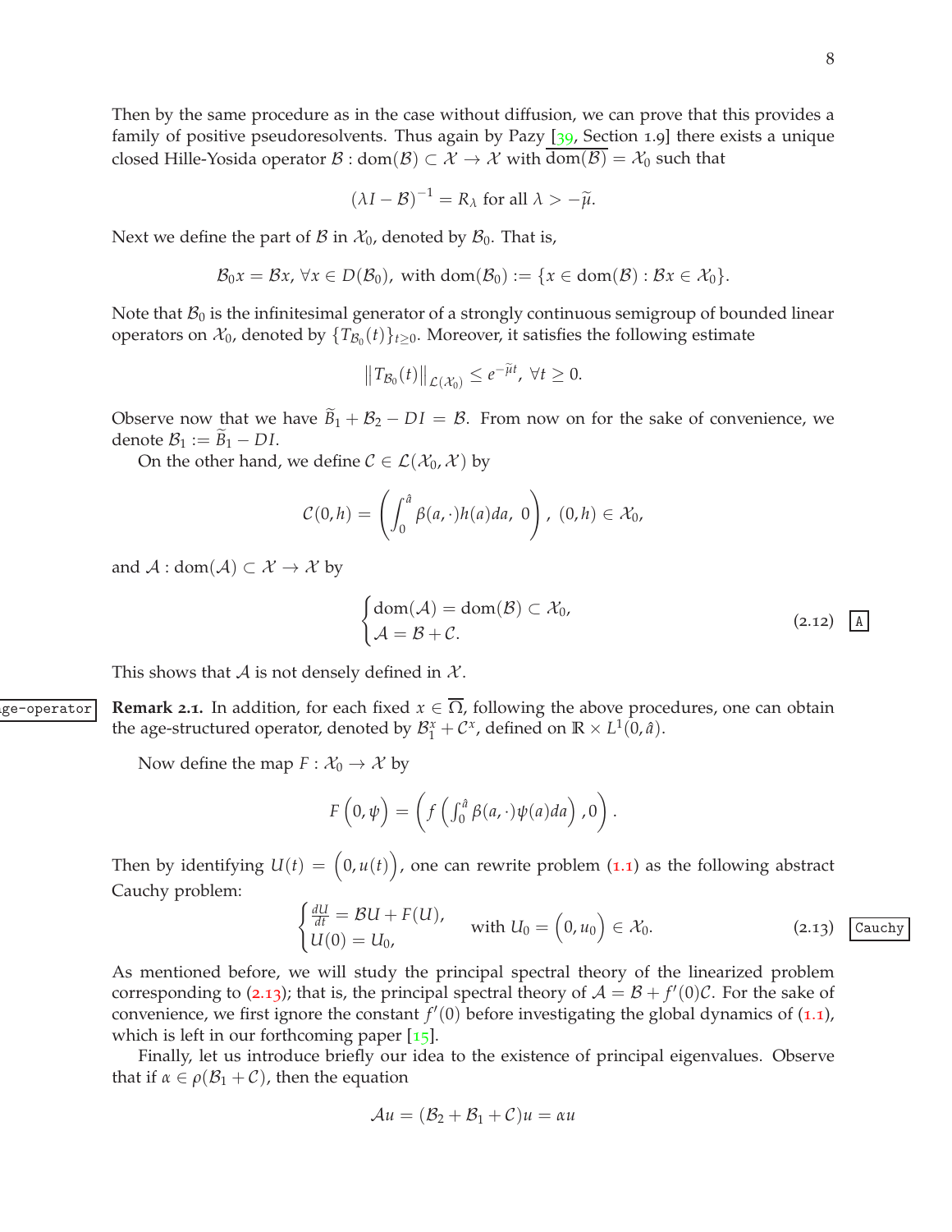Then by the same procedure as in the case without diffusion, we can prove that this provides a family of positive pseudoresolvents. Thus again by Pazy [39, Section 1.9] there exists a unique closed Hille-Yosida operator $\mathcal{B} : \mathrm{dom}(\mathcal{B}) \subset \mathcal{X} \to \mathcal{X}$ with $\overline{\mathrm{dom}(\mathcal{B})} = \mathcal{X}_0$ such that

$$(\lambda I - \mathcal{B})^{-1} = R_\lambda \text{ for all } \lambda > -\widetilde{\mu}.$$

Next we define the part of $\mathcal{B}$ in $\mathcal{X}_0$, denoted by $\mathcal{B}_0$. That is,

$$\mathcal{B}_0 x = \mathcal{B}x,\ \forall x \in D(\mathcal{B}_0), \text{ with } \mathrm{dom}(\mathcal{B}_0) := \{x \in \mathrm{dom}(\mathcal{B}) : \mathcal{B}x \in \mathcal{X}_0\}.$$

Note that $\mathcal{B}_0$ is the infinitesimal generator of a strongly continuous semigroup of bounded linear operators on $\mathcal{X}_0$, denoted by $\{T_{\mathcal{B}_0}(t)\}_{t\geq 0}$. Moreover, it satisfies the following estimate

$$\left\| T_{\mathcal{B}_0}(t) \right\|_{\mathcal{L}(\mathcal{X}_0)} \leq e^{-\widetilde{\mu} t},\ \forall t \geq 0.$$

Observe now that we have $\widetilde{\mathcal{B}}_1 + \mathcal{B}_2 - DI = \mathcal{B}$. From now on for the sake of convenience, we denote $\mathcal{B}_1 := \widetilde{\mathcal{B}}_1 - DI$.

On the other hand, we define $\mathcal{C} \in \mathcal{L}(\mathcal{X}_0, \mathcal{X})$ by

$$\mathcal{C}(0,h) = \left( \int_0^{\hat{a}} \beta(a,\cdot)h(a)da,\ 0 \right),\ (0,h) \in \mathcal{X}_0,$$

and $\mathcal{A} : \mathrm{dom}(\mathcal{A}) \subset \mathcal{X} \to \mathcal{X}$ by

$$\begin{cases} \mathrm{dom}(\mathcal{A}) = \mathrm{dom}(\mathcal{B}) \subset \mathcal{X}_0, \\ \mathcal{A} = \mathcal{B} + \mathcal{C}. \end{cases} \tag{2.12}$$

This shows that $\mathcal{A}$ is not densely defined in $\mathcal{X}$.

**Remark 2.1.** In addition, for each fixed $x \in \overline{\Omega}$, following the above procedures, one can obtain the age-structured operator, denoted by $\mathcal{B}_1^x + \mathcal{C}^x$, defined on $\mathbb{R} \times L^1(0,\hat{a})$.

Now define the map $F : \mathcal{X}_0 \to \mathcal{X}$ by

$$F\left(0,\psi\right) = \left( f\left( \int_0^{\hat{a}} \beta(a,\cdot)\psi(a)da \right), 0 \right).$$

Then by identifying $U(t) = \left(0, u(t)\right)$, one can rewrite problem (1.1) as the following abstract Cauchy problem:

$$\begin{cases} \frac{dU}{dt} = \mathcal{B}U + F(U), \\ U(0) = U_0, \end{cases} \quad \text{with } U_0 = \left(0, u_0\right) \in \mathcal{X}_0. \tag{2.13}$$

As mentioned before, we will study the principal spectral theory of the linearized problem corresponding to (2.13); that is, the principal spectral theory of $\mathcal{A} = \mathcal{B} + f'(0)\mathcal{C}$. For the sake of convenience, we first ignore the constant $f'(0)$ before investigating the global dynamics of (1.1), which is left in our forthcoming paper [15].

Finally, let us introduce briefly our idea to the existence of principal eigenvalues. Observe that if $\alpha \in \rho(\mathcal{B}_1 + \mathcal{C})$, then the equation

$$\mathcal{A}u = (\mathcal{B}_2 + \mathcal{B}_1 + \mathcal{C})u = \alpha u$$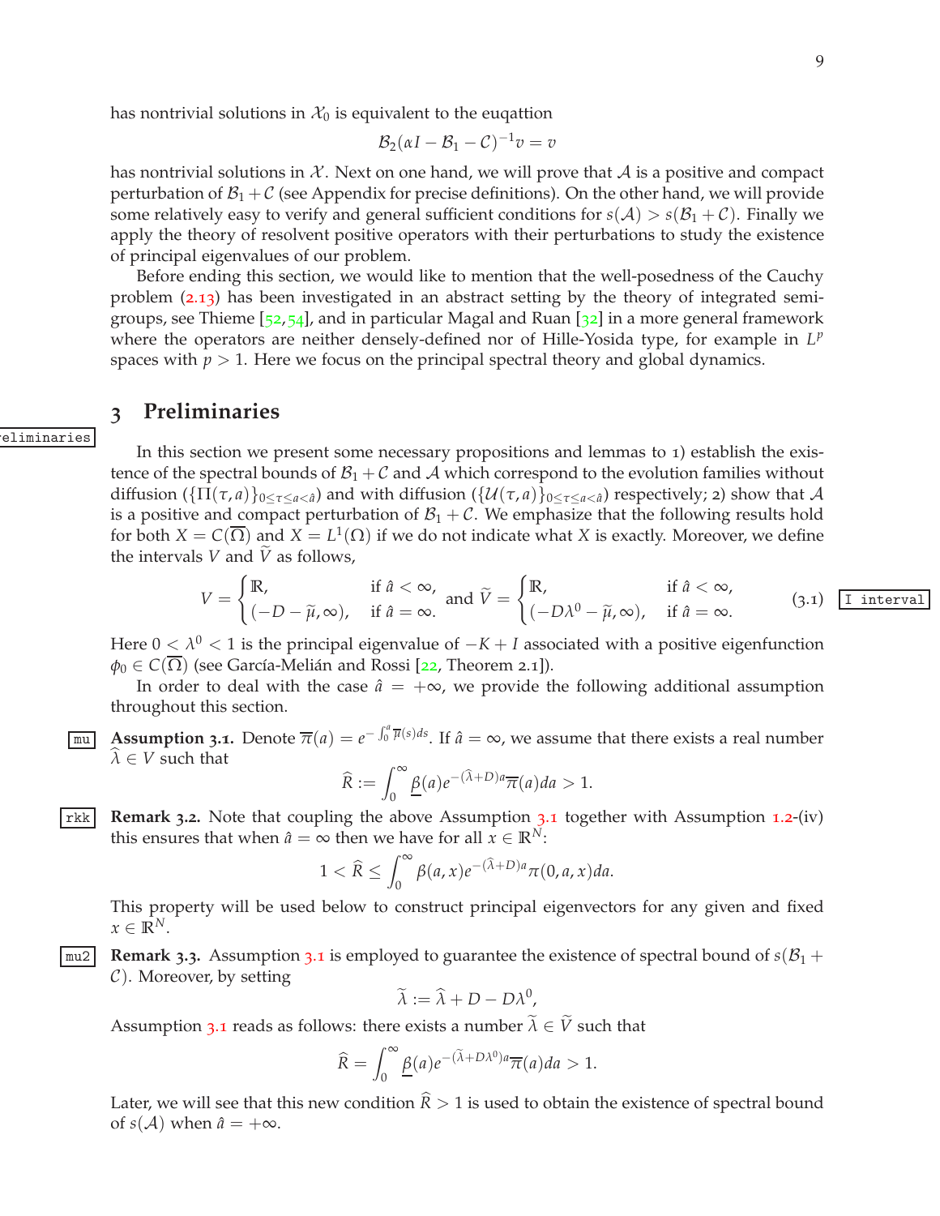has nontrivial solutions in $\mathcal{X}_0$ is equivalent to the euqattion

$$\mathcal{B}_2(\alpha I - \mathcal{B}_1 - \mathcal{C})^{-1}v = v$$

has nontrivial solutions in $\mathcal{X}$. Next on one hand, we will prove that $\mathcal{A}$ is a positive and compact perturbation of $\mathcal{B}_1 + \mathcal{C}$ (see Appendix for precise definitions). On the other hand, we will provide some relatively easy to verify and general sufficient conditions for $s(\mathcal{A}) > s(\mathcal{B}_1 + \mathcal{C})$. Finally we apply the theory of resolvent positive operators with their perturbations to study the existence of principal eigenvalues of our problem.

Before ending this section, we would like to mention that the well-posedness of the Cauchy problem (2.13) has been investigated in an abstract setting by the theory of integrated semigroups, see Thieme [52,54], and in particular Magal and Ruan [32] in a more general framework where the operators are neither densely-defined nor of Hille-Yosida type, for example in $L^p$ spaces with $p > 1$. Here we focus on the principal spectral theory and global dynamics.

## 3 Preliminaries

In this section we present some necessary propositions and lemmas to 1) establish the existence of the spectral bounds of $\mathcal{B}_1 + \mathcal{C}$ and $\mathcal{A}$ which correspond to the evolution families without diffusion ($\{\Pi(\tau, a)\}_{0 \le \tau \le a < \hat{a}}$) and with diffusion ($\{\mathcal{U}(\tau, a)\}_{0 \le \tau \le a < \hat{a}}$) respectively; 2) show that $\mathcal{A}$ is a positive and compact perturbation of $\mathcal{B}_1 + \mathcal{C}$. We emphasize that the following results hold for both $X = C(\overline{\Omega})$ and $X = L^1(\Omega)$ if we do not indicate what $X$ is exactly. Moreover, we define the intervals $V$ and $\widetilde{V}$ as follows,

$$V = \begin{cases} \mathbb{R}, & \text{if } \hat{a} < \infty, \\ (-D - \widetilde{\mu}, \infty), & \text{if } \hat{a} = \infty. \end{cases} \text{ and } \widetilde{V} = \begin{cases} \mathbb{R}, & \text{if } \hat{a} < \infty, \\ (-D\lambda^0 - \widetilde{\mu}, \infty), & \text{if } \hat{a} = \infty. \end{cases} \tag{3.1}$$

Here $0 < \lambda^0 < 1$ is the principal eigenvalue of $-K + I$ associated with a positive eigenfunction $\phi_0 \in C(\overline{\Omega})$ (see García-Melián and Rossi [22, Theorem 2.1]).

In order to deal with the case $\hat{a} = +\infty$, we provide the following additional assumption throughout this section.

**Assumption 3.1.** Denote $\overline{\pi}(a) = e^{-\int_0^a \overline{\mu}(s)ds}$. If $\hat{a} = \infty$, we assume that there exists a real number $\widehat{\lambda} \in V$ such that

$$\widehat{R} := \int_0^\infty \underline{\beta}(a) e^{-(\widehat{\lambda} + D)a} \overline{\pi}(a) da > 1.$$

**Remark 3.2.** Note that coupling the above Assumption 3.1 together with Assumption 1.2-(iv) this ensures that when $\hat{a} = \infty$ then we have for all $x \in \mathbb{R}^N$:

$$1 < \widehat{R} \le \int_0^\infty \beta(a, x) e^{-(\widehat{\lambda} + D)a} \pi(0, a, x) da.$$

This property will be used below to construct principal eigenvectors for any given and fixed $x \in \mathbb{R}^N$.

**Remark 3.3.** Assumption 3.1 is employed to guarantee the existence of spectral bound of $s(\mathcal{B}_1 + \mathcal{C})$. Moreover, by setting

$$\widetilde{\lambda} := \widehat{\lambda} + D - D\lambda^0,$$

Assumption 3.1 reads as follows: there exists a number $\widetilde{\lambda} \in \widetilde{V}$ such that

$$\widehat{R} = \int_0^\infty \underline{\beta}(a) e^{-(\widetilde{\lambda} + D\lambda^0)a} \overline{\pi}(a) da > 1.$$

Later, we will see that this new condition $\widehat{R} > 1$ is used to obtain the existence of spectral bound of $s(\mathcal{A})$ when $\hat{a} = +\infty$.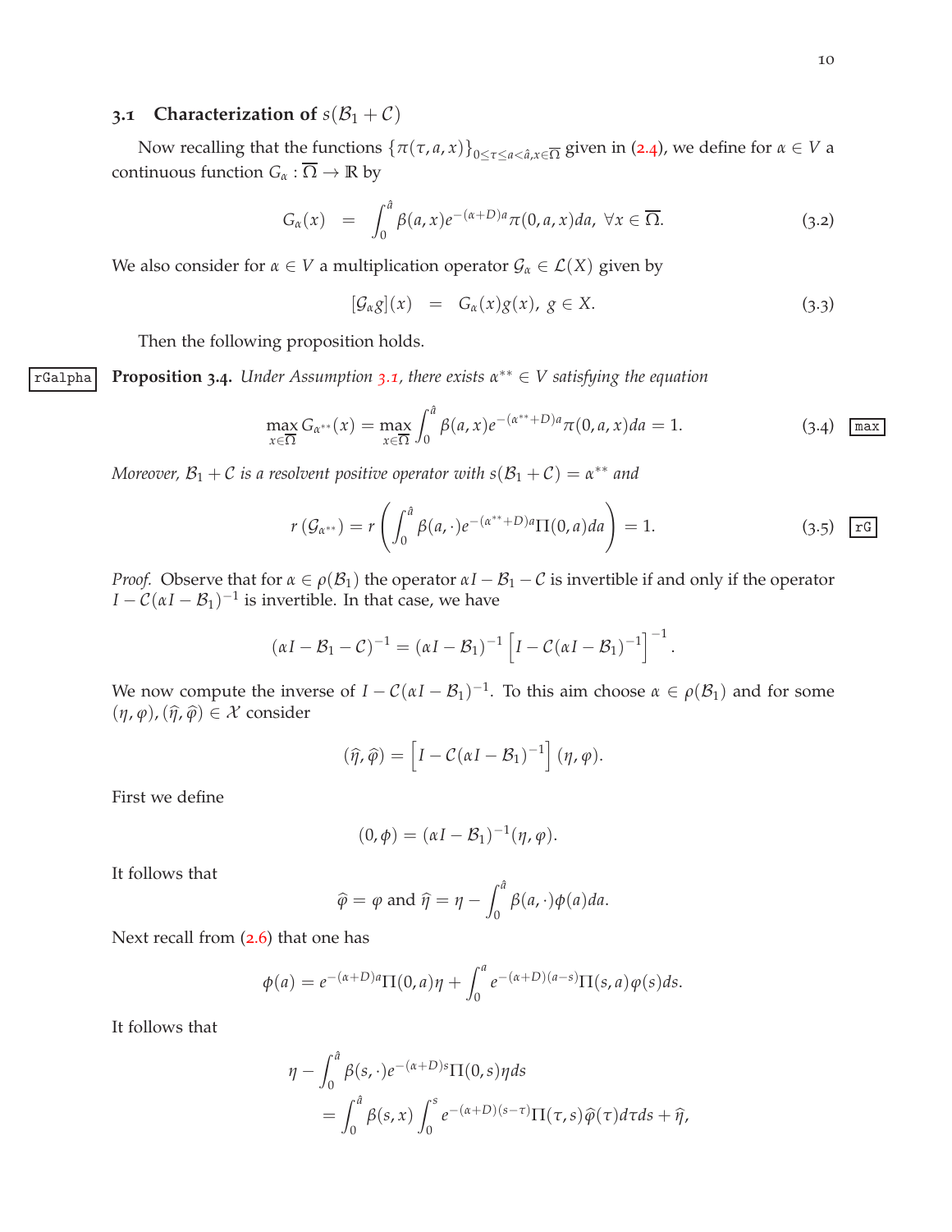### 3.1 Characterization of $s(\mathcal{B}_1 + \mathcal{C})$

Now recalling that the functions $\{\pi(\tau, a, x)\}_{0\leq \tau \leq a < \hat{a}, x\in\overline{\Omega}}$ given in (2.4), we define for $\alpha \in V$ a continuous function $G_\alpha : \overline{\Omega} \to \mathbb{R}$ by

$$G_\alpha(x) \quad = \quad \int_0^{\hat{a}} \beta(a,x) e^{-(\alpha+D)a} \pi(0,a,x) da, \ \forall x \in \overline{\Omega}. \tag{3.2}$$

We also consider for $\alpha \in V$ a multiplication operator $\mathcal{G}_\alpha \in \mathcal{L}(X)$ given by

$$[\mathcal{G}_\alpha g](x) \quad = \quad G_\alpha(x) g(x), \ g \in X. \tag{3.3}$$

Then the following proposition holds.

**Proposition 3.4.** *Under Assumption 3.1, there exists $\alpha^{**} \in V$ satisfying the equation*

$$\max_{x\in\overline{\Omega}} G_{\alpha^{**}}(x) = \max_{x\in\overline{\Omega}} \int_0^{\hat{a}} \beta(a,x) e^{-(\alpha^{**}+D)a} \pi(0,a,x) da = 1. \tag{3.4}$$

*Moreover, $\mathcal{B}_1 + \mathcal{C}$ is a resolvent positive operator with $s(\mathcal{B}_1 + \mathcal{C}) = \alpha^{**}$ and*

$$r\left(\mathcal{G}_{\alpha^{**}}\right) = r\left(\int_0^{\hat{a}} \beta(a,\cdot) e^{-(\alpha^{**}+D)a} \Pi(0,a) da\right) = 1. \tag{3.5}$$

*Proof.* Observe that for $\alpha \in \rho(\mathcal{B}_1)$ the operator $\alpha I - \mathcal{B}_1 - \mathcal{C}$ is invertible if and only if the operator $I - \mathcal{C}(\alpha I - \mathcal{B}_1)^{-1}$ is invertible. In that case, we have

$$(\alpha I - \mathcal{B}_1 - \mathcal{C})^{-1} = (\alpha I - \mathcal{B}_1)^{-1} \left[I - \mathcal{C}(\alpha I - \mathcal{B}_1)^{-1}\right]^{-1}.$$

We now compute the inverse of $I - \mathcal{C}(\alpha I - \mathcal{B}_1)^{-1}$. To this aim choose $\alpha \in \rho(\mathcal{B}_1)$ and for some $(\eta, \varphi), (\widehat{\eta}, \widehat{\varphi}) \in \mathcal{X}$ consider

$$(\widehat{\eta}, \widehat{\varphi}) = \left[I - \mathcal{C}(\alpha I - \mathcal{B}_1)^{-1}\right] (\eta, \varphi).$$

First we define

$$(0, \phi) = (\alpha I - \mathcal{B}_1)^{-1}(\eta, \varphi).$$

It follows that

$$\widehat{\varphi} = \varphi \text{ and } \widehat{\eta} = \eta - \int_0^{\hat{a}} \beta(a,\cdot)\phi(a) da.$$

Next recall from (2.6) that one has

$$\phi(a) = e^{-(\alpha+D)a}\Pi(0,a)\eta + \int_0^a e^{-(\alpha+D)(a-s)}\Pi(s,a)\varphi(s) ds.$$

It follows that

$$\begin{aligned}
&\eta - \int_0^{\hat{a}} \beta(s,\cdot) e^{-(\alpha+D)s}\Pi(0,s)\eta ds \\
&\quad = \int_0^{\hat{a}} \beta(s,x) \int_0^s e^{-(\alpha+D)(s-\tau)}\Pi(\tau,s)\widehat{\varphi}(\tau) d\tau ds + \widehat{\eta},
\end{aligned}$$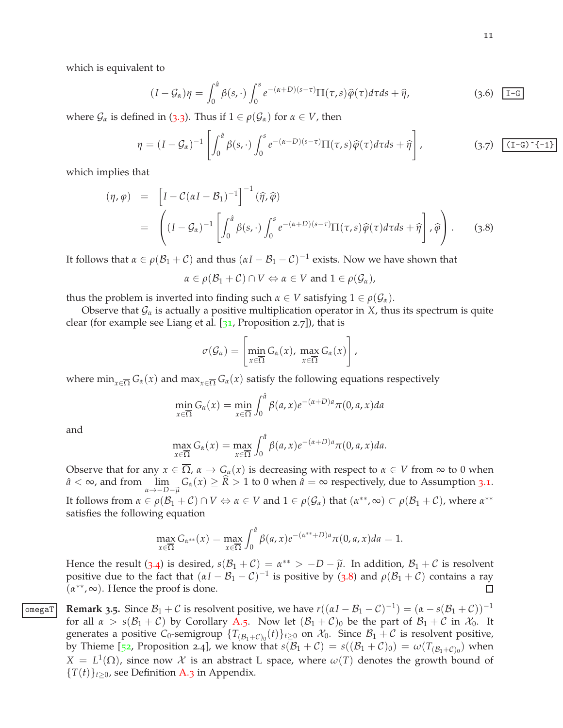which is equivalent to

$$(I-\mathcal{G}_\alpha)\eta = \int_0^{\hat{a}} \beta(s,\cdot)\int_0^s e^{-(\alpha+D)(s-\tau)}\Pi(\tau,s)\widehat{\varphi}(\tau)d\tau ds + \widehat{\eta}, \tag{3.6}$$

where $\mathcal{G}_\alpha$ is defined in (3.3). Thus if $1 \in \rho(\mathcal{G}_\alpha)$ for $\alpha \in V$, then

$$\eta = (I-\mathcal{G}_\alpha)^{-1}\left[\int_0^{\hat{a}} \beta(s,\cdot)\int_0^s e^{-(\alpha+D)(s-\tau)}\Pi(\tau,s)\widehat{\varphi}(\tau)d\tau ds + \widehat{\eta}\right], \tag{3.7}$$

which implies that

$$\begin{aligned}
(\eta,\varphi) &= \left[I-\mathcal{C}(\alpha I-\mathcal{B}_1)^{-1}\right]^{-1}(\widehat{\eta},\widehat{\varphi}) \\
&= \left((I-\mathcal{G}_\alpha)^{-1}\left[\int_0^{\hat{a}} \beta(s,\cdot)\int_0^s e^{-(\alpha+D)(s-\tau)}\Pi(\tau,s)\widehat{\varphi}(\tau)d\tau ds + \widehat{\eta}\right],\widehat{\varphi}\right).
\end{aligned} \tag{3.8}$$

It follows that $\alpha \in \rho(\mathcal{B}_1+\mathcal{C})$ and thus $(\alpha I-\mathcal{B}_1-\mathcal{C})^{-1}$ exists. Now we have shown that

$$\alpha \in \rho(\mathcal{B}_1+\mathcal{C}) \cap V \Leftrightarrow \alpha \in V \text{ and } 1 \in \rho(\mathcal{G}_\alpha),$$

thus the problem is inverted into finding such $\alpha \in V$ satisfying $1 \in \rho(\mathcal{G}_\alpha)$.

Observe that $\mathcal{G}_\alpha$ is actually a positive multiplication operator in $X$, thus its spectrum is quite clear (for example see Liang et al. [31, Proposition 2.7]), that is

$$\sigma(\mathcal{G}_\alpha) = \left[\min_{x\in\overline{\Omega}} G_\alpha(x),\ \max_{x\in\overline{\Omega}} G_\alpha(x)\right],$$

where $\min_{x\in\overline{\Omega}} G_\alpha(x)$ and $\max_{x\in\overline{\Omega}} G_\alpha(x)$ satisfy the following equations respectively

$$\min_{x\in\overline{\Omega}} G_\alpha(x) = \min_{x\in\overline{\Omega}} \int_0^{\hat{a}} \beta(a,x)e^{-(\alpha+D)a}\pi(0,a,x)da$$

and

$$\max_{x\in\overline{\Omega}} G_\alpha(x) = \max_{x\in\overline{\Omega}} \int_0^{\hat{a}} \beta(a,x)e^{-(\alpha+D)a}\pi(0,a,x)da.$$

Observe that for any $x \in \overline{\Omega}$, $\alpha \to G_\alpha(x)$ is decreasing with respect to $\alpha \in V$ from $\infty$ to 0 when $\hat{a} < \infty$, and from $\lim_{\alpha\to -D-\widetilde{\mu}} G_\alpha(x) \geq \widehat{R} > 1$ to 0 when $\hat{a} = \infty$ respectively, due to Assumption 3.1. It follows from $\alpha \in \rho(\mathcal{B}_1+\mathcal{C}) \cap V \Leftrightarrow \alpha \in V$ and $1 \in \rho(\mathcal{G}_\alpha)$ that $(\alpha^{**},\infty) \subset \rho(\mathcal{B}_1+\mathcal{C})$, where $\alpha^{**}$ satisfies the following equation

$$\max_{x\in\overline{\Omega}} G_{\alpha^{**}}(x) = \max_{x\in\overline{\Omega}} \int_0^{\hat{a}} \beta(a,x)e^{-(\alpha^{**}+D)a}\pi(0,a,x)da = 1.$$

Hence the result (3.4) is desired, $s(\mathcal{B}_1+\mathcal{C}) = \alpha^{**} > -D-\widetilde{\mu}$. In addition, $\mathcal{B}_1+\mathcal{C}$ is resolvent positive due to the fact that $(\alpha I-\mathcal{B}_1-\mathcal{C})^{-1}$ is positive by (3.8) and $\rho(\mathcal{B}_1+\mathcal{C})$ contains a ray $(\alpha^{**},\infty)$. Hence the proof is done. ∎

**Remark 3.5.** Since $\mathcal{B}_1+\mathcal{C}$ is resolvent positive, we have $r((\alpha I-\mathcal{B}_1-\mathcal{C})^{-1}) = (\alpha - s(\mathcal{B}_1+\mathcal{C}))^{-1}$ for all $\alpha > s(\mathcal{B}_1+\mathcal{C})$ by Corollary A.5. Now let $(\mathcal{B}_1+\mathcal{C})_0$ be the part of $\mathcal{B}_1+\mathcal{C}$ in $\mathcal{X}_0$. It generates a positive $C_0$-semigroup $\{T_{(\mathcal{B}_1+\mathcal{C})_0}(t)\}_{t\geq 0}$ on $\mathcal{X}_0$. Since $\mathcal{B}_1+\mathcal{C}$ is resolvent positive, by Thieme [52, Proposition 2.4], we know that $s(\mathcal{B}_1+\mathcal{C}) = s((\mathcal{B}_1+\mathcal{C})_0) = \omega(T_{(\mathcal{B}_1+\mathcal{C})_0})$ when $X = L^1(\Omega)$, since now $\mathcal{X}$ is an abstract L space, where $\omega(T)$ denotes the growth bound of $\{T(t)\}_{t\geq 0}$, see Definition A.3 in Appendix.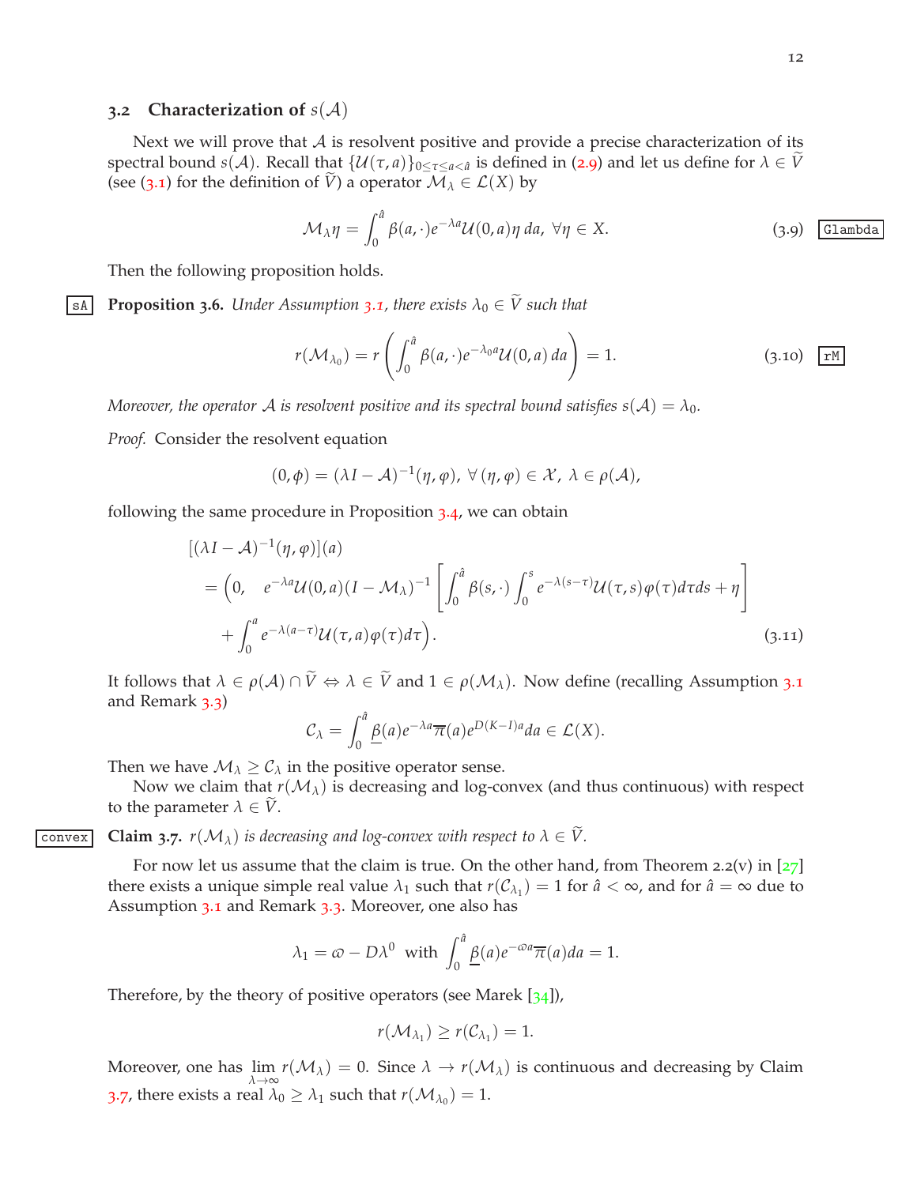### 3.2 Characterization of $s(\mathcal{A})$

Next we will prove that $\mathcal{A}$ is resolvent positive and provide a precise characterization of its spectral bound $s(\mathcal{A})$. Recall that $\{\mathcal{U}(\tau,a)\}_{0\le\tau\le a<\hat{a}}$ is defined in (2.9) and let us define for $\lambda\in\widetilde{V}$ (see (3.1) for the definition of $\widetilde{V}$) a operator $\mathcal{M}_\lambda\in\mathcal{L}(X)$ by

$$\mathcal{M}_\lambda\eta=\int_0^{\hat{a}}\beta(a,\cdot)e^{-\lambda a}\mathcal{U}(0,a)\eta\,da,\ \forall\eta\in X. \tag{3.9}$$

Then the following proposition holds.

**Proposition 3.6.** *Under Assumption 3.1, there exists $\lambda_0\in\widetilde{V}$ such that*

$$r(\mathcal{M}_{\lambda_0})=r\left(\int_0^{\hat{a}}\beta(a,\cdot)e^{-\lambda_0 a}\mathcal{U}(0,a)\,da\right)=1. \tag{3.10}$$

*Moreover, the operator $\mathcal{A}$ is resolvent positive and its spectral bound satisfies $s(\mathcal{A})=\lambda_0$.*

*Proof.* Consider the resolvent equation

$$(0,\phi)=(\lambda I-\mathcal{A})^{-1}(\eta,\varphi),\ \forall\,(\eta,\varphi)\in\mathcal{X},\ \lambda\in\rho(\mathcal{A}),$$

following the same procedure in Proposition 3.4, we can obtain

$$\begin{aligned}
&[(\lambda I-\mathcal{A})^{-1}(\eta,\varphi)](a)\\
&=\Big(0,\quad e^{-\lambda a}\mathcal{U}(0,a)(I-\mathcal{M}_\lambda)^{-1}\left[\int_0^{\hat{a}}\beta(s,\cdot)\int_0^s e^{-\lambda(s-\tau)}\mathcal{U}(\tau,s)\varphi(\tau)d\tau ds+\eta\right]\\
&\quad+\int_0^a e^{-\lambda(a-\tau)}\mathcal{U}(\tau,a)\varphi(\tau)d\tau\Big).
\end{aligned} \tag{3.11}$$

It follows that $\lambda\in\rho(\mathcal{A})\cap\widetilde{V}\Leftrightarrow\lambda\in\widetilde{V}$ and $1\in\rho(\mathcal{M}_\lambda)$. Now define (recalling Assumption 3.1 and Remark 3.3)

$$\mathcal{C}_\lambda=\int_0^{\hat{a}}\underline{\beta}(a)e^{-\lambda a}\overline{\pi}(a)e^{D(K-I)a}da\in\mathcal{L}(X).$$

Then we have $\mathcal{M}_\lambda\ge\mathcal{C}_\lambda$ in the positive operator sense.

Now we claim that $r(\mathcal{M}_\lambda)$ is decreasing and log-convex (and thus continuous) with respect to the parameter $\lambda\in\widetilde{V}$.

**Claim 3.7.** *$r(\mathcal{M}_\lambda)$ is decreasing and log-convex with respect to $\lambda\in\widetilde{V}$.*

For now let us assume that the claim is true. On the other hand, from Theorem 2.2(v) in [27] there exists a unique simple real value $\lambda_1$ such that $r(\mathcal{C}_{\lambda_1})=1$ for $\hat{a}<\infty$, and for $\hat{a}=\infty$ due to Assumption 3.1 and Remark 3.3. Moreover, one also has

$$\lambda_1=\varpi-D\lambda^0\ \text{ with }\ \int_0^{\hat{a}}\underline{\beta}(a)e^{-\varpi a}\overline{\pi}(a)da=1.$$

Therefore, by the theory of positive operators (see Marek [34]),

$$r(\mathcal{M}_{\lambda_1})\ge r(\mathcal{C}_{\lambda_1})=1.$$

Moreover, one has $\lim\limits_{\lambda\to\infty}r(\mathcal{M}_\lambda)=0$. Since $\lambda\to r(\mathcal{M}_\lambda)$ is continuous and decreasing by Claim 3.7, there exists a real $\lambda_0\ge\lambda_1$ such that $r(\mathcal{M}_{\lambda_0})=1$.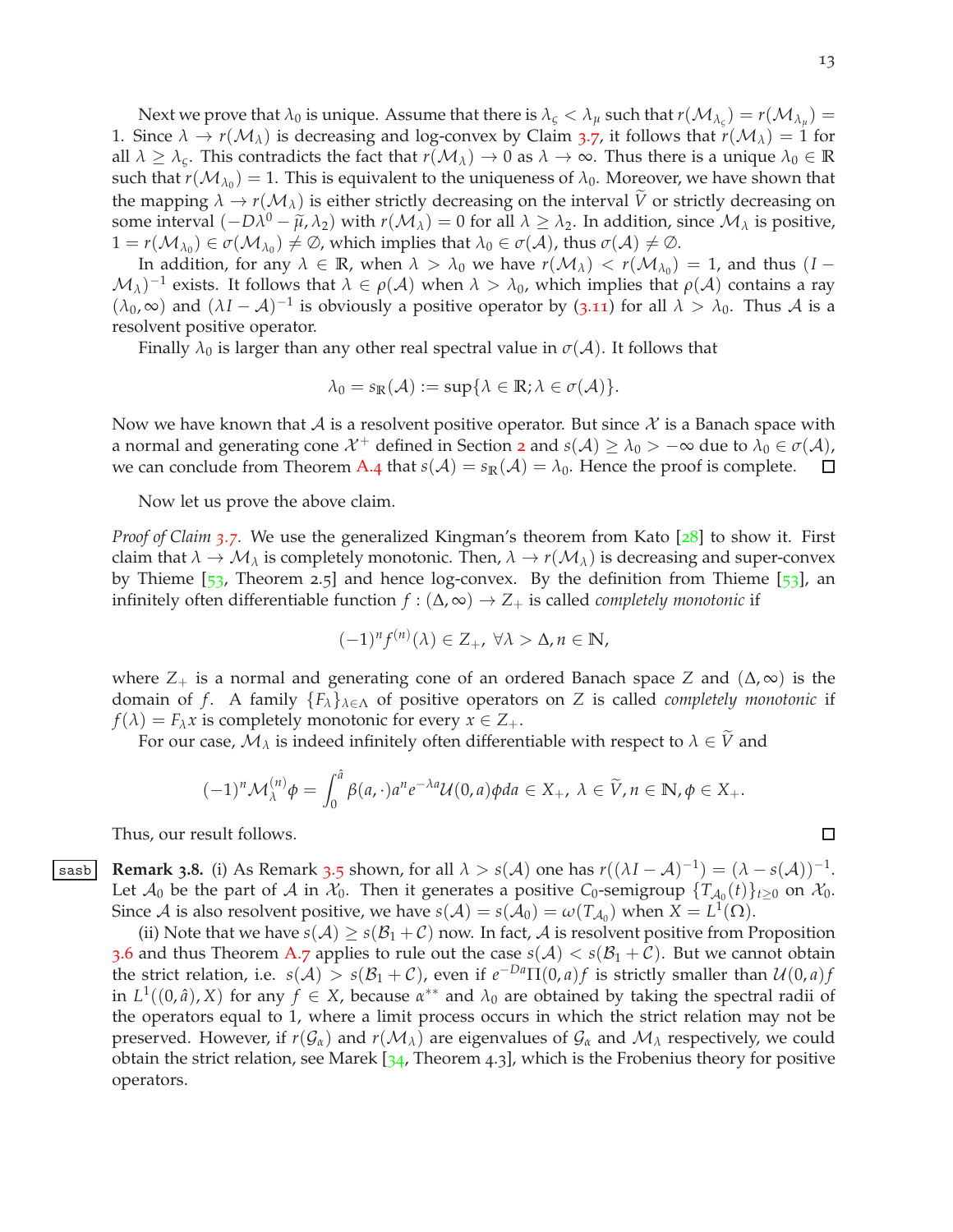Next we prove that $\lambda_0$ is unique. Assume that there is $\lambda_\varsigma < \lambda_\mu$ such that $r(\mathcal{M}_{\lambda_\varsigma}) = r(\mathcal{M}_{\lambda_\mu}) = 1$. Since $\lambda \to r(\mathcal{M}_\lambda)$ is decreasing and log-convex by Claim 3.7, it follows that $r(\mathcal{M}_\lambda) = 1$ for all $\lambda \geq \lambda_\varsigma$. This contradicts the fact that $r(\mathcal{M}_\lambda) \to 0$ as $\lambda \to \infty$. Thus there is a unique $\lambda_0 \in \mathbb{R}$ such that $r(\mathcal{M}_{\lambda_0}) = 1$. This is equivalent to the uniqueness of $\lambda_0$. Moreover, we have shown that the mapping $\lambda \to r(\mathcal{M}_\lambda)$ is either strictly decreasing on the interval $\widetilde{V}$ or strictly decreasing on some interval $(-D\lambda^0 - \widetilde{\mu}, \lambda_2)$ with $r(\mathcal{M}_\lambda) = 0$ for all $\lambda \geq \lambda_2$. In addition, since $\mathcal{M}_\lambda$ is positive, $1 = r(\mathcal{M}_{\lambda_0}) \in \sigma(\mathcal{M}_{\lambda_0}) \neq \emptyset$, which implies that $\lambda_0 \in \sigma(\mathcal{A})$, thus $\sigma(\mathcal{A}) \neq \emptyset$.

In addition, for any $\lambda \in \mathbb{R}$, when $\lambda > \lambda_0$ we have $r(\mathcal{M}_\lambda) < r(\mathcal{M}_{\lambda_0}) = 1$, and thus $(I - \mathcal{M}_\lambda)^{-1}$ exists. It follows that $\lambda \in \rho(\mathcal{A})$ when $\lambda > \lambda_0$, which implies that $\rho(\mathcal{A})$ contains a ray $(\lambda_0, \infty)$ and $(\lambda I - \mathcal{A})^{-1}$ is obviously a positive operator by (3.11) for all $\lambda > \lambda_0$. Thus $\mathcal{A}$ is a resolvent positive operator.

Finally $\lambda_0$ is larger than any other real spectral value in $\sigma(\mathcal{A})$. It follows that

$$\lambda_0 = s_{\mathbb{R}}(\mathcal{A}) := \sup\{\lambda \in \mathbb{R}; \lambda \in \sigma(\mathcal{A})\}.$$

Now we have known that $\mathcal{A}$ is a resolvent positive operator. But since $\mathcal{X}$ is a Banach space with a normal and generating cone $\mathcal{X}^+$ defined in Section 2 and $s(\mathcal{A}) \geq \lambda_0 > -\infty$ due to $\lambda_0 \in \sigma(\mathcal{A})$, we can conclude from Theorem A.4 that $s(\mathcal{A}) = s_{\mathbb{R}}(\mathcal{A}) = \lambda_0$. Hence the proof is complete. ☐

Now let us prove the above claim.

*Proof of Claim 3.7.* We use the generalized Kingman's theorem from Kato [28] to show it. First claim that $\lambda \to \mathcal{M}_\lambda$ is completely monotonic. Then, $\lambda \to r(\mathcal{M}_\lambda)$ is decreasing and super-convex by Thieme [53, Theorem 2.5] and hence log-convex. By the definition from Thieme [53], an infinitely often differentiable function $f : (\Delta, \infty) \to Z_+$ is called *completely monotonic* if

$$(-1)^n f^{(n)}(\lambda) \in Z_+, \ \forall \lambda > \Delta, n \in \mathbb{N},$$

where $Z_+$ is a normal and generating cone of an ordered Banach space $Z$ and $(\Delta, \infty)$ is the domain of $f$. A family $\{F_\lambda\}_{\lambda \in \Lambda}$ of positive operators on $Z$ is called *completely monotonic* if $f(\lambda) = F_\lambda x$ is completely monotonic for every $x \in Z_+$.

For our case, $\mathcal{M}_\lambda$ is indeed infinitely often differentiable with respect to $\lambda \in \widetilde{V}$ and

$$(-1)^n \mathcal{M}_\lambda^{(n)} \phi = \int_0^{\hat{a}} \beta(a, \cdot) a^n e^{-\lambda a} \mathcal{U}(0, a) \phi da \in X_+, \ \lambda \in \widetilde{V}, n \in \mathbb{N}, \phi \in X_+.$$

Thus, our result follows. ☐

**Remark 3.8.** (i) As Remark 3.5 shown, for all $\lambda > s(\mathcal{A})$ one has $r((\lambda I - \mathcal{A})^{-1}) = (\lambda - s(\mathcal{A}))^{-1}$. Let $\mathcal{A}_0$ be the part of $\mathcal{A}$ in $\mathcal{X}_0$. Then it generates a positive $C_0$-semigroup $\{T_{\mathcal{A}_0}(t)\}_{t \geq 0}$ on $\mathcal{X}_0$. Since $\mathcal{A}$ is also resolvent positive, we have $s(\mathcal{A}) = s(\mathcal{A}_0) = \omega(T_{\mathcal{A}_0})$ when $X = L^1(\Omega)$.

(ii) Note that we have $s(\mathcal{A}) \geq s(\mathcal{B}_1 + \mathcal{C})$ now. In fact, $\mathcal{A}$ is resolvent positive from Proposition 3.6 and thus Theorem A.7 applies to rule out the case $s(\mathcal{A}) < s(\mathcal{B}_1 + \mathcal{C})$. But we cannot obtain the strict relation, i.e. $s(\mathcal{A}) > s(\mathcal{B}_1 + \mathcal{C})$, even if $e^{-Da}\Pi(0, a) f$ is strictly smaller than $\mathcal{U}(0, a) f$ in $L^1((0, \hat{a}), X)$ for any $f \in X$, because $\alpha^{**}$ and $\lambda_0$ are obtained by taking the spectral radii of the operators equal to 1, where a limit process occurs in which the strict relation may not be preserved. However, if $r(\mathcal{G}_\alpha)$ and $r(\mathcal{M}_\lambda)$ are eigenvalues of $\mathcal{G}_\alpha$ and $\mathcal{M}_\lambda$ respectively, we could obtain the strict relation, see Marek [34, Theorem 4.3], which is the Frobenius theory for positive operators.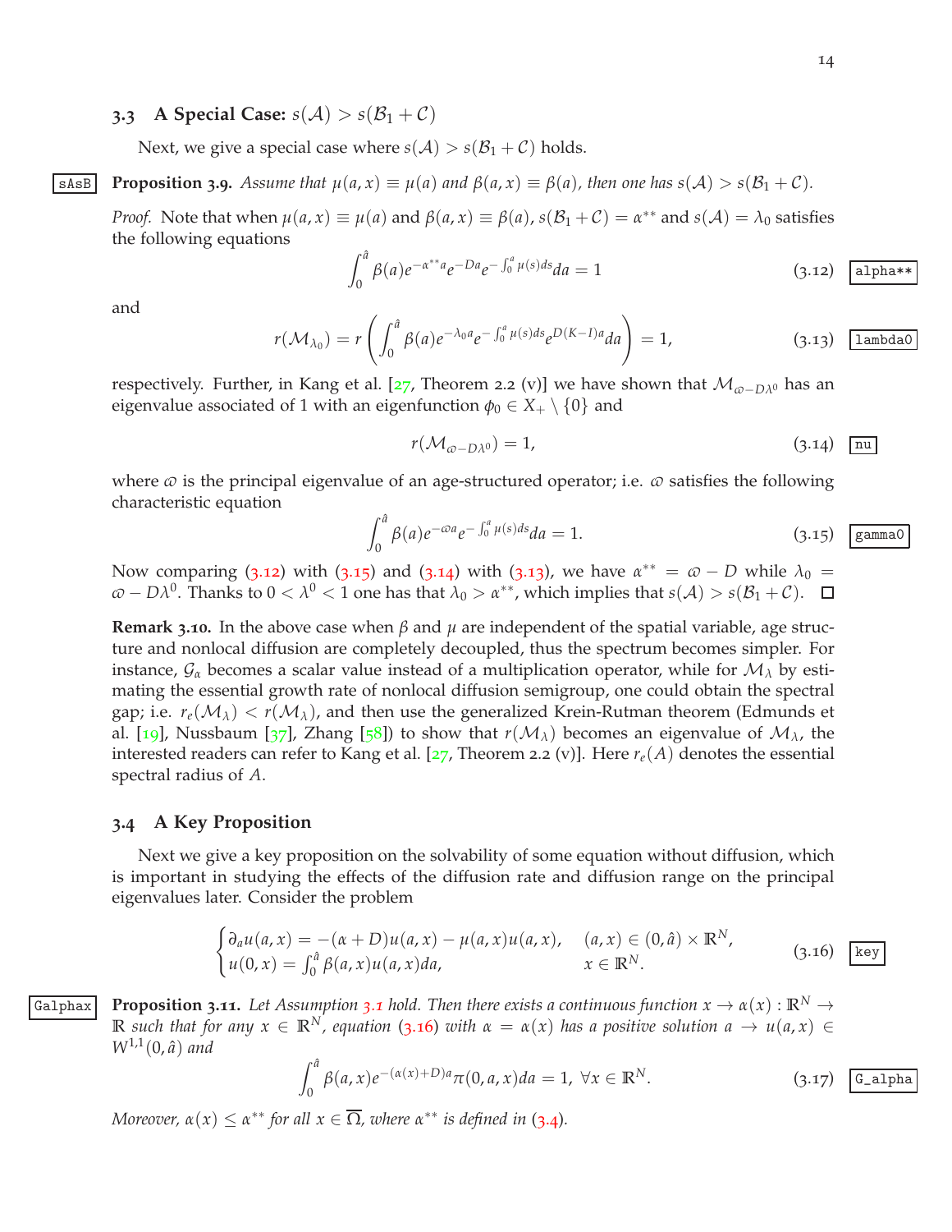### 3.3 A Special Case: $s(\mathcal{A}) > s(\mathcal{B}_1 + \mathcal{C})$

Next, we give a special case where $s(\mathcal{A}) > s(\mathcal{B}_1 + \mathcal{C})$ holds.

**Proposition 3.9.** *Assume that $\mu(a, x) \equiv \mu(a)$ and $\beta(a, x) \equiv \beta(a)$, then one has $s(\mathcal{A}) > s(\mathcal{B}_1 + \mathcal{C})$.*

*Proof.* Note that when $\mu(a, x) \equiv \mu(a)$ and $\beta(a, x) \equiv \beta(a)$, $s(\mathcal{B}_1 + \mathcal{C}) = \alpha^{**}$ and $s(\mathcal{A}) = \lambda_0$ satisfies the following equations

$$\int_0^{\hat{a}} \beta(a) e^{-\alpha^{**} a} e^{-Da} e^{-\int_0^a \mu(s)ds} da = 1 \tag{3.12}$$

and

$$r(\mathcal{M}_{\lambda_0}) = r\left(\int_0^{\hat{a}} \beta(a) e^{-\lambda_0 a} e^{-\int_0^a \mu(s)ds} e^{D(K-I)a} da\right) = 1, \tag{3.13}$$

respectively. Further, in Kang et al. [27, Theorem 2.2 (v)] we have shown that $\mathcal{M}_{\varpi - D\lambda^0}$ has an eigenvalue associated of 1 with an eigenfunction $\phi_0 \in X_+ \setminus \{0\}$ and

$$r(\mathcal{M}_{\varpi - D\lambda^0}) = 1, \tag{3.14}$$

where $\varpi$ is the principal eigenvalue of an age-structured operator; i.e. $\varpi$ satisfies the following characteristic equation

$$\int_0^{\hat{a}} \beta(a) e^{-\varpi a} e^{-\int_0^a \mu(s)ds} da = 1. \tag{3.15}$$

Now comparing (3.12) with (3.15) and (3.14) with (3.13), we have $\alpha^{**} = \varpi - D$ while $\lambda_0 = \varpi - D\lambda^0$. Thanks to $0 < \lambda^0 < 1$ one has that $\lambda_0 > \alpha^{**}$, which implies that $s(\mathcal{A}) > s(\mathcal{B}_1 + \mathcal{C})$. $\square$

**Remark 3.10.** In the above case when $\beta$ and $\mu$ are independent of the spatial variable, age structure and nonlocal diffusion are completely decoupled, thus the spectrum becomes simpler. For instance, $\mathcal{G}_\alpha$ becomes a scalar value instead of a multiplication operator, while for $\mathcal{M}_\lambda$ by estimating the essential growth rate of nonlocal diffusion semigroup, one could obtain the spectral gap; i.e. $r_e(\mathcal{M}_\lambda) < r(\mathcal{M}_\lambda)$, and then use the generalized Krein-Rutman theorem (Edmunds et al. [19], Nussbaum [37], Zhang [58]) to show that $r(\mathcal{M}_\lambda)$ becomes an eigenvalue of $\mathcal{M}_\lambda$, the interested readers can refer to Kang et al. [27, Theorem 2.2 (v)]. Here $r_e(A)$ denotes the essential spectral radius of $A$.

### 3.4 A Key Proposition

Next we give a key proposition on the solvability of some equation without diffusion, which is important in studying the effects of the diffusion rate and diffusion range on the principal eigenvalues later. Consider the problem

$$\begin{cases} \partial_a u(a, x) = -(\alpha + D)u(a, x) - \mu(a, x)u(a, x), & (a, x) \in (0, \hat{a}) \times \mathbb{R}^N, \\ u(0, x) = \int_0^{\hat{a}} \beta(a, x) u(a, x) da, & x \in \mathbb{R}^N. \end{cases} \tag{3.16}$$

**Proposition 3.11.** *Let Assumption 3.1 hold. Then there exists a continuous function $x \to \alpha(x) : \mathbb{R}^N \to \mathbb{R}$ such that for any $x \in \mathbb{R}^N$, equation (3.16) with $\alpha = \alpha(x)$ has a positive solution $a \to u(a, x) \in W^{1,1}(0, \hat{a})$ and*

$$\int_0^{\hat{a}} \beta(a, x) e^{-(\alpha(x) + D)a} \pi(0, a, x) da = 1, \ \forall x \in \mathbb{R}^N. \tag{3.17}$$

*Moreover, $\alpha(x) \leq \alpha^{**}$ for all $x \in \overline{\Omega}$, where $\alpha^{**}$ is defined in (3.4).*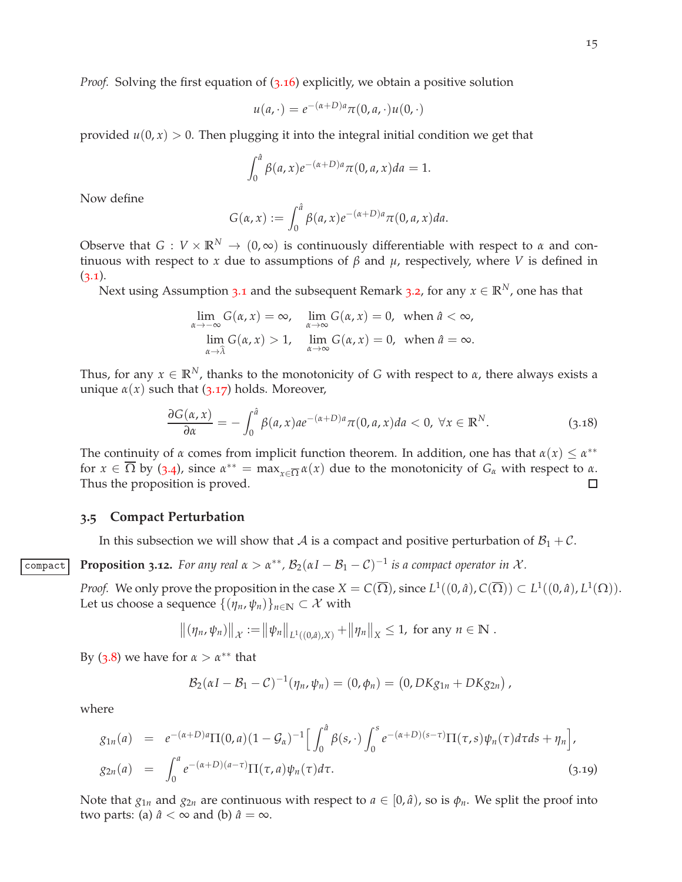*Proof.* Solving the first equation of (3.16) explicitly, we obtain a positive solution

$$u(a,\cdot) = e^{-(\alpha+D)a}\pi(0,a,\cdot)u(0,\cdot)$$

provided $u(0,x) > 0$. Then plugging it into the integral initial condition we get that

$$\int_0^{\hat{a}} \beta(a,x)e^{-(\alpha+D)a}\pi(0,a,x)da = 1.$$

Now define

$$G(\alpha,x) := \int_0^{\hat{a}} \beta(a,x)e^{-(\alpha+D)a}\pi(0,a,x)da.$$

Observe that $G : V \times \mathbb{R}^N \to (0,\infty)$ is continuously differentiable with respect to $\alpha$ and continuous with respect to $x$ due to assumptions of $\beta$ and $\mu$, respectively, where $V$ is defined in (3.1).

Next using Assumption 3.1 and the subsequent Remark 3.2, for any $x \in \mathbb{R}^N$, one has that

$$\lim_{\alpha\to-\infty} G(\alpha,x) = \infty, \quad \lim_{\alpha\to\infty} G(\alpha,x) = 0, \text{ when } \hat{a} < \infty,$$
$$\lim_{\alpha\to\hat{\lambda}} G(\alpha,x) > 1, \quad \lim_{\alpha\to\infty} G(\alpha,x) = 0, \text{ when } \hat{a} = \infty.$$

Thus, for any $x \in \mathbb{R}^N$, thanks to the monotonicity of $G$ with respect to $\alpha$, there always exists a unique $\alpha(x)$ such that (3.17) holds. Moreover,

$$\frac{\partial G(\alpha,x)}{\partial \alpha} = -\int_0^{\hat{a}} \beta(a,x)ae^{-(\alpha+D)a}\pi(0,a,x)da < 0, \ \forall x \in \mathbb{R}^N. \tag{3.18}$$

The continuity of $\alpha$ comes from implicit function theorem. In addition, one has that $\alpha(x) \le \alpha^{**}$ for $x \in \overline{\Omega}$ by (3.4), since $\alpha^{**} = \max_{x\in\overline{\Omega}} \alpha(x)$ due to the monotonicity of $G_\alpha$ with respect to $\alpha$. Thus the proposition is proved. ∎

### 3.5 Compact Perturbation

In this subsection we will show that $\mathcal{A}$ is a compact and positive perturbation of $\mathcal{B}_1 + \mathcal{C}$.

**Proposition 3.12.** *For any real $\alpha > \alpha^{**}$, $\mathcal{B}_2(\alpha I - \mathcal{B}_1 - \mathcal{C})^{-1}$ is a compact operator in $\mathcal{X}$.*

*Proof.* We only prove the proposition in the case $X = C(\overline{\Omega})$, since $L^1((0,\hat{a}), C(\overline{\Omega})) \subset L^1((0,\hat{a}), L^1(\Omega))$. Let us choose a sequence $\{(\eta_n, \psi_n)\}_{n\in\mathbb{N}} \subset \mathcal{X}$ with

$$\|(\eta_n,\psi_n)\|_{\mathcal{X}} := \|\psi_n\|_{L^1((0,\hat{a}),X)} + \|\eta_n\|_X \le 1, \text{ for any } n \in \mathbb{N}.$$

By (3.8) we have for $\alpha > \alpha^{**}$ that

$$\mathcal{B}_2(\alpha I - \mathcal{B}_1 - \mathcal{C})^{-1}(\eta_n,\psi_n) = (0,\phi_n) = \left(0, DKg_{1n} + DKg_{2n}\right),$$

where

$$\begin{aligned}
g_{1n}(a) &= e^{-(\alpha+D)a}\Pi(0,a)(1-\mathcal{G}_\alpha)^{-1}\Big[\int_0^{\hat{a}} \beta(s,\cdot)\int_0^s e^{-(\alpha+D)(s-\tau)}\Pi(\tau,s)\psi_n(\tau)d\tau ds + \eta_n\Big], \\
g_{2n}(a) &= \int_0^a e^{-(\alpha+D)(a-\tau)}\Pi(\tau,a)\psi_n(\tau)d\tau.
\end{aligned} \tag{3.19}$$

Note that $g_{1n}$ and $g_{2n}$ are continuous with respect to $a \in [0,\hat{a})$, so is $\phi_n$. We split the proof into two parts: (a) $\hat{a} < \infty$ and (b) $\hat{a} = \infty$.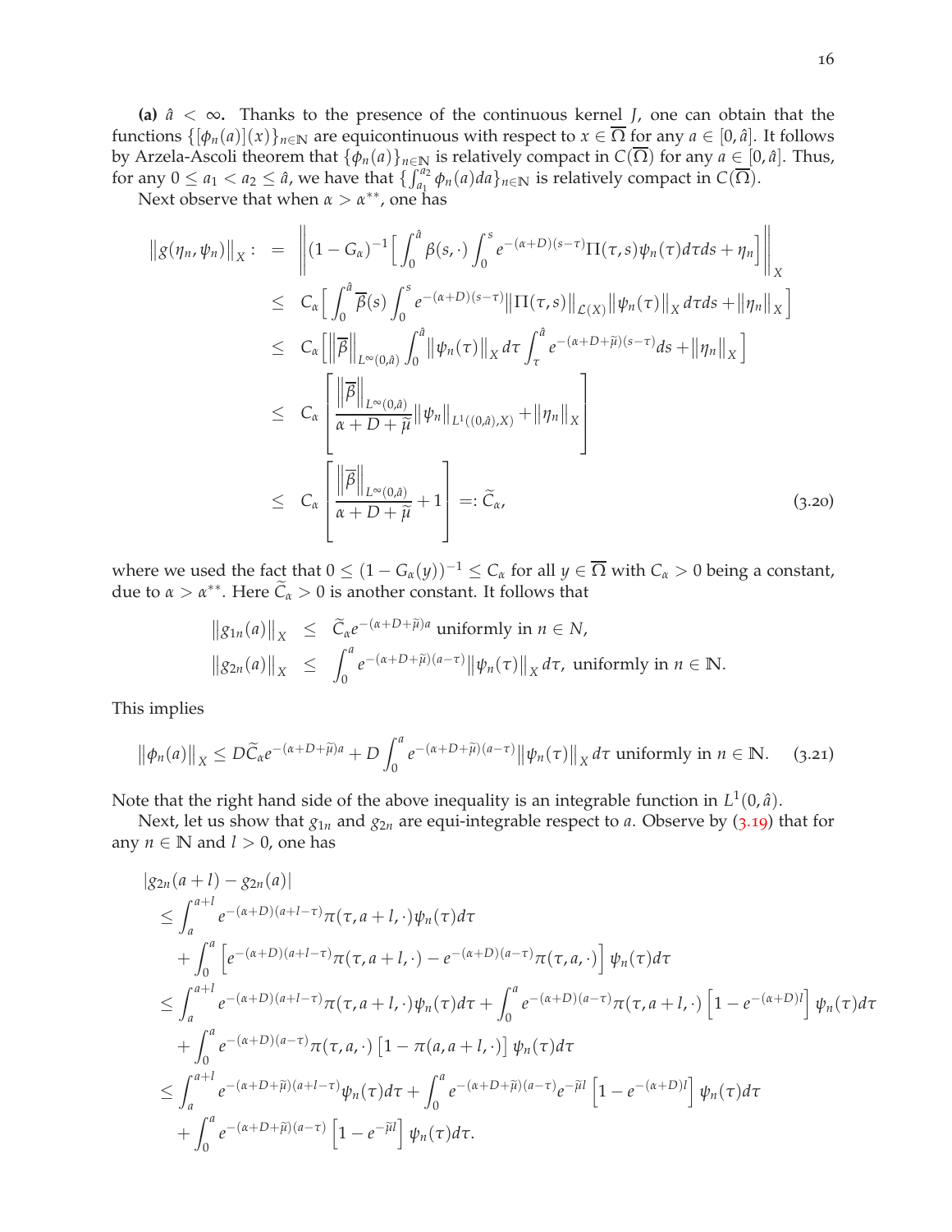**(a)** $\hat{a} < \infty$**.** Thanks to the presence of the continuous kernel $J$, one can obtain that the functions $\{[\phi_n(a)](x)\}_{n\in\mathbb{N}}$ are equicontinuous with respect to $x \in \overline{\Omega}$ for any $a \in [0, \hat{a}]$. It follows by Arzela-Ascoli theorem that $\{\phi_n(a)\}_{n\in\mathbb{N}}$ is relatively compact in $C(\overline{\Omega})$ for any $a \in [0, \hat{a}]$. Thus, for any $0 \le a_1 < a_2 \le \hat{a}$, we have that $\{\int_{a_1}^{a_2} \phi_n(a)da\}_{n\in\mathbb{N}}$ is relatively compact in $C(\overline{\Omega})$.

Next observe that when $\alpha > \alpha^{**}$, one has

$$
\begin{aligned}
\|g(\eta_n, \psi_n)\|_X : &= \left\|(1-G_\alpha)^{-1}\Big[\int_0^{\hat{a}} \beta(s,\cdot)\int_0^s e^{-(\alpha+D)(s-\tau)}\Pi(\tau,s)\psi_n(\tau)d\tau ds + \eta_n\Big]\right\|_X \\
&\le C_\alpha\Big[\int_0^{\hat{a}} \overline{\beta}(s)\int_0^s e^{-(\alpha+D)(s-\tau)}\|\Pi(\tau,s)\|_{\mathcal{L}(X)}\|\psi_n(\tau)\|_X d\tau ds + \|\eta_n\|_X\Big] \\
&\le C_\alpha\Big[\|\overline{\beta}\|_{L^\infty(0,\hat{a})}\int_0^{\hat{a}}\|\psi_n(\tau)\|_X d\tau\int_\tau^{\hat{a}} e^{-(\alpha+D+\widetilde{\mu})(s-\tau)}ds + \|\eta_n\|_X\Big] \\
&\le C_\alpha\left[\frac{\|\overline{\beta}\|_{L^\infty(0,\hat{a})}}{\alpha+D+\widetilde{\mu}}\|\psi_n\|_{L^1((0,\hat{a}),X)} + \|\eta_n\|_X\right] \\
&\le C_\alpha\left[\frac{\|\overline{\beta}\|_{L^\infty(0,\hat{a})}}{\alpha+D+\widetilde{\mu}} + 1\right] =: \widetilde{C}_\alpha,
\end{aligned}
\tag{3.20}
$$

where we used the fact that $0 \le (1 - G_\alpha(y))^{-1} \le C_\alpha$ for all $y \in \overline{\Omega}$ with $C_\alpha > 0$ being a constant, due to $\alpha > \alpha^{**}$. Here $\widetilde{C}_\alpha > 0$ is another constant. It follows that

$$
\begin{aligned}
\|g_{1n}(a)\|_X &\le \widetilde{C}_\alpha e^{-(\alpha+D+\widetilde{\mu})a} \text{ uniformly in } n \in N, \\
\|g_{2n}(a)\|_X &\le \int_0^a e^{-(\alpha+D+\widetilde{\mu})(a-\tau)}\|\psi_n(\tau)\|_X d\tau, \text{ uniformly in } n \in \mathbb{N}.
\end{aligned}
$$

This implies

$$
\|\phi_n(a)\|_X \le D\widetilde{C}_\alpha e^{-(\alpha+D+\widetilde{\mu})a} + D\int_0^a e^{-(\alpha+D+\widetilde{\mu})(a-\tau)}\|\psi_n(\tau)\|_X d\tau \text{ uniformly in } n \in \mathbb{N}. \tag{3.21}
$$

Note that the right hand side of the above inequality is an integrable function in $L^1(0, \hat{a})$.

Next, let us show that $g_{1n}$ and $g_{2n}$ are equi-integrable respect to $a$. Observe by (3.19) that for any $n \in \mathbb{N}$ and $l > 0$, one has

$$
\begin{aligned}
&|g_{2n}(a+l) - g_{2n}(a)| \\
&\le \int_a^{a+l} e^{-(\alpha+D)(a+l-\tau)}\pi(\tau, a+l,\cdot)\psi_n(\tau)d\tau \\
&\quad + \int_0^a \Big[e^{-(\alpha+D)(a+l-\tau)}\pi(\tau, a+l,\cdot) - e^{-(\alpha+D)(a-\tau)}\pi(\tau,a,\cdot)\Big]\psi_n(\tau)d\tau \\
&\le \int_a^{a+l} e^{-(\alpha+D)(a+l-\tau)}\pi(\tau,a+l,\cdot)\psi_n(\tau)d\tau + \int_0^a e^{-(\alpha+D)(a-\tau)}\pi(\tau,a+l,\cdot)\Big[1-e^{-(\alpha+D)l}\Big]\psi_n(\tau)d\tau \\
&\quad + \int_0^a e^{-(\alpha+D)(a-\tau)}\pi(\tau,a,\cdot)\left[1-\pi(a,a+l,\cdot)\right]\psi_n(\tau)d\tau \\
&\le \int_a^{a+l} e^{-(\alpha+D+\widetilde{\mu})(a+l-\tau)}\psi_n(\tau)d\tau + \int_0^a e^{-(\alpha+D+\widetilde{\mu})(a-\tau)}e^{-\widetilde{\mu}l}\Big[1-e^{-(\alpha+D)l}\Big]\psi_n(\tau)d\tau \\
&\quad + \int_0^a e^{-(\alpha+D+\widetilde{\mu})(a-\tau)}\Big[1-e^{-\widetilde{\mu}l}\Big]\psi_n(\tau)d\tau.
\end{aligned}
$$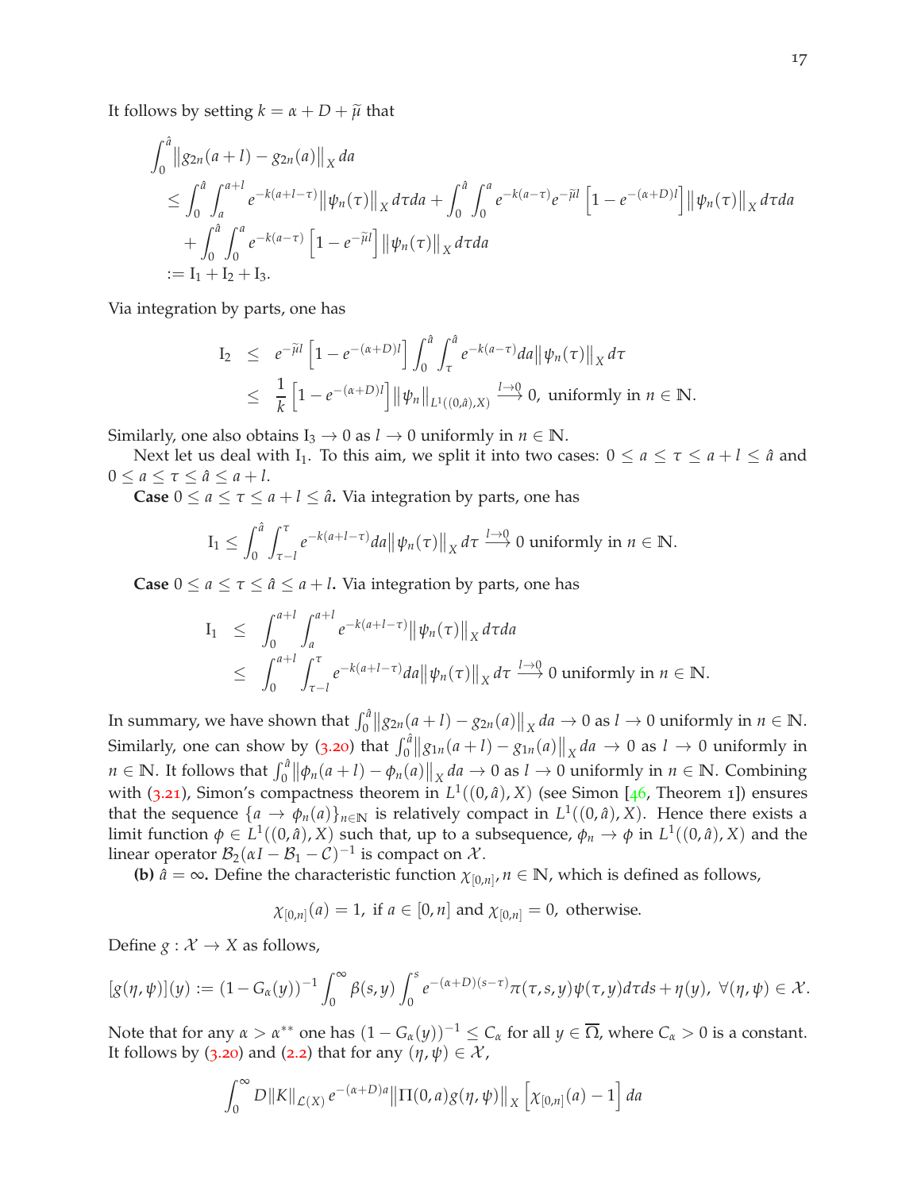It follows by setting $k = \alpha + D + \widetilde{\mu}$ that

$$
\begin{aligned}
&\int_0^{\hat{a}} \left\| g_{2n}(a+l) - g_{2n}(a) \right\|_X da \\
&\leq \int_0^{\hat{a}} \int_a^{a+l} e^{-k(a+l-\tau)} \left\| \psi_n(\tau) \right\|_X d\tau da + \int_0^{\hat{a}} \int_0^a e^{-k(a-\tau)} e^{-\widetilde{\mu} l} \left[ 1 - e^{-(\alpha+D)l} \right] \left\| \psi_n(\tau) \right\|_X d\tau da \\
&\quad + \int_0^{\hat{a}} \int_0^a e^{-k(a-\tau)} \left[ 1 - e^{-\widetilde{\mu} l} \right] \left\| \psi_n(\tau) \right\|_X d\tau da \\
&:= \mathrm{I}_1 + \mathrm{I}_2 + \mathrm{I}_3.
\end{aligned}
$$

Via integration by parts, one has

$$
\begin{aligned}
\mathrm{I}_2 &\leq e^{-\widetilde{\mu} l} \left[ 1 - e^{-(\alpha+D)l} \right] \int_0^{\hat{a}} \int_\tau^{\hat{a}} e^{-k(a-\tau)} da \left\| \psi_n(\tau) \right\|_X d\tau \\
&\leq \frac{1}{k} \left[ 1 - e^{-(\alpha+D)l} \right] \left\| \psi_n \right\|_{L^1((0,\hat{a}),X)} \xrightarrow{l \to 0} 0, \text{ uniformly in } n \in \mathbb{N}.
\end{aligned}
$$

Similarly, one also obtains $\mathrm{I}_3 \to 0$ as $l \to 0$ uniformly in $n \in \mathbb{N}$.

Next let us deal with $\mathrm{I}_1$. To this aim, we split it into two cases: $0 \leq a \leq \tau \leq a + l \leq \hat{a}$ and $0 \leq a \leq \tau \leq \hat{a} \leq a + l$.

**Case $0 \leq a \leq \tau \leq a + l \leq \hat{a}$.** Via integration by parts, one has

$$
\mathrm{I}_1 \leq \int_0^{\hat{a}} \int_{\tau-l}^{\tau} e^{-k(a+l-\tau)} da \left\| \psi_n(\tau) \right\|_X d\tau \xrightarrow{l \to 0} 0 \text{ uniformly in } n \in \mathbb{N}.
$$

**Case $0 \leq a \leq \tau \leq \hat{a} \leq a + l$.** Via integration by parts, one has

$$
\begin{aligned}
\mathrm{I}_1 &\leq \int_0^{a+l} \int_a^{a+l} e^{-k(a+l-\tau)} \left\| \psi_n(\tau) \right\|_X d\tau da \\
&\leq \int_0^{a+l} \int_{\tau-l}^{\tau} e^{-k(a+l-\tau)} da \left\| \psi_n(\tau) \right\|_X d\tau \xrightarrow{l \to 0} 0 \text{ uniformly in } n \in \mathbb{N}.
\end{aligned}
$$

In summary, we have shown that $\int_0^{\hat{a}} \left\| g_{2n}(a+l) - g_{2n}(a) \right\|_X da \to 0$ as $l \to 0$ uniformly in $n \in \mathbb{N}$. Similarly, one can show by (3.20) that $\int_0^{\hat{a}} \left\| g_{1n}(a+l) - g_{1n}(a) \right\|_X da \to 0$ as $l \to 0$ uniformly in $n \in \mathbb{N}$. It follows that $\int_0^{\hat{a}} \left\| \phi_n(a+l) - \phi_n(a) \right\|_X da \to 0$ as $l \to 0$ uniformly in $n \in \mathbb{N}$. Combining with (3.21), Simon's compactness theorem in $L^1((0,\hat{a}),X)$ (see Simon [46, Theorem 1]) ensures that the sequence $\{a \to \phi_n(a)\}_{n \in \mathbb{N}}$ is relatively compact in $L^1((0,\hat{a}),X)$. Hence there exists a limit function $\phi \in L^1((0,\hat{a}),X)$ such that, up to a subsequence, $\phi_n \to \phi$ in $L^1((0,\hat{a}),X)$ and the linear operator $\mathcal{B}_2(\alpha I - \mathcal{B}_1 - \mathcal{C})^{-1}$ is compact on $\mathcal{X}$.

**(b) $\hat{a} = \infty$.** Define the characteristic function $\chi_{[0,n]}, n \in \mathbb{N}$, which is defined as follows,

$$
\chi_{[0,n]}(a) = 1, \text{ if } a \in [0,n] \text{ and } \chi_{[0,n]} = 0, \text{ otherwise.}
$$

Define $g : \mathcal{X} \to X$ as follows,

$$
[g(\eta,\psi)](y) := (1 - G_\alpha(y))^{-1} \int_0^\infty \beta(s,y) \int_0^s e^{-(\alpha+D)(s-\tau)} \pi(\tau,s,y) \psi(\tau,y) d\tau ds + \eta(y), \ \forall (\eta,\psi) \in \mathcal{X}.
$$

Note that for any $\alpha > \alpha^{**}$ one has $(1 - G_\alpha(y))^{-1} \leq C_\alpha$ for all $y \in \overline{\Omega}$, where $C_\alpha > 0$ is a constant. It follows by (3.20) and (2.2) that for any $(\eta,\psi) \in \mathcal{X}$,

$$
\int_0^\infty D \|K\|_{\mathcal{L}(X)} e^{-(\alpha+D)a} \left\| \Pi(0,a) g(\eta,\psi) \right\|_X \left[ \chi_{[0,n]}(a) - 1 \right] da
$$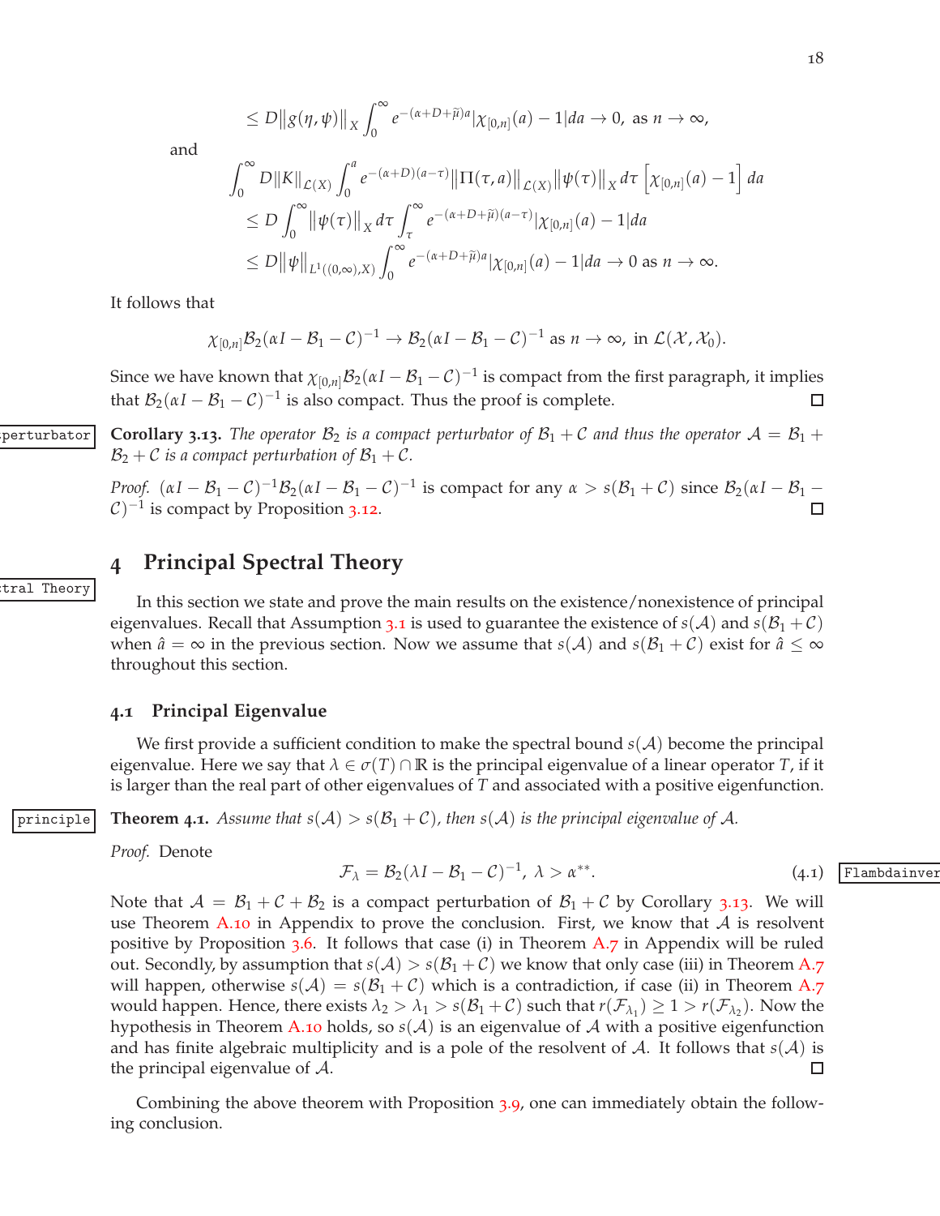$$\leq D\|g(\eta,\psi)\|_X \int_0^\infty e^{-(\alpha+D+\widetilde{\mu})a}|\chi_{[0,n]}(a)-1|da \to 0, \text{ as } n\to\infty,$$

and

$$\int_0^\infty D\|K\|_{\mathcal{L}(X)} \int_0^a e^{-(\alpha+D)(a-\tau)}\|\Pi(\tau,a)\|_{\mathcal{L}(X)}\|\psi(\tau)\|_X d\tau \left[\chi_{[0,n]}(a)-1\right] da$$
$$\leq D\int_0^\infty \|\psi(\tau)\|_X d\tau \int_\tau^\infty e^{-(\alpha+D+\widetilde{\mu})(a-\tau)}|\chi_{[0,n]}(a)-1|da$$
$$\leq D\|\psi\|_{L^1((0,\infty),X)} \int_0^\infty e^{-(\alpha+D+\widetilde{\mu})a}|\chi_{[0,n]}(a)-1|da \to 0 \text{ as } n\to\infty.$$

It follows that

$$\chi_{[0,n]}\mathcal{B}_2(\alpha I-\mathcal{B}_1-\mathcal{C})^{-1} \to \mathcal{B}_2(\alpha I-\mathcal{B}_1-\mathcal{C})^{-1} \text{ as } n\to\infty, \text{ in } \mathcal{L}(\mathcal{X},\mathcal{X}_0).$$

Since we have known that $\chi_{[0,n]}\mathcal{B}_2(\alpha I-\mathcal{B}_1-\mathcal{C})^{-1}$ is compact from the first paragraph, it implies that $\mathcal{B}_2(\alpha I-\mathcal{B}_1-\mathcal{C})^{-1}$ is also compact. Thus the proof is complete. ∎

**Corollary 3.13.** *The operator $\mathcal{B}_2$ is a compact perturbator of $\mathcal{B}_1+\mathcal{C}$ and thus the operator $\mathcal{A}=\mathcal{B}_1+\mathcal{B}_2+\mathcal{C}$ is a compact perturbation of $\mathcal{B}_1+\mathcal{C}$.*

*Proof.* $(\alpha I-\mathcal{B}_1-\mathcal{C})^{-1}\mathcal{B}_2(\alpha I-\mathcal{B}_1-\mathcal{C})^{-1}$ is compact for any $\alpha > s(\mathcal{B}_1+\mathcal{C})$ since $\mathcal{B}_2(\alpha I-\mathcal{B}_1-\mathcal{C})^{-1}$ is compact by Proposition 3.12. ∎

# 4 Principal Spectral Theory

In this section we state and prove the main results on the existence/nonexistence of principal eigenvalues. Recall that Assumption 3.1 is used to guarantee the existence of $s(\mathcal{A})$ and $s(\mathcal{B}_1+\mathcal{C})$ when $\hat{a}=\infty$ in the previous section. Now we assume that $s(\mathcal{A})$ and $s(\mathcal{B}_1+\mathcal{C})$ exist for $\hat{a}\leq\infty$ throughout this section.

## 4.1 Principal Eigenvalue

We first provide a sufficient condition to make the spectral bound $s(\mathcal{A})$ become the principal eigenvalue. Here we say that $\lambda\in\sigma(T)\cap\mathbb{R}$ is the principal eigenvalue of a linear operator $T$, if it is larger than the real part of other eigenvalues of $T$ and associated with a positive eigenfunction.

**Theorem 4.1.** *Assume that $s(\mathcal{A}) > s(\mathcal{B}_1+\mathcal{C})$, then $s(\mathcal{A})$ is the principal eigenvalue of $\mathcal{A}$.*

*Proof.* Denote

$$\mathcal{F}_\lambda = \mathcal{B}_2(\lambda I-\mathcal{B}_1-\mathcal{C})^{-1},\ \lambda>\alpha^{**}. \tag{4.1}$$

Note that $\mathcal{A}=\mathcal{B}_1+\mathcal{C}+\mathcal{B}_2$ is a compact perturbation of $\mathcal{B}_1+\mathcal{C}$ by Corollary 3.13. We will use Theorem A.10 in Appendix to prove the conclusion. First, we know that $\mathcal{A}$ is resolvent positive by Proposition 3.6. It follows that case (i) in Theorem A.7 in Appendix will be ruled out. Secondly, by assumption that $s(\mathcal{A}) > s(\mathcal{B}_1+\mathcal{C})$ we know that only case (iii) in Theorem A.7 will happen, otherwise $s(\mathcal{A}) = s(\mathcal{B}_1+\mathcal{C})$ which is a contradiction, if case (ii) in Theorem A.7 would happen. Hence, there exists $\lambda_2>\lambda_1>s(\mathcal{B}_1+\mathcal{C})$ such that $r(\mathcal{F}_{\lambda_1})\geq 1 > r(\mathcal{F}_{\lambda_2})$. Now the hypothesis in Theorem A.10 holds, so $s(\mathcal{A})$ is an eigenvalue of $\mathcal{A}$ with a positive eigenfunction and has finite algebraic multiplicity and is a pole of the resolvent of $\mathcal{A}$. It follows that $s(\mathcal{A})$ is the principal eigenvalue of $\mathcal{A}$. ∎

Combining the above theorem with Proposition 3.9, one can immediately obtain the following conclusion.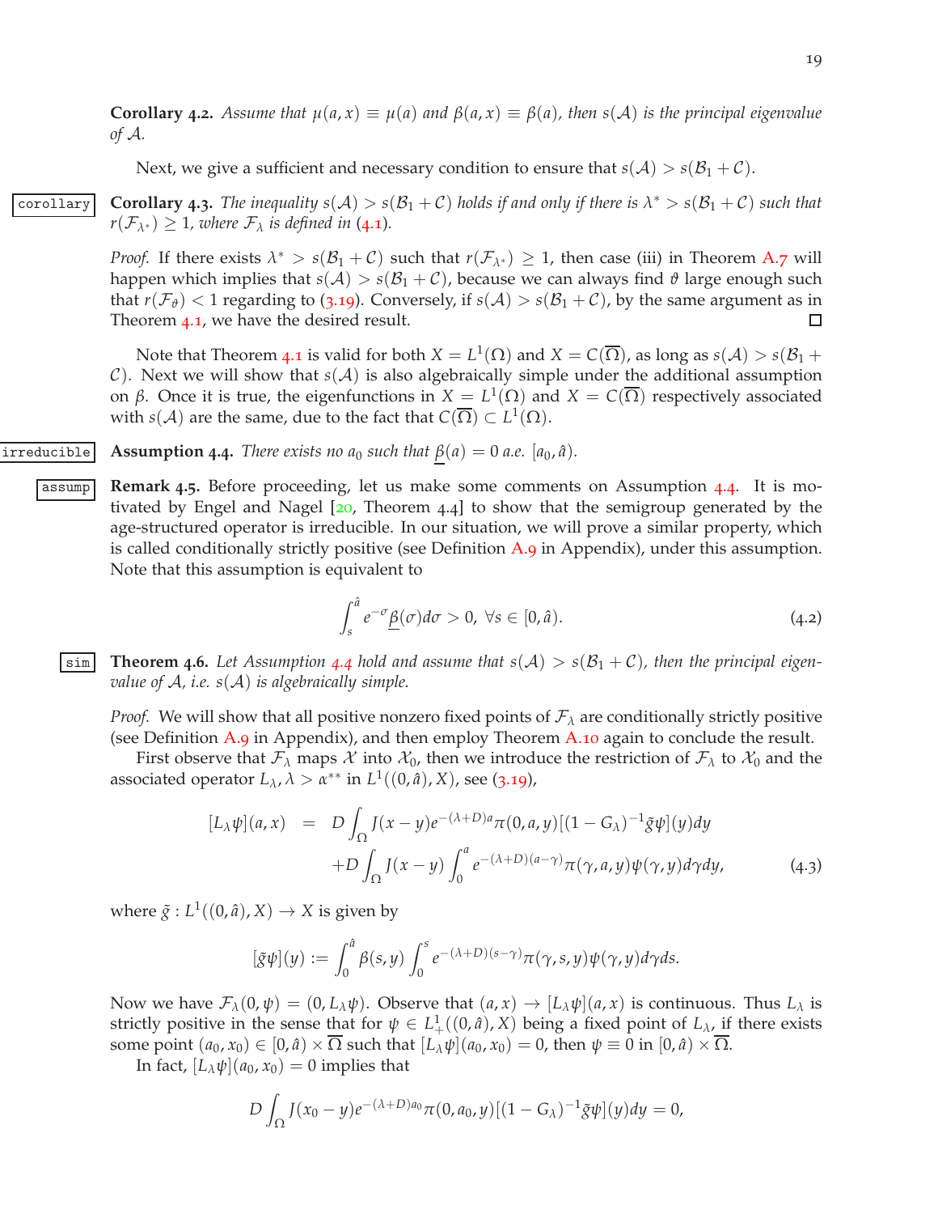**Corollary 4.2.** *Assume that $\mu(a,x) \equiv \mu(a)$ and $\beta(a,x) \equiv \beta(a)$, then $s(\mathcal{A})$ is the principal eigenvalue of $\mathcal{A}$.*

Next, we give a sufficient and necessary condition to ensure that $s(\mathcal{A}) > s(\mathcal{B}_1 + \mathcal{C})$.

**Corollary 4.3.** *The inequality $s(\mathcal{A}) > s(\mathcal{B}_1 + \mathcal{C})$ holds if and only if there is $\lambda^* > s(\mathcal{B}_1 + \mathcal{C})$ such that $r(\mathcal{F}_{\lambda^*}) \geq 1$, where $\mathcal{F}_\lambda$ is defined in (4.1).*

*Proof.* If there exists $\lambda^* > s(\mathcal{B}_1 + \mathcal{C})$ such that $r(\mathcal{F}_{\lambda^*}) \geq 1$, then case (iii) in Theorem A.7 will happen which implies that $s(\mathcal{A}) > s(\mathcal{B}_1 + \mathcal{C})$, because we can always find $\vartheta$ large enough such that $r(\mathcal{F}_\vartheta) < 1$ regarding to (3.19). Conversely, if $s(\mathcal{A}) > s(\mathcal{B}_1 + \mathcal{C})$, by the same argument as in Theorem 4.1, we have the desired result. □

Note that Theorem 4.1 is valid for both $X = L^1(\Omega)$ and $X = C(\overline{\Omega})$, as long as $s(\mathcal{A}) > s(\mathcal{B}_1 + \mathcal{C})$. Next we will show that $s(\mathcal{A})$ is also algebraically simple under the additional assumption on $\beta$. Once it is true, the eigenfunctions in $X = L^1(\Omega)$ and $X = C(\overline{\Omega})$ respectively associated with $s(\mathcal{A})$ are the same, due to the fact that $C(\overline{\Omega}) \subset L^1(\Omega)$.

**Assumption 4.4.** *There exists no $a_0$ such that $\underline{\beta}(a) = 0$ a.e. $[a_0, \hat{a})$.*

**Remark 4.5.** Before proceeding, let us make some comments on Assumption 4.4. It is motivated by Engel and Nagel [20, Theorem 4.4] to show that the semigroup generated by the age-structured operator is irreducible. In our situation, we will prove a similar property, which is called conditionally strictly positive (see Definition A.9 in Appendix), under this assumption. Note that this assumption is equivalent to

$$\int_s^{\hat{a}} e^{-\sigma} \underline{\beta}(\sigma) d\sigma > 0, \ \forall s \in [0, \hat{a}). \tag{4.2}$$

**Theorem 4.6.** *Let Assumption 4.4 hold and assume that $s(\mathcal{A}) > s(\mathcal{B}_1 + \mathcal{C})$, then the principal eigenvalue of $\mathcal{A}$, i.e. $s(\mathcal{A})$ is algebraically simple.*

*Proof.* We will show that all positive nonzero fixed points of $\mathcal{F}_\lambda$ are conditionally strictly positive (see Definition A.9 in Appendix), and then employ Theorem A.10 again to conclude the result.

First observe that $\mathcal{F}_\lambda$ maps $\mathcal{X}$ into $\mathcal{X}_0$, then we introduce the restriction of $\mathcal{F}_\lambda$ to $\mathcal{X}_0$ and the associated operator $L_\lambda, \lambda > \alpha^{**}$ in $L^1((0,\hat{a}), X)$, see (3.19),

$$\begin{aligned} [L_\lambda \psi](a,x) &= D \int_\Omega J(x-y) e^{-(\lambda+D)a} \pi(0,a,y) [(1-G_\lambda)^{-1} \tilde{g} \psi](y) dy \\ &\quad + D \int_\Omega J(x-y) \int_0^a e^{-(\lambda+D)(a-\gamma)} \pi(\gamma,a,y) \psi(\gamma,y) d\gamma dy, \end{aligned} \tag{4.3}$$

where $\tilde{g} : L^1((0,\hat{a}), X) \to X$ is given by

$$[\tilde{g}\psi](y) := \int_0^{\hat{a}} \beta(s,y) \int_0^s e^{-(\lambda+D)(s-\gamma)} \pi(\gamma,s,y) \psi(\gamma,y) d\gamma ds.$$

Now we have $\mathcal{F}_\lambda(0,\psi) = (0, L_\lambda \psi)$. Observe that $(a,x) \to [L_\lambda \psi](a,x)$ is continuous. Thus $L_\lambda$ is strictly positive in the sense that for $\psi \in L^1_+((0,\hat{a}), X)$ being a fixed point of $L_\lambda$, if there exists some point $(a_0, x_0) \in [0,\hat{a}) \times \overline{\Omega}$ such that $[L_\lambda \psi](a_0, x_0) = 0$, then $\psi \equiv 0$ in $[0,\hat{a}) \times \overline{\Omega}$.

In fact, $[L_\lambda \psi](a_0, x_0) = 0$ implies that

$$D \int_\Omega J(x_0 - y) e^{-(\lambda+D)a_0} \pi(0, a_0, y) [(1-G_\lambda)^{-1} \tilde{g} \psi](y) dy = 0,$$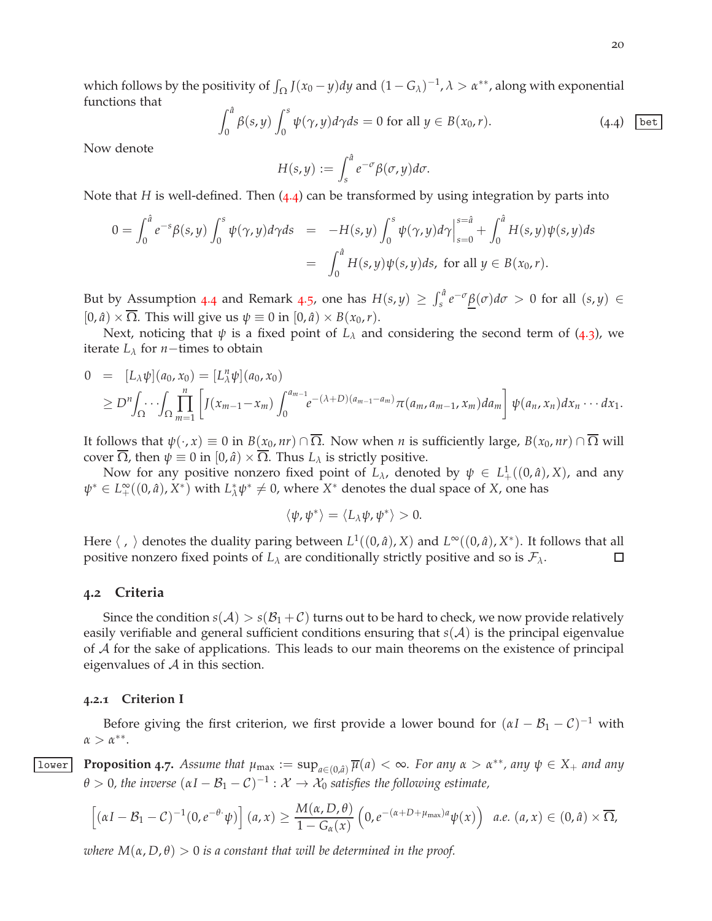which follows by the positivity of $\int_\Omega J(x_0-y)dy$ and $(1-G_\lambda)^{-1}, \lambda > \alpha^{**}$, along with exponential functions that

$$\int_0^{\hat{a}} \beta(s,y) \int_0^s \psi(\gamma,y)d\gamma ds = 0 \text{ for all } y \in B(x_0,r). \tag{4.4}$$

Now denote

$$H(s,y) := \int_s^{\hat{a}} e^{-\sigma}\beta(\sigma,y)d\sigma.$$

Note that $H$ is well-defined. Then (4.4) can be transformed by using integration by parts into

$$\begin{aligned} 0 = \int_0^{\hat{a}} e^{-s}\beta(s,y) \int_0^s \psi(\gamma,y)d\gamma ds &= -H(s,y)\int_0^s \psi(\gamma,y)d\gamma\Big|_{s=0}^{s=\hat{a}} + \int_0^{\hat{a}} H(s,y)\psi(s,y)ds \\ &= \int_0^{\hat{a}} H(s,y)\psi(s,y)ds, \text{ for all } y \in B(x_0,r). \end{aligned}$$

But by Assumption 4.4 and Remark 4.5, one has $H(s,y) \geq \int_s^{\hat{a}} e^{-\sigma}\underline{\beta}(\sigma)d\sigma > 0$ for all $(s,y) \in [0,\hat{a}) \times \overline{\Omega}$. This will give us $\psi \equiv 0$ in $[0,\hat{a}) \times B(x_0,r)$.

Next, noticing that $\psi$ is a fixed point of $L_\lambda$ and considering the second term of (4.3), we iterate $L_\lambda$ for $n-$times to obtain

$$\begin{aligned} 0 &= [L_\lambda\psi](a_0,x_0) = [L_\lambda^n\psi](a_0,x_0) \\ &\geq D^n\int_\Omega\cdots\int_\Omega \prod_{m=1}^n \left[J(x_{m-1}-x_m)\int_0^{a_{m-1}} e^{-(\lambda+D)(a_{m-1}-a_m)}\pi(a_m,a_{m-1},x_m)da_m\right]\psi(a_n,x_n)dx_n\cdots dx_1. \end{aligned}$$

It follows that $\psi(\cdot,x) \equiv 0$ in $B(x_0,nr)\cap\overline{\Omega}$. Now when $n$ is sufficiently large, $B(x_0,nr)\cap\overline{\Omega}$ will cover $\overline{\Omega}$, then $\psi \equiv 0$ in $[0,\hat{a}) \times \overline{\Omega}$. Thus $L_\lambda$ is strictly positive.

Now for any positive nonzero fixed point of $L_\lambda$, denoted by $\psi \in L^1_+((0,\hat{a}),X)$, and any $\psi^* \in L^\infty_+((0,\hat{a}),X^*)$ with $L^*_\lambda\psi^* \neq 0$, where $X^*$ denotes the dual space of $X$, one has

$$\langle \psi, \psi^* \rangle = \langle L_\lambda\psi, \psi^* \rangle > 0.$$

Here $\langle\ ,\ \rangle$ denotes the duality paring between $L^1((0,\hat{a}),X)$ and $L^\infty((0,\hat{a}),X^*)$. It follows that all positive nonzero fixed points of $L_\lambda$ are conditionally strictly positive and so is $\mathcal{F}_\lambda$. $\square$

## 4.2 Criteria

Since the condition $s(\mathcal{A}) > s(\mathcal{B}_1+\mathcal{C})$ turns out to be hard to check, we now provide relatively easily verifiable and general sufficient conditions ensuring that $s(\mathcal{A})$ is the principal eigenvalue of $\mathcal{A}$ for the sake of applications. This leads to our main theorems on the existence of principal eigenvalues of $\mathcal{A}$ in this section.

### 4.2.1 Criterion I

Before giving the first criterion, we first provide a lower bound for $(\alpha I - \mathcal{B}_1 - \mathcal{C})^{-1}$ with $\alpha > \alpha^{**}$.

**Proposition 4.7.** *Assume that $\mu_{\max} := \sup_{a\in(0,\hat{a})}\overline{\mu}(a) < \infty$. For any $\alpha > \alpha^{**}$, any $\psi \in X_+$ and any $\theta > 0$, the inverse $(\alpha I - \mathcal{B}_1 - \mathcal{C})^{-1} : \mathcal{X} \to \mathcal{X}_0$ satisfies the following estimate,*

$$\left[(\alpha I - \mathcal{B}_1 - \mathcal{C})^{-1}(0, e^{-\theta\cdot}\psi)\right](a,x) \geq \frac{M(\alpha,D,\theta)}{1-G_\alpha(x)}\left(0, e^{-(\alpha+D+\mu_{\max})a}\psi(x)\right) \ \ a.e.\ (a,x) \in (0,\hat{a}) \times \overline{\Omega},$$

*where $M(\alpha,D,\theta) > 0$ is a constant that will be determined in the proof.*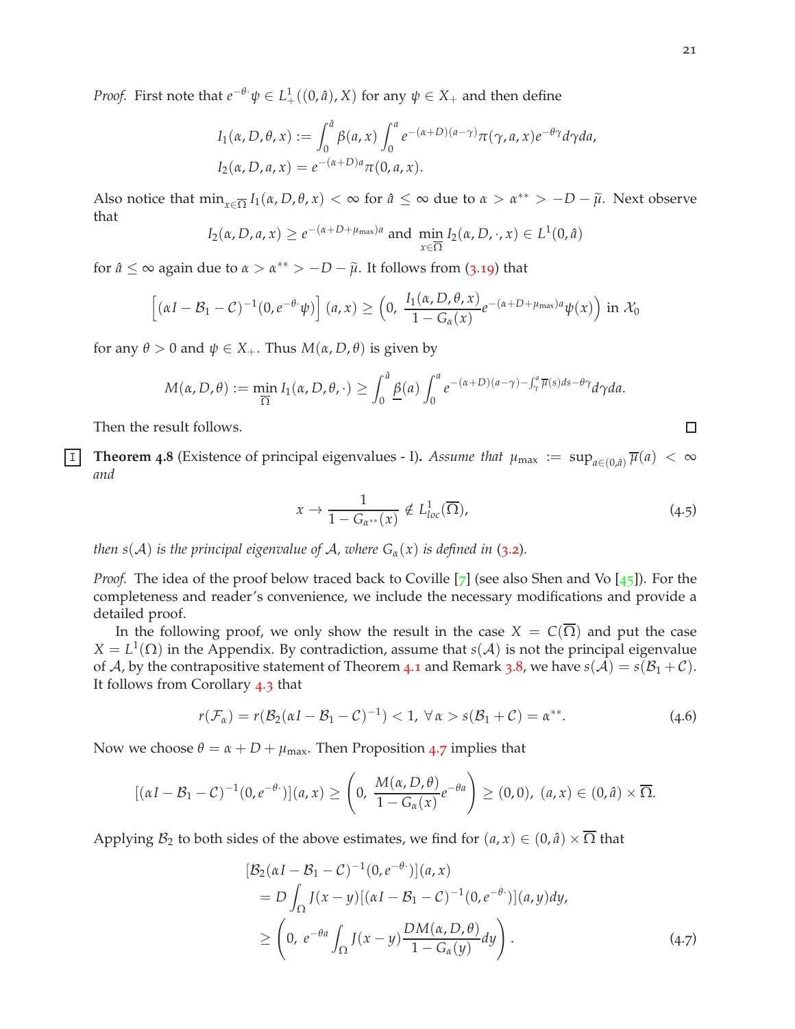*Proof.* First note that $e^{-\theta\cdot}\psi \in L^1_+((0,\hat{a}),X)$ for any $\psi \in X_+$ and then define

$$
\begin{aligned}
I_1(\alpha, D, \theta, x) &:= \int_0^{\hat{a}} \beta(a,x) \int_0^a e^{-(\alpha+D)(a-\gamma)}\pi(\gamma,a,x)e^{-\theta\gamma}d\gamma da, \\
I_2(\alpha, D, a, x) &= e^{-(\alpha+D)a}\pi(0,a,x).
\end{aligned}
$$

Also notice that $\min_{x\in\overline{\Omega}} I_1(\alpha, D, \theta, x) < \infty$ for $\hat{a} \le \infty$ due to $\alpha > \alpha^{**} > -D - \widetilde{\mu}$. Next observe that

$$
I_2(\alpha, D, a, x) \ge e^{-(\alpha+D+\mu_{\max})a} \text{ and } \min_{x\in\overline{\Omega}} I_2(\alpha, D, \cdot, x) \in L^1(0,\hat{a})
$$

for $\hat{a} \le \infty$ again due to $\alpha > \alpha^{**} > -D - \widetilde{\mu}$. It follows from (3.19) that

$$
\left[(\alpha I - \mathcal{B}_1 - \mathcal{C})^{-1}(0, e^{-\theta\cdot}\psi)\right](a,x) \ge \left(0, \frac{I_1(\alpha, D, \theta, x)}{1 - G_\alpha(x)} e^{-(\alpha+D+\mu_{\max})a}\psi(x)\right) \text{ in } \mathcal{X}_0
$$

for any $\theta > 0$ and $\psi \in X_+$. Thus $M(\alpha, D, \theta)$ is given by

$$
M(\alpha, D, \theta) := \min_{\overline{\Omega}} I_1(\alpha, D, \theta, \cdot) \ge \int_0^{\hat{a}} \underline{\beta}(a) \int_0^a e^{-(\alpha+D)(a-\gamma) - \int_\gamma^a \overline{\mu}(s)ds - \theta\gamma} d\gamma da.
$$

Then the result follows. $\square$

**Theorem 4.8** (Existence of principal eigenvalues - I)**.** *Assume that $\mu_{\max} := \sup_{a\in(0,\hat{a})} \overline{\mu}(a) < \infty$ and*

$$
x \to \frac{1}{1 - G_{\alpha^{**}}(x)} \notin L^1_{loc}(\overline{\Omega}), \tag{4.5}
$$

*then $s(\mathcal{A})$ is the principal eigenvalue of $\mathcal{A}$, where $G_\alpha(x)$ is defined in (3.2).*

*Proof.* The idea of the proof below traced back to Coville [7] (see also Shen and Vo [45]). For the completeness and reader's convenience, we include the necessary modifications and provide a detailed proof.

In the following proof, we only show the result in the case $X = C(\overline{\Omega})$ and put the case $X = L^1(\Omega)$ in the Appendix. By contradiction, assume that $s(\mathcal{A})$ is not the principal eigenvalue of $\mathcal{A}$, by the contrapositive statement of Theorem 4.1 and Remark 3.8, we have $s(\mathcal{A}) = s(\mathcal{B}_1 + \mathcal{C})$. It follows from Corollary 4.3 that

$$
r(\mathcal{F}_\alpha) = r(\mathcal{B}_2(\alpha I - \mathcal{B}_1 - \mathcal{C})^{-1}) < 1, \ \forall\, \alpha > s(\mathcal{B}_1 + \mathcal{C}) = \alpha^{**}. \tag{4.6}
$$

Now we choose $\theta = \alpha + D + \mu_{\max}$. Then Proposition 4.7 implies that

$$
[(\alpha I - \mathcal{B}_1 - \mathcal{C})^{-1}(0, e^{-\theta\cdot})](a,x) \ge \left(0, \ \frac{M(\alpha, D, \theta)}{1 - G_\alpha(x)} e^{-\theta a}\right) \ge (0,0), \ (a,x) \in (0,\hat{a}) \times \overline{\Omega}.
$$

Applying $\mathcal{B}_2$ to both sides of the above estimates, we find for $(a,x) \in (0,\hat{a}) \times \overline{\Omega}$ that

$$
\begin{aligned}
&[\mathcal{B}_2(\alpha I - \mathcal{B}_1 - \mathcal{C})^{-1}(0, e^{-\theta\cdot})](a,x) \\
&= D\int_\Omega J(x-y)[(\alpha I - \mathcal{B}_1 - \mathcal{C})^{-1}(0, e^{-\theta\cdot})](a,y)dy, \\
&\ge \left(0, \ e^{-\theta a}\int_\Omega J(x-y)\frac{DM(\alpha, D, \theta)}{1 - G_\alpha(y)}dy\right).
\end{aligned} \tag{4.7}
$$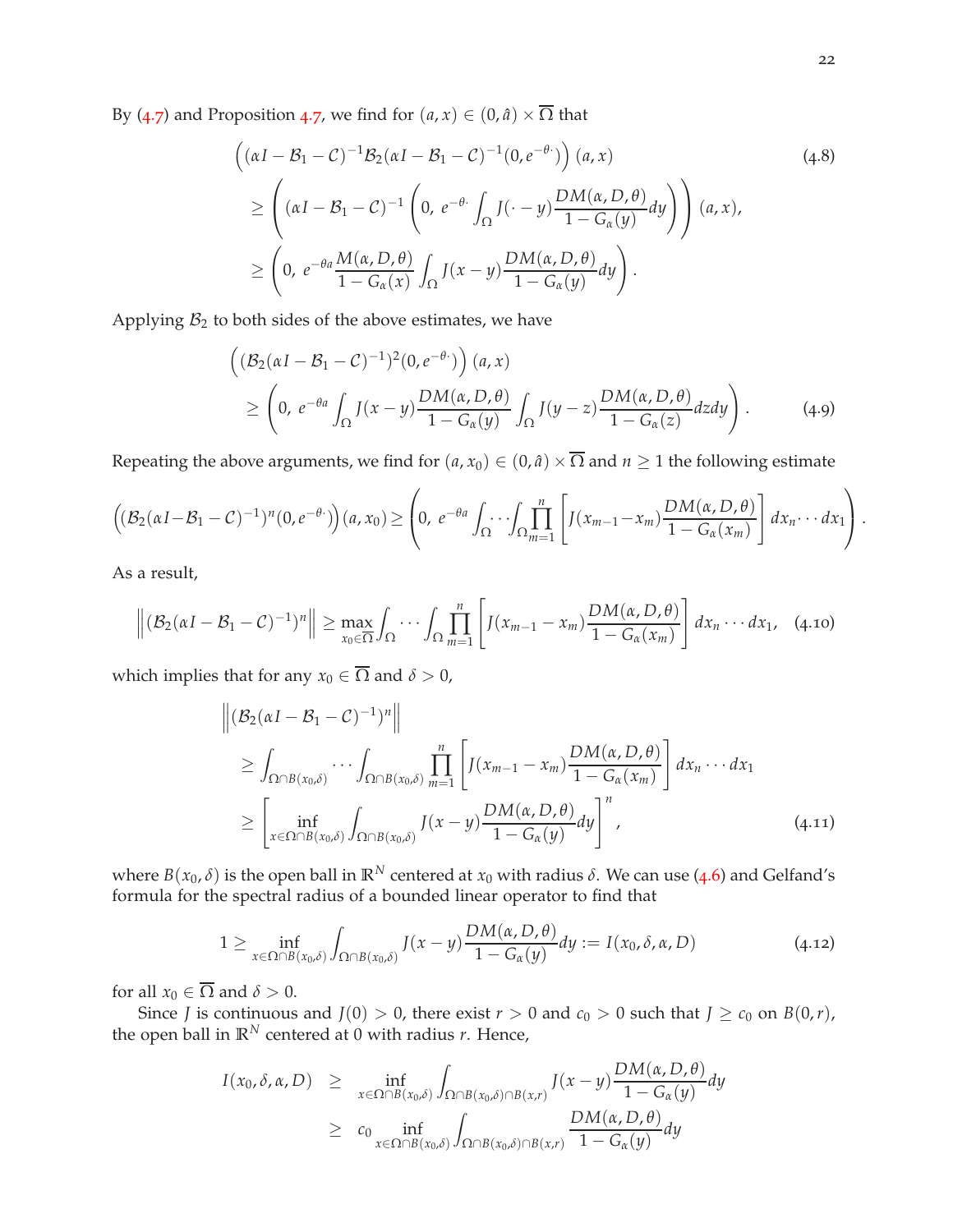By (4.7) and Proposition 4.7, we find for $(a,x) \in (0,\hat{a}) \times \overline{\Omega}$ that

$$
\begin{aligned}
&\left( (\alpha I - \mathcal{B}_1 - \mathcal{C})^{-1} \mathcal{B}_2 (\alpha I - \mathcal{B}_1 - \mathcal{C})^{-1}(0, e^{-\theta \cdot}) \right)(a,x) \\
&\geq \left( (\alpha I - \mathcal{B}_1 - \mathcal{C})^{-1} \left( 0,\ e^{-\theta \cdot} \int_\Omega J(\cdot - y) \frac{DM(\alpha, D, \theta)}{1 - G_\alpha(y)} dy \right) \right)(a,x), \\
&\geq \left( 0,\ e^{-\theta a} \frac{M(\alpha, D, \theta)}{1 - G_\alpha(x)} \int_\Omega J(x-y) \frac{DM(\alpha, D, \theta)}{1 - G_\alpha(y)} dy \right).
\end{aligned} \tag{4.8}
$$

Applying $\mathcal{B}_2$ to both sides of the above estimates, we have

$$
\begin{aligned}
&\left( (\mathcal{B}_2 (\alpha I - \mathcal{B}_1 - \mathcal{C})^{-1})^2 (0, e^{-\theta \cdot}) \right)(a,x) \\
&\geq \left( 0,\ e^{-\theta a} \int_\Omega J(x-y) \frac{DM(\alpha, D, \theta)}{1 - G_\alpha(y)} \int_\Omega J(y-z) \frac{DM(\alpha, D, \theta)}{1 - G_\alpha(z)} dz dy \right).
\end{aligned} \tag{4.9}
$$

Repeating the above arguments, we find for $(a, x_0) \in (0,\hat{a}) \times \overline{\Omega}$ and $n \geq 1$ the following estimate

$$
\left( (\mathcal{B}_2 (\alpha I - \mathcal{B}_1 - \mathcal{C})^{-1})^n (0, e^{-\theta \cdot}) \right)(a, x_0) \geq \left( 0,\ e^{-\theta a} \int_\Omega \cdots \int_\Omega \prod_{m=1}^n \left[ J(x_{m-1} - x_m) \frac{DM(\alpha, D, \theta)}{1 - G_\alpha(x_m)} \right] dx_n \cdots dx_1 \right).
$$

As a result,

$$
\left\| (\mathcal{B}_2 (\alpha I - \mathcal{B}_1 - \mathcal{C})^{-1})^n \right\| \geq \max_{x_0 \in \overline{\Omega}} \int_\Omega \cdots \int_\Omega \prod_{m=1}^n \left[ J(x_{m-1} - x_m) \frac{DM(\alpha, D, \theta)}{1 - G_\alpha(x_m)} \right] dx_n \cdots dx_1, \tag{4.10}
$$

which implies that for any $x_0 \in \overline{\Omega}$ and $\delta > 0$,

$$
\begin{aligned}
&\left\| (\mathcal{B}_2 (\alpha I - \mathcal{B}_1 - \mathcal{C})^{-1})^n \right\| \\
&\geq \int_{\Omega \cap B(x_0,\delta)} \cdots \int_{\Omega \cap B(x_0,\delta)} \prod_{m=1}^n \left[ J(x_{m-1} - x_m) \frac{DM(\alpha, D, \theta)}{1 - G_\alpha(x_m)} \right] dx_n \cdots dx_1 \\
&\geq \left[ \inf_{x \in \Omega \cap B(x_0,\delta)} \int_{\Omega \cap B(x_0,\delta)} J(x-y) \frac{DM(\alpha, D, \theta)}{1 - G_\alpha(y)} dy \right]^n,
\end{aligned} \tag{4.11}
$$

where $B(x_0, \delta)$ is the open ball in $\mathbb{R}^N$ centered at $x_0$ with radius $\delta$. We can use (4.6) and Gelfand's formula for the spectral radius of a bounded linear operator to find that

$$
1 \geq \inf_{x \in \Omega \cap B(x_0,\delta)} \int_{\Omega \cap B(x_0,\delta)} J(x-y) \frac{DM(\alpha, D, \theta)}{1 - G_\alpha(y)} dy := I(x_0, \delta, \alpha, D) \tag{4.12}
$$

for all $x_0 \in \overline{\Omega}$ and $\delta > 0$.

Since $J$ is continuous and $J(0) > 0$, there exist $r > 0$ and $c_0 > 0$ such that $J \geq c_0$ on $B(0, r)$, the open ball in $\mathbb{R}^N$ centered at 0 with radius $r$. Hence,

$$
\begin{aligned}
I(x_0, \delta, \alpha, D) &\geq \inf_{x \in \Omega \cap B(x_0,\delta)} \int_{\Omega \cap B(x_0,\delta) \cap B(x,r)} J(x-y) \frac{DM(\alpha, D, \theta)}{1 - G_\alpha(y)} dy \\
&\geq c_0 \inf_{x \in \Omega \cap B(x_0,\delta)} \int_{\Omega \cap B(x_0,\delta) \cap B(x,r)} \frac{DM(\alpha, D, \theta)}{1 - G_\alpha(y)} dy
\end{aligned}
$$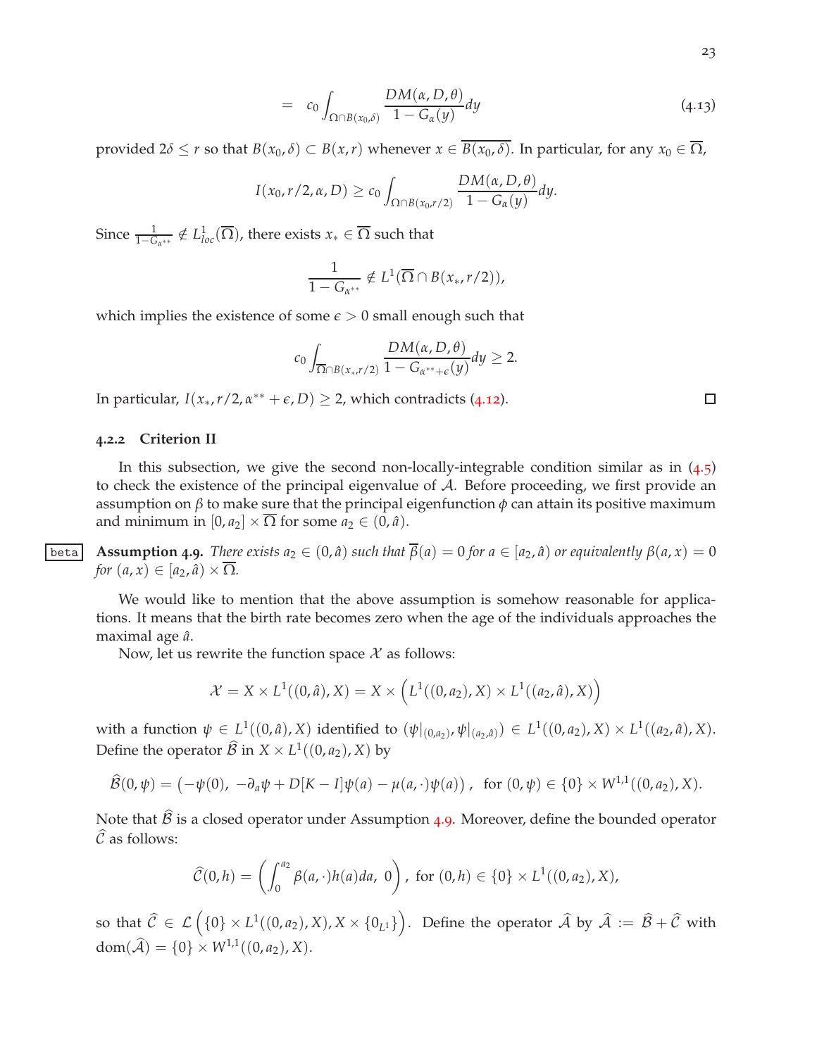$$= \quad c_0 \int_{\Omega \cap B(x_0,\delta)} \frac{DM(\alpha, D, \theta)}{1 - G_\alpha(y)} dy \tag{4.13}$$

provided $2\delta \leq r$ so that $B(x_0, \delta) \subset B(x, r)$ whenever $x \in \overline{B(x_0, \delta)}$. In particular, for any $x_0 \in \overline{\Omega}$,

$$I(x_0, r/2, \alpha, D) \geq c_0 \int_{\Omega \cap B(x_0, r/2)} \frac{DM(\alpha, D, \theta)}{1 - G_\alpha(y)} dy.$$

Since $\frac{1}{1-G_{\alpha^{**}}} \notin L^1_{loc}(\overline{\Omega})$, there exists $x_* \in \overline{\Omega}$ such that

$$\frac{1}{1 - G_{\alpha^{**}}} \notin L^1(\overline{\Omega} \cap B(x_*, r/2)),$$

which implies the existence of some $\epsilon > 0$ small enough such that

$$c_0 \int_{\overline{\Omega} \cap B(x_*, r/2)} \frac{DM(\alpha, D, \theta)}{1 - G_{\alpha^{**}+\epsilon}(y)} dy \geq 2.$$

In particular, $I(x_*, r/2, \alpha^{**} + \epsilon, D) \geq 2$, which contradicts (4.12). □

### 4.2.2 Criterion II

In this subsection, we give the second non-locally-integrable condition similar as in (4.5) to check the existence of the principal eigenvalue of $\mathcal{A}$. Before proceeding, we first provide an assumption on $\beta$ to make sure that the principal eigenfunction $\phi$ can attain its positive maximum and minimum in $[0, a_2] \times \overline{\Omega}$ for some $a_2 \in (0, \hat{a})$.

**Assumption 4.9.** *There exists $a_2 \in (0, \hat{a})$ such that $\overline{\beta}(a) = 0$ for $a \in [a_2, \hat{a})$ or equivalently $\beta(a, x) = 0$ for $(a, x) \in [a_2, \hat{a}) \times \overline{\Omega}$.*

We would like to mention that the above assumption is somehow reasonable for applications. It means that the birth rate becomes zero when the age of the individuals approaches the maximal age $\hat{a}$.

Now, let us rewrite the function space $\mathcal{X}$ as follows:

$$\mathcal{X} = X \times L^1((0, \hat{a}), X) = X \times \left( L^1((0, a_2), X) \times L^1((a_2, \hat{a}), X) \right)$$

with a function $\psi \in L^1((0, \hat{a}), X)$ identified to $(\psi|_{(0,a_2)}, \psi|_{(a_2,\hat{a})}) \in L^1((0, a_2), X) \times L^1((a_2, \hat{a}), X)$. Define the operator $\widehat{\mathcal{B}}$ in $X \times L^1((0, a_2), X)$ by

$$\widehat{\mathcal{B}}(0, \psi) = \left( -\psi(0),\ -\partial_a \psi + D[K - I]\psi(a) - \mu(a, \cdot)\psi(a) \right), \ \text{ for } (0, \psi) \in \{0\} \times W^{1,1}((0, a_2), X).$$

Note that $\widehat{\mathcal{B}}$ is a closed operator under Assumption 4.9. Moreover, define the bounded operator $\widehat{\mathcal{C}}$ as follows:

$$\widehat{\mathcal{C}}(0, h) = \left( \int_0^{a_2} \beta(a, \cdot) h(a) da,\ 0 \right), \text{ for } (0, h) \in \{0\} \times L^1((0, a_2), X),$$

so that $\widehat{\mathcal{C}} \in \mathcal{L}\left( \{0\} \times L^1((0, a_2), X), X \times \{0_{L^1}\} \right)$. Define the operator $\widehat{\mathcal{A}}$ by $\widehat{\mathcal{A}} := \widehat{\mathcal{B}} + \widehat{\mathcal{C}}$ with $\text{dom}(\widehat{\mathcal{A}}) = \{0\} \times W^{1,1}((0, a_2), X)$.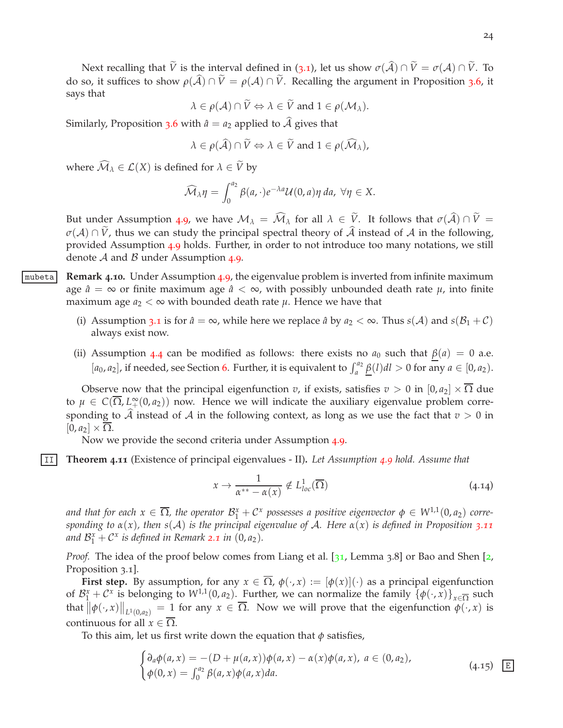Next recalling that $\widetilde{V}$ is the interval defined in (3.1), let us show $\sigma(\widehat{\mathcal{A}}) \cap \widetilde{V} = \sigma(\mathcal{A}) \cap \widetilde{V}$. To do so, it suffices to show $\rho(\widehat{\mathcal{A}}) \cap \widetilde{V} = \rho(\mathcal{A}) \cap \widetilde{V}$. Recalling the argument in Proposition 3.6, it says that

$$\lambda \in \rho(\mathcal{A}) \cap \widetilde{V} \Leftrightarrow \lambda \in \widetilde{V} \text{ and } 1 \in \rho(\mathcal{M}_\lambda).$$

Similarly, Proposition 3.6 with $\hat{a} = a_2$ applied to $\widehat{\mathcal{A}}$ gives that

$$\lambda \in \rho(\widehat{\mathcal{A}}) \cap \widetilde{V} \Leftrightarrow \lambda \in \widetilde{V} \text{ and } 1 \in \rho(\widehat{\mathcal{M}}_\lambda),$$

where $\widehat{\mathcal{M}}_\lambda \in \mathcal{L}(X)$ is defined for $\lambda \in \widetilde{V}$ by

$$\widehat{\mathcal{M}}_\lambda \eta = \int_0^{a_2} \beta(a, \cdot) e^{-\lambda a} \mathcal{U}(0, a) \eta \, da, \ \forall \eta \in X.$$

But under Assumption 4.9, we have $\mathcal{M}_\lambda = \widehat{\mathcal{M}}_\lambda$ for all $\lambda \in \widetilde{V}$. It follows that $\sigma(\widehat{\mathcal{A}}) \cap \widetilde{V} = \sigma(\mathcal{A}) \cap \widetilde{V}$, thus we can study the principal spectral theory of $\widehat{\mathcal{A}}$ instead of $\mathcal{A}$ in the following, provided Assumption 4.9 holds. Further, in order to not introduce too many notations, we still denote $\mathcal{A}$ and $\mathcal{B}$ under Assumption 4.9.

**Remark 4.10.** Under Assumption 4.9, the eigenvalue problem is inverted from infinite maximum age $\hat{a} = \infty$ or finite maximum age $\hat{a} < \infty$, with possibly unbounded death rate $\mu$, into finite maximum age $a_2 < \infty$ with bounded death rate $\mu$. Hence we have that

(i) Assumption 3.1 is for $\hat{a} = \infty$, while here we replace $\hat{a}$ by $a_2 < \infty$. Thus $s(\mathcal{A})$ and $s(\mathcal{B}_1 + \mathcal{C})$ always exist now.

(ii) Assumption 4.4 can be modified as follows: there exists no $a_0$ such that $\underline{\beta}(a) = 0$ a.e. $[a_0, a_2]$, if needed, see Section 6. Further, it is equivalent to $\int_a^{a_2} \underline{\beta}(l) dl > 0$ for any $a \in [0, a_2)$.

Observe now that the principal eigenfunction $v$, if exists, satisfies $v > 0$ in $[0, a_2] \times \overline{\Omega}$ due to $\mu \in C(\overline{\Omega}, L^\infty_+(0, a_2))$ now. Hence we will indicate the auxiliary eigenvalue problem corresponding to $\widehat{\mathcal{A}}$ instead of $\mathcal{A}$ in the following context, as long as we use the fact that $v > 0$ in $[0, a_2] \times \overline{\Omega}$.

Now we provide the second criteria under Assumption 4.9.

**Theorem 4.11** (Existence of principal eigenvalues - II). *Let Assumption 4.9 hold. Assume that*

$$x \to \frac{1}{\alpha^{**} - \alpha(x)} \notin L^1_{loc}(\overline{\Omega}) \tag{4.14}$$

*and that for each $x \in \overline{\Omega}$, the operator $\mathcal{B}_1^x + \mathcal{C}^x$ possesses a positive eigenvector $\phi \in W^{1,1}(0, a_2)$ corresponding to $\alpha(x)$, then $s(\mathcal{A})$ is the principal eigenvalue of $\mathcal{A}$. Here $\alpha(x)$ is defined in Proposition 3.11 and $\mathcal{B}_1^x + \mathcal{C}^x$ is defined in Remark 2.1 in $(0, a_2)$.*

*Proof.* The idea of the proof below comes from Liang et al. [31, Lemma 3.8] or Bao and Shen [2, Proposition 3.1].

**First step.** By assumption, for any $x \in \overline{\Omega}$, $\phi(\cdot, x) := [\phi(x)](\cdot)$ as a principal eigenfunction of $\mathcal{B}_1^x + \mathcal{C}^x$ is belonging to $W^{1,1}(0, a_2)$. Further, we can normalize the family $\{\phi(\cdot, x)\}_{x \in \overline{\Omega}}$ such that $\|\phi(\cdot, x)\|_{L^1(0,a_2)} = 1$ for any $x \in \overline{\Omega}$. Now we will prove that the eigenfunction $\phi(\cdot, x)$ is continuous for all $x \in \overline{\Omega}$.

To this aim, let us first write down the equation that $\phi$ satisfies,

$$\begin{cases} \partial_a \phi(a, x) = -(D + \mu(a, x))\phi(a, x) - \alpha(x)\phi(a, x), \ a \in (0, a_2), \\ \phi(0, x) = \int_0^{a_2} \beta(a, x)\phi(a, x) da. \end{cases} \tag{4.15}$$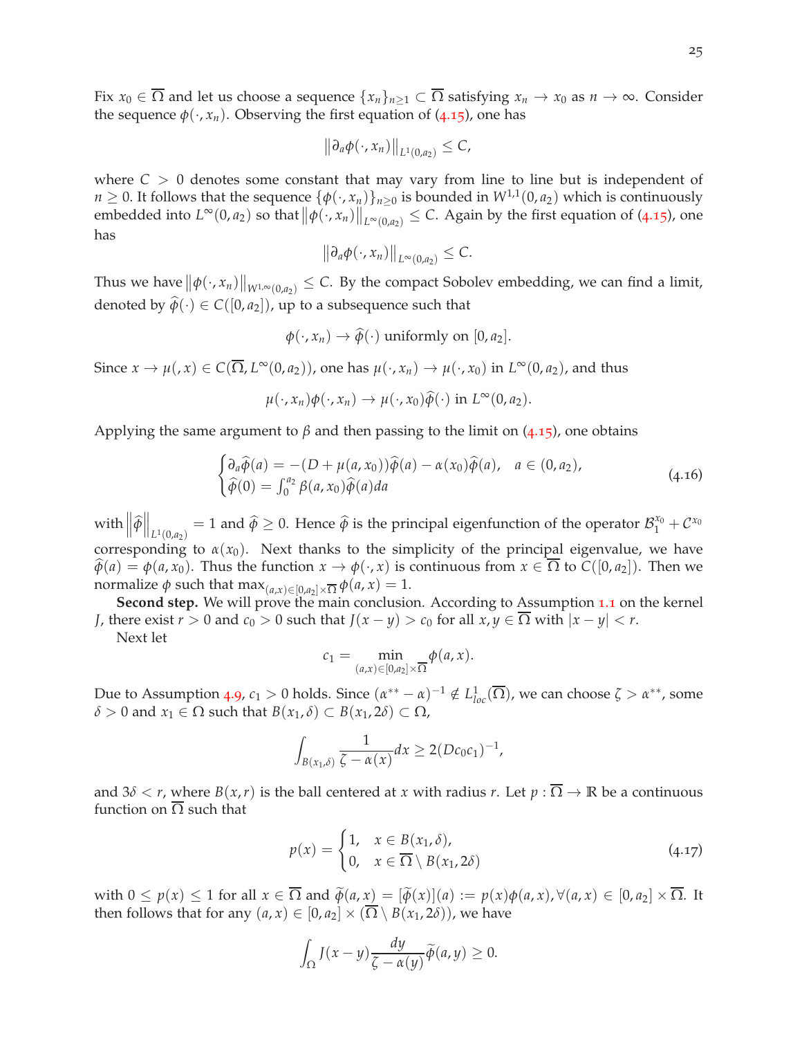Fix $x_0 \in \overline{\Omega}$ and let us choose a sequence $\{x_n\}_{n\geq 1} \subset \overline{\Omega}$ satisfying $x_n \to x_0$ as $n \to \infty$. Consider the sequence $\phi(\cdot, x_n)$. Observing the first equation of (4.15), one has

$$\left\|\partial_a \phi(\cdot, x_n)\right\|_{L^1(0,a_2)} \leq C,$$

where $C > 0$ denotes some constant that may vary from line to line but is independent of $n \geq 0$. It follows that the sequence $\{\phi(\cdot, x_n)\}_{n\geq 0}$ is bounded in $W^{1,1}(0, a_2)$ which is continuously embedded into $L^\infty(0, a_2)$ so that $\left\|\phi(\cdot, x_n)\right\|_{L^\infty(0,a_2)} \leq C$. Again by the first equation of (4.15), one has

$$\left\|\partial_a \phi(\cdot, x_n)\right\|_{L^\infty(0,a_2)} \leq C.$$

Thus we have $\left\|\phi(\cdot, x_n)\right\|_{W^{1,\infty}(0,a_2)} \leq C$. By the compact Sobolev embedding, we can find a limit, denoted by $\widehat{\phi}(\cdot) \in C([0, a_2])$, up to a subsequence such that

$$\phi(\cdot, x_n) \to \widehat{\phi}(\cdot) \text{ uniformly on } [0, a_2].$$

Since $x \to \mu(, x) \in C(\overline{\Omega}, L^\infty(0, a_2))$, one has $\mu(\cdot, x_n) \to \mu(\cdot, x_0)$ in $L^\infty(0, a_2)$, and thus

$$\mu(\cdot, x_n)\phi(\cdot, x_n) \to \mu(\cdot, x_0)\widehat{\phi}(\cdot) \text{ in } L^\infty(0, a_2).$$

Applying the same argument to $\beta$ and then passing to the limit on (4.15), one obtains

$$\begin{cases} \partial_a \widehat{\phi}(a) = -(D + \mu(a, x_0))\widehat{\phi}(a) - \alpha(x_0)\widehat{\phi}(a), & a \in (0, a_2), \\ \widehat{\phi}(0) = \int_0^{a_2} \beta(a, x_0)\widehat{\phi}(a)da \end{cases} \tag{4.16}$$

with $\left\|\widehat{\phi}\right\|_{L^1(0,a_2)} = 1$ and $\widehat{\phi} \geq 0$. Hence $\widehat{\phi}$ is the principal eigenfunction of the operator $\mathcal{B}_1^{x_0} + \mathcal{C}^{x_0}$ corresponding to $\alpha(x_0)$. Next thanks to the simplicity of the principal eigenvalue, we have $\widehat{\phi}(a) = \phi(a, x_0)$. Thus the function $x \to \phi(\cdot, x)$ is continuous from $x \in \overline{\Omega}$ to $C([0, a_2])$. Then we normalize $\phi$ such that $\max_{(a,x)\in[0,a_2]\times\overline{\Omega}} \phi(a, x) = 1$.

**Second step.** We will prove the main conclusion. According to Assumption 1.1 on the kernel $J$, there exist $r > 0$ and $c_0 > 0$ such that $J(x - y) > c_0$ for all $x, y \in \overline{\Omega}$ with $|x - y| < r$.

Next let

$$c_1 = \min_{(a,x)\in[0,a_2]\times\overline{\Omega}} \phi(a, x).$$

Due to Assumption 4.9, $c_1 > 0$ holds. Since $(\alpha^{**} - \alpha)^{-1} \notin L^1_{loc}(\overline{\Omega})$, we can choose $\zeta > \alpha^{**}$, some $\delta > 0$ and $x_1 \in \Omega$ such that $B(x_1, \delta) \subset B(x_1, 2\delta) \subset \Omega$,

$$\int_{B(x_1,\delta)} \frac{1}{\zeta - \alpha(x)} dx \geq 2(Dc_0c_1)^{-1},$$

and $3\delta < r$, where $B(x, r)$ is the ball centered at $x$ with radius $r$. Let $p : \overline{\Omega} \to \mathbb{R}$ be a continuous function on $\overline{\Omega}$ such that

$$p(x) = \begin{cases} 1, & x \in B(x_1, \delta), \\ 0, & x \in \overline{\Omega} \setminus B(x_1, 2\delta) \end{cases} \tag{4.17}$$

with $0 \leq p(x) \leq 1$ for all $x \in \overline{\Omega}$ and $\widetilde{\phi}(a, x) = [\widetilde{\phi}(x)](a) := p(x)\phi(a, x), \forall (a, x) \in [0, a_2] \times \overline{\Omega}$. It then follows that for any $(a, x) \in [0, a_2] \times (\overline{\Omega} \setminus B(x_1, 2\delta))$, we have

$$\int_\Omega J(x - y) \frac{dy}{\zeta - \alpha(y)} \widetilde{\phi}(a, y) \geq 0.$$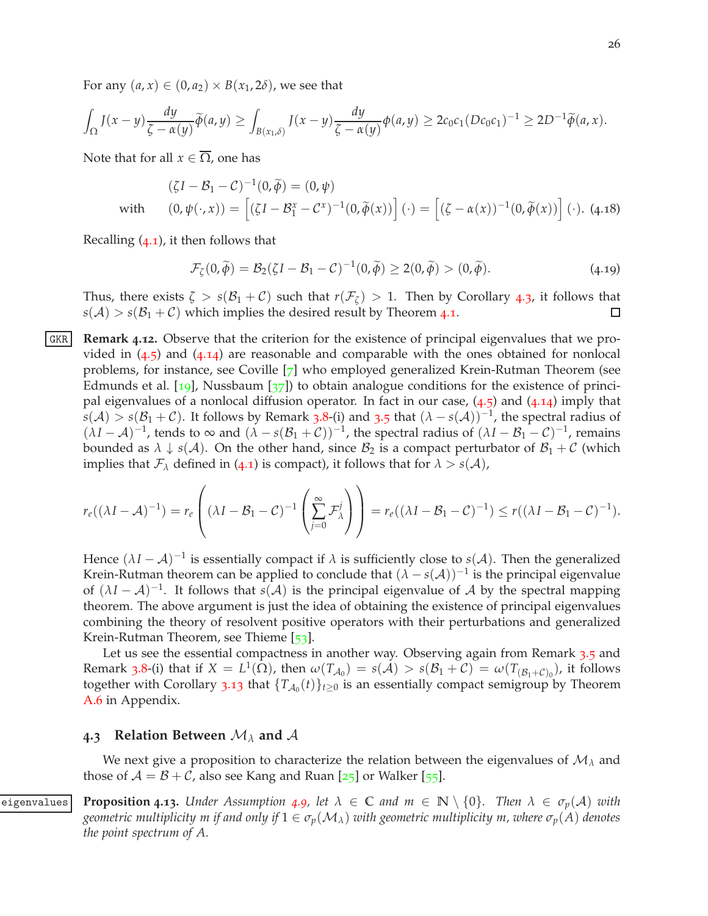For any $(a, x) \in (0, a_2) \times B(x_1, 2\delta)$, we see that

$$\int_\Omega J(x-y)\frac{dy}{\zeta - \alpha(y)}\widetilde{\phi}(a,y) \geq \int_{B(x_1,\delta)} J(x-y)\frac{dy}{\zeta-\alpha(y)}\phi(a,y) \geq 2c_0c_1(Dc_0c_1)^{-1} \geq 2D^{-1}\widetilde{\phi}(a,x).$$

Note that for all $x \in \overline{\Omega}$, one has

$$\begin{aligned} &(\zeta I - \mathcal{B}_1 - \mathcal{C})^{-1}(0, \widetilde{\phi}) = (0, \psi) \\ \text{with} \quad &(0, \psi(\cdot, x)) = \left[(\zeta I - \mathcal{B}_1^x - \mathcal{C}^x)^{-1}(0, \widetilde{\phi}(x))\right](\cdot) = \left[(\zeta - \alpha(x))^{-1}(0, \widetilde{\phi}(x))\right](\cdot). \end{aligned} \tag{4.18}$$

Recalling (4.1), it then follows that

$$\mathcal{F}_\zeta(0, \widetilde{\phi}) = \mathcal{B}_2(\zeta I - \mathcal{B}_1 - \mathcal{C})^{-1}(0, \widetilde{\phi}) \geq 2(0, \widetilde{\phi}) > (0, \widetilde{\phi}). \tag{4.19}$$

Thus, there exists $\zeta > s(\mathcal{B}_1 + \mathcal{C})$ such that $r(\mathcal{F}_\zeta) > 1$. Then by Corollary 4.3, it follows that $s(\mathcal{A}) > s(\mathcal{B}_1 + \mathcal{C})$ which implies the desired result by Theorem 4.1. ☐

**Remark 4.12.** Observe that the criterion for the existence of principal eigenvalues that we provided in (4.5) and (4.14) are reasonable and comparable with the ones obtained for nonlocal problems, for instance, see Coville [7] who employed generalized Krein-Rutman Theorem (see Edmunds et al. [19], Nussbaum [37]) to obtain analogue conditions for the existence of principal eigenvalues of a nonlocal diffusion operator. In fact in our case, (4.5) and (4.14) imply that $s(\mathcal{A}) > s(\mathcal{B}_1 + \mathcal{C})$. It follows by Remark 3.8-(i) and 3.5 that $(\lambda - s(\mathcal{A}))^{-1}$, the spectral radius of $(\lambda I - \mathcal{A})^{-1}$, tends to $\infty$ and $(\lambda - s(\mathcal{B}_1 + \mathcal{C}))^{-1}$, the spectral radius of $(\lambda I - \mathcal{B}_1 - \mathcal{C})^{-1}$, remains bounded as $\lambda \downarrow s(\mathcal{A})$. On the other hand, since $\mathcal{B}_2$ is a compact perturbator of $\mathcal{B}_1 + \mathcal{C}$ (which implies that $\mathcal{F}_\lambda$ defined in (4.1) is compact), it follows that for $\lambda > s(\mathcal{A})$,

$$r_e((\lambda I - \mathcal{A})^{-1}) = r_e\left((\lambda I - \mathcal{B}_1 - \mathcal{C})^{-1}\left(\sum_{j=0}^\infty \mathcal{F}_\lambda^j\right)\right) = r_e((\lambda I - \mathcal{B}_1 - \mathcal{C})^{-1}) \leq r((\lambda I - \mathcal{B}_1 - \mathcal{C})^{-1}).$$

Hence $(\lambda I - \mathcal{A})^{-1}$ is essentially compact if $\lambda$ is sufficiently close to $s(\mathcal{A})$. Then the generalized Krein-Rutman theorem can be applied to conclude that $(\lambda - s(\mathcal{A}))^{-1}$ is the principal eigenvalue of $(\lambda I - \mathcal{A})^{-1}$. It follows that $s(\mathcal{A})$ is the principal eigenvalue of $\mathcal{A}$ by the spectral mapping theorem. The above argument is just the idea of obtaining the existence of principal eigenvalues combining the theory of resolvent positive operators with their perturbations and generalized Krein-Rutman Theorem, see Thieme [53].

Let us see the essential compactness in another way. Observing again from Remark 3.5 and Remark 3.8-(i) that if $X = L^1(\Omega)$, then $\omega(T_{\mathcal{A}_0}) = s(\mathcal{A}) > s(\mathcal{B}_1 + \mathcal{C}) = \omega(T_{(\mathcal{B}_1+\mathcal{C})_0})$, it follows together with Corollary 3.13 that $\{T_{\mathcal{A}_0}(t)\}_{t\geq 0}$ is an essentially compact semigroup by Theorem A.6 in Appendix.

### 4.3 Relation Between $\mathcal{M}_\lambda$ and $\mathcal{A}$

We next give a proposition to characterize the relation between the eigenvalues of $\mathcal{M}_\lambda$ and those of $\mathcal{A} = \mathcal{B} + \mathcal{C}$, also see Kang and Ruan [25] or Walker [55].

**Proposition 4.13.** *Under Assumption 4.9, let $\lambda \in \mathbb{C}$ and $m \in \mathbb{N} \setminus \{0\}$. Then $\lambda \in \sigma_p(\mathcal{A})$ with geometric multiplicity $m$ if and only if $1 \in \sigma_p(\mathcal{M}_\lambda)$ with geometric multiplicity $m$, where $\sigma_p(A)$ denotes the point spectrum of $A$.*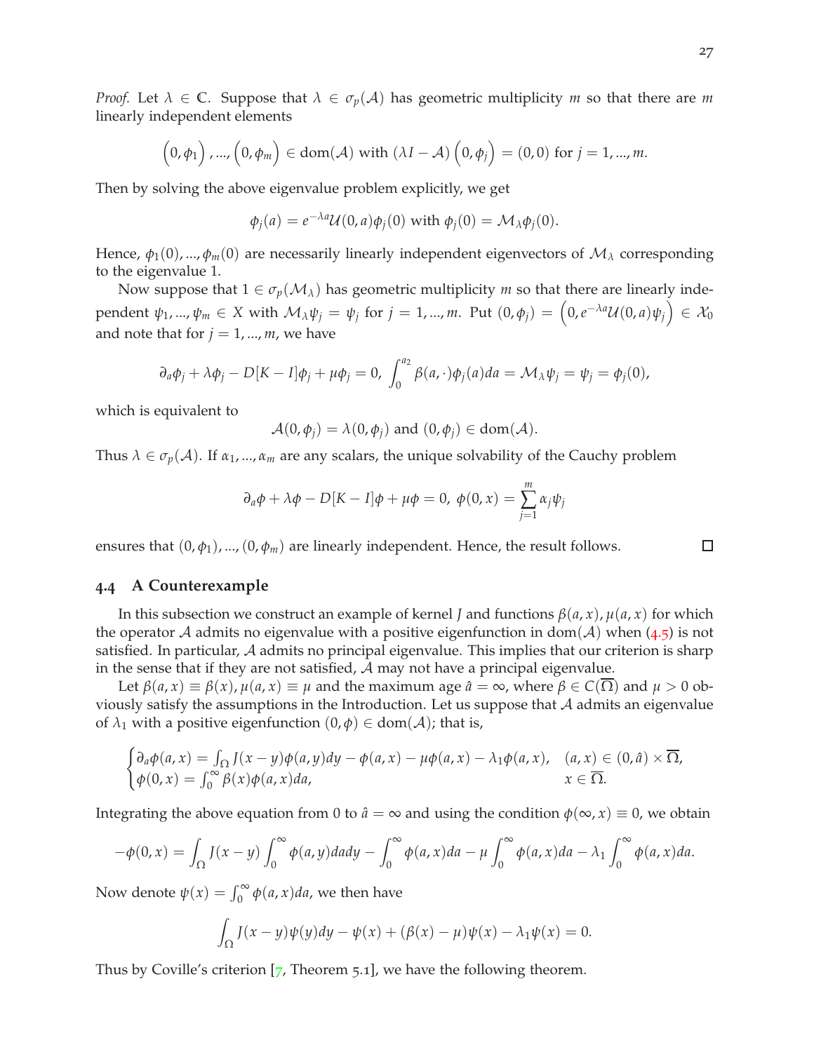*Proof.* Let $\lambda \in \mathbb{C}$. Suppose that $\lambda \in \sigma_p(\mathcal{A})$ has geometric multiplicity $m$ so that there are $m$ linearly independent elements

$$\left(0, \phi_1\right), ..., \left(0, \phi_m\right) \in \operatorname{dom}(\mathcal{A}) \text{ with } (\lambda I - \mathcal{A})\left(0, \phi_j\right) = (0, 0) \text{ for } j = 1, ..., m.$$

Then by solving the above eigenvalue problem explicitly, we get

$$\phi_j(a) = e^{-\lambda a}\mathcal{U}(0, a)\phi_j(0) \text{ with } \phi_j(0) = \mathcal{M}_\lambda \phi_j(0).$$

Hence, $\phi_1(0), ..., \phi_m(0)$ are necessarily linearly independent eigenvectors of $\mathcal{M}_\lambda$ corresponding to the eigenvalue 1.

Now suppose that $1 \in \sigma_p(\mathcal{M}_\lambda)$ has geometric multiplicity $m$ so that there are linearly independent $\psi_1, ..., \psi_m \in X$ with $\mathcal{M}_\lambda \psi_j = \psi_j$ for $j = 1, ..., m$. Put $(0, \phi_j) = \left(0, e^{-\lambda a}\mathcal{U}(0, a)\psi_j\right) \in \mathcal{X}_0$ and note that for $j = 1, ..., m$, we have

$$\partial_a \phi_j + \lambda \phi_j - D[K - I]\phi_j + \mu \phi_j = 0, \; \int_0^{a_2} \beta(a, \cdot)\phi_j(a)da = \mathcal{M}_\lambda \psi_j = \psi_j = \phi_j(0),$$

which is equivalent to

$$\mathcal{A}(0, \phi_j) = \lambda(0, \phi_j) \text{ and } (0, \phi_j) \in \operatorname{dom}(\mathcal{A}).$$

Thus $\lambda \in \sigma_p(\mathcal{A})$. If $\alpha_1, ..., \alpha_m$ are any scalars, the unique solvability of the Cauchy problem

$$\partial_a \phi + \lambda \phi - D[K - I]\phi + \mu \phi = 0, \; \phi(0, x) = \sum_{j=1}^{m} \alpha_j \psi_j$$

ensures that $(0, \phi_1), ..., (0, \phi_m)$ are linearly independent. Hence, the result follows. □

### 4.4 A Counterexample

In this subsection we construct an example of kernel $J$ and functions $\beta(a, x), \mu(a, x)$ for which the operator $\mathcal{A}$ admits no eigenvalue with a positive eigenfunction in $\operatorname{dom}(\mathcal{A})$ when (4.5) is not satisfied. In particular, $\mathcal{A}$ admits no principal eigenvalue. This implies that our criterion is sharp in the sense that if they are not satisfied, $\mathcal{A}$ may not have a principal eigenvalue.

Let $\beta(a, x) \equiv \beta(x), \mu(a, x) \equiv \mu$ and the maximum age $\hat{a} = \infty$, where $\beta \in C(\overline{\Omega})$ and $\mu > 0$ obviously satisfy the assumptions in the Introduction. Let us suppose that $\mathcal{A}$ admits an eigenvalue of $\lambda_1$ with a positive eigenfunction $(0, \phi) \in \operatorname{dom}(\mathcal{A})$; that is,

$$\begin{cases} \partial_a \phi(a, x) = \int_\Omega J(x - y)\phi(a, y)dy - \phi(a, x) - \mu\phi(a, x) - \lambda_1 \phi(a, x), & (a, x) \in (0, \hat{a}) \times \overline{\Omega}, \\ \phi(0, x) = \int_0^\infty \beta(x)\phi(a, x)da, & x \in \overline{\Omega}. \end{cases}$$

Integrating the above equation from 0 to $\hat{a} = \infty$ and using the condition $\phi(\infty, x) \equiv 0$, we obtain

$$-\phi(0, x) = \int_\Omega J(x - y) \int_0^\infty \phi(a, y)dady - \int_0^\infty \phi(a, x)da - \mu \int_0^\infty \phi(a, x)da - \lambda_1 \int_0^\infty \phi(a, x)da.$$

Now denote $\psi(x) = \int_0^\infty \phi(a, x)da$, we then have

$$\int_\Omega J(x - y)\psi(y)dy - \psi(x) + (\beta(x) - \mu)\psi(x) - \lambda_1 \psi(x) = 0.$$

Thus by Coville's criterion [7, Theorem 5.1], we have the following theorem.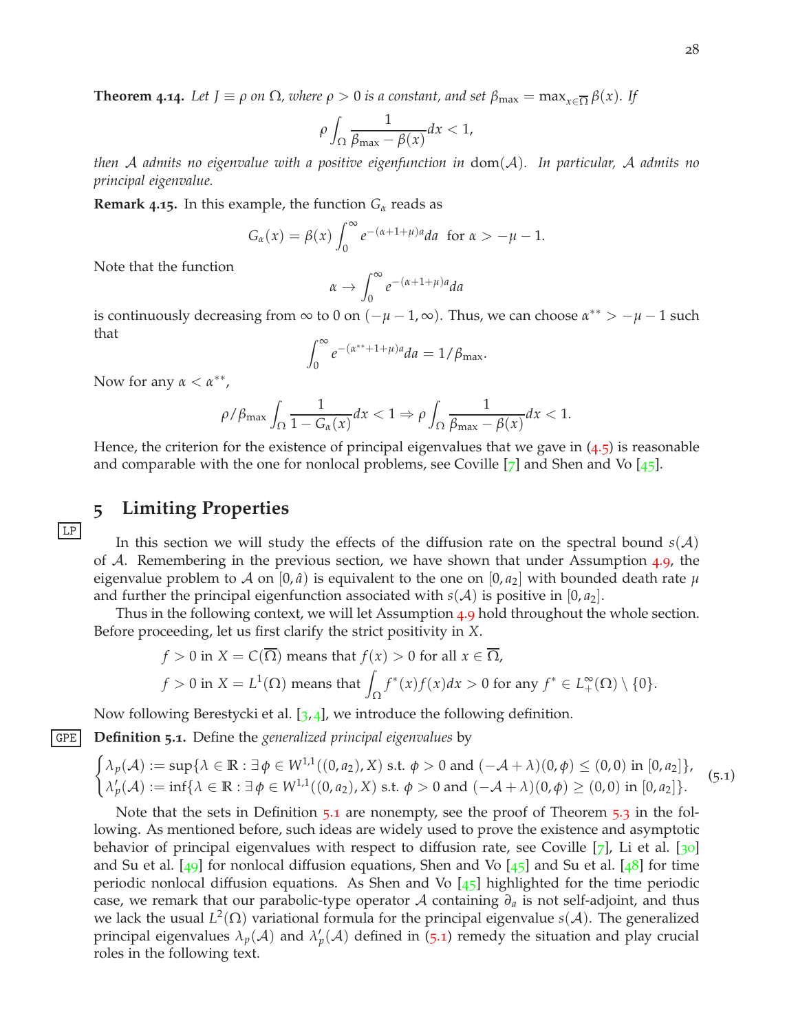**Theorem 4.14.** *Let $J \equiv \rho$ on $\Omega$, where $\rho > 0$ is a constant, and set $\beta_{\max} = \max_{x \in \overline{\Omega}} \beta(x)$. If*

$$\rho \int_{\Omega} \frac{1}{\beta_{\max} - \beta(x)} dx < 1,$$

*then $\mathcal{A}$ admits no eigenvalue with a positive eigenfunction in* $\mathrm{dom}(\mathcal{A})$. *In particular, $\mathcal{A}$ admits no principal eigenvalue.*

**Remark 4.15.** In this example, the function $G_\alpha$ reads as

$$G_\alpha(x) = \beta(x) \int_0^\infty e^{-(\alpha+1+\mu)a} da \quad \text{for } \alpha > -\mu - 1.$$

Note that the function

$$\alpha \to \int_0^\infty e^{-(\alpha+1+\mu)a} da$$

is continuously decreasing from $\infty$ to 0 on $(-\mu - 1, \infty)$. Thus, we can choose $\alpha^{**} > -\mu - 1$ such that

$$\int_0^\infty e^{-(\alpha^{**}+1+\mu)a} da = 1/\beta_{\max}.$$

Now for any $\alpha < \alpha^{**}$,

$$\rho/\beta_{\max} \int_{\Omega} \frac{1}{1 - G_\alpha(x)} dx < 1 \Rightarrow \rho \int_{\Omega} \frac{1}{\beta_{\max} - \beta(x)} dx < 1.$$

Hence, the criterion for the existence of principal eigenvalues that we gave in (4.5) is reasonable and comparable with the one for nonlocal problems, see Coville [7] and Shen and Vo [45].

## 5 Limiting Properties

In this section we will study the effects of the diffusion rate on the spectral bound $s(\mathcal{A})$ of $\mathcal{A}$. Remembering in the previous section, we have shown that under Assumption 4.9, the eigenvalue problem to $\mathcal{A}$ on $[0, \hat{a})$ is equivalent to the one on $[0, a_2]$ with bounded death rate $\mu$ and further the principal eigenfunction associated with $s(\mathcal{A})$ is positive in $[0, a_2]$.

Thus in the following context, we will let Assumption 4.9 hold throughout the whole section. Before proceeding, let us first clarify the strict positivity in $X$.

$$f > 0 \text{ in } X = C(\overline{\Omega}) \text{ means that } f(x) > 0 \text{ for all } x \in \overline{\Omega},$$
$$f > 0 \text{ in } X = L^1(\Omega) \text{ means that } \int_{\Omega} f^*(x) f(x) dx > 0 \text{ for any } f^* \in L^\infty_+(\Omega) \setminus \{0\}.$$

Now following Berestycki et al. [3, 4], we introduce the following definition.

**Definition 5.1.** Define the *generalized principal eigenvalues* by

$$\begin{cases} \lambda_p(\mathcal{A}) := \sup\{\lambda \in \mathbb{R} : \exists \phi \in W^{1,1}((0, a_2), X) \text{ s.t. } \phi > 0 \text{ and } (-\mathcal{A} + \lambda)(0, \phi) \leq (0, 0) \text{ in } [0, a_2]\}, \\ \lambda_p'(\mathcal{A}) := \inf\{\lambda \in \mathbb{R} : \exists \phi \in W^{1,1}((0, a_2), X) \text{ s.t. } \phi > 0 \text{ and } (-\mathcal{A} + \lambda)(0, \phi) \geq (0, 0) \text{ in } [0, a_2]\}. \end{cases} \tag{5.1}$$

Note that the sets in Definition 5.1 are nonempty, see the proof of Theorem 5.3 in the following. As mentioned before, such ideas are widely used to prove the existence and asymptotic behavior of principal eigenvalues with respect to diffusion rate, see Coville [7], Li et al. [30] and Su et al. [49] for nonlocal diffusion equations, Shen and Vo [45] and Su et al. [48] for time periodic nonlocal diffusion equations. As Shen and Vo [45] highlighted for the time periodic case, we remark that our parabolic-type operator $\mathcal{A}$ containing $\partial_a$ is not self-adjoint, and thus we lack the usual $L^2(\Omega)$ variational formula for the principal eigenvalue $s(\mathcal{A})$. The generalized principal eigenvalues $\lambda_p(\mathcal{A})$ and $\lambda_p'(\mathcal{A})$ defined in (5.1) remedy the situation and play crucial roles in the following text.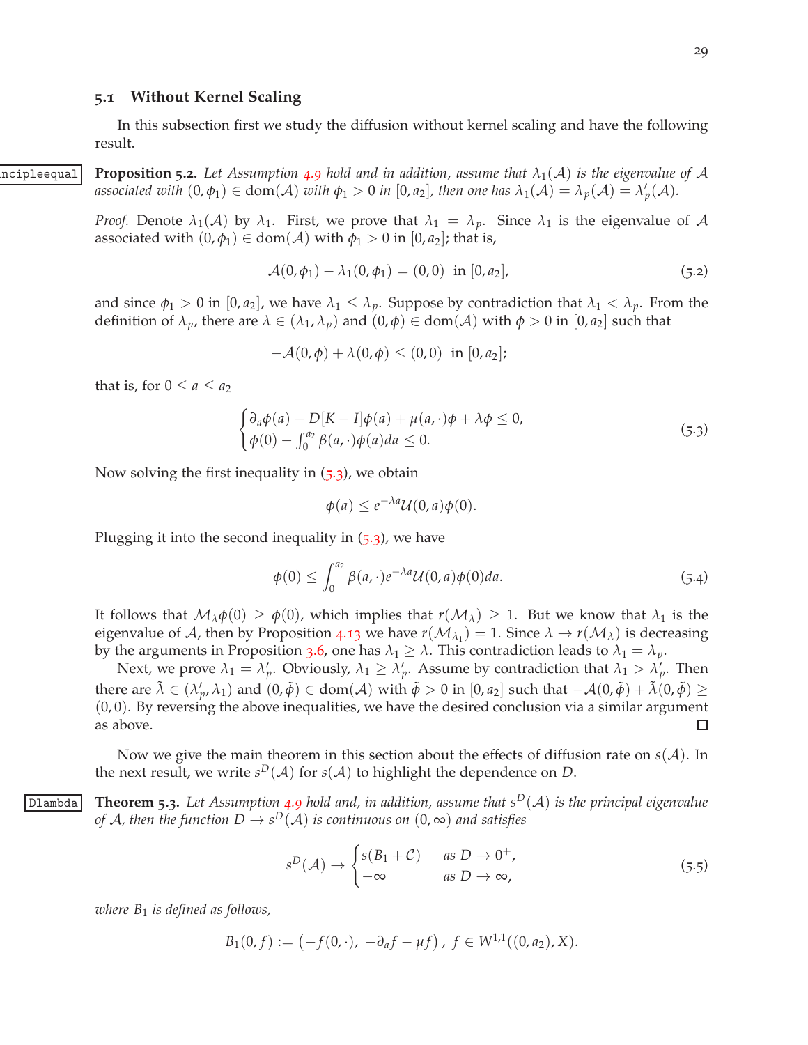### 5.1 Without Kernel Scaling

In this subsection first we study the diffusion without kernel scaling and have the following result.

**Proposition 5.2.** *Let Assumption 4.9 hold and in addition, assume that $\lambda_1(\mathcal{A})$ is the eigenvalue of $\mathcal{A}$ associated with $(0,\phi_1) \in \mathrm{dom}(\mathcal{A})$ with $\phi_1 > 0$ in $[0,a_2]$, then one has $\lambda_1(\mathcal{A}) = \lambda_p(\mathcal{A}) = \lambda_p'(\mathcal{A})$.*

*Proof.* Denote $\lambda_1(\mathcal{A})$ by $\lambda_1$. First, we prove that $\lambda_1 = \lambda_p$. Since $\lambda_1$ is the eigenvalue of $\mathcal{A}$ associated with $(0,\phi_1) \in \mathrm{dom}(\mathcal{A})$ with $\phi_1 > 0$ in $[0,a_2]$; that is,

$$\mathcal{A}(0,\phi_1) - \lambda_1(0,\phi_1) = (0,0) \;\text{ in } [0,a_2], \tag{5.2}$$

and since $\phi_1 > 0$ in $[0,a_2]$, we have $\lambda_1 \le \lambda_p$. Suppose by contradiction that $\lambda_1 < \lambda_p$. From the definition of $\lambda_p$, there are $\lambda \in (\lambda_1,\lambda_p)$ and $(0,\phi) \in \mathrm{dom}(\mathcal{A})$ with $\phi > 0$ in $[0,a_2]$ such that

$$-\mathcal{A}(0,\phi) + \lambda(0,\phi) \le (0,0) \;\text{ in } [0,a_2];$$

that is, for $0 \le a \le a_2$

$$\begin{cases} \partial_a\phi(a) - D[K-I]\phi(a) + \mu(a,\cdot)\phi + \lambda\phi \le 0, \\ \phi(0) - \int_0^{a_2}\beta(a,\cdot)\phi(a)da \le 0. \end{cases} \tag{5.3}$$

Now solving the first inequality in (5.3), we obtain

$$\phi(a) \le e^{-\lambda a}\mathcal{U}(0,a)\phi(0).$$

Plugging it into the second inequality in (5.3), we have

$$\phi(0) \le \int_0^{a_2}\beta(a,\cdot)e^{-\lambda a}\mathcal{U}(0,a)\phi(0)da. \tag{5.4}$$

It follows that $\mathcal{M}_\lambda\phi(0) \ge \phi(0)$, which implies that $r(\mathcal{M}_\lambda) \ge 1$. But we know that $\lambda_1$ is the eigenvalue of $\mathcal{A}$, then by Proposition 4.13 we have $r(\mathcal{M}_{\lambda_1}) = 1$. Since $\lambda \to r(\mathcal{M}_\lambda)$ is decreasing by the arguments in Proposition 3.6, one has $\lambda_1 \ge \lambda$. This contradiction leads to $\lambda_1 = \lambda_p$.

Next, we prove $\lambda_1 = \lambda_p'$. Obviously, $\lambda_1 \ge \lambda_p'$. Assume by contradiction that $\lambda_1 > \lambda_p'$. Then there are $\tilde\lambda \in (\lambda_p',\lambda_1)$ and $(0,\tilde\phi) \in \mathrm{dom}(\mathcal{A})$ with $\tilde\phi > 0$ in $[0,a_2]$ such that $-\mathcal{A}(0,\tilde\phi) + \tilde\lambda(0,\tilde\phi) \ge (0,0)$. By reversing the above inequalities, we have the desired conclusion via a similar argument as above. □

Now we give the main theorem in this section about the effects of diffusion rate on $s(\mathcal{A})$. In the next result, we write $s^D(\mathcal{A})$ for $s(\mathcal{A})$ to highlight the dependence on $D$.

**Theorem 5.3.** *Let Assumption 4.9 hold and, in addition, assume that $s^D(\mathcal{A})$ is the principal eigenvalue of $\mathcal{A}$, then the function $D \to s^D(\mathcal{A})$ is continuous on $(0,\infty)$ and satisfies*

$$s^D(\mathcal{A}) \to \begin{cases} s(B_1 + \mathcal{C}) & \text{as } D \to 0^+, \\ -\infty & \text{as } D \to \infty, \end{cases} \tag{5.5}$$

*where $B_1$ is defined as follows,*

$$B_1(0,f) := \left(-f(0,\cdot),\; -\partial_a f - \mu f\right),\; f \in W^{1,1}((0,a_2),X).$$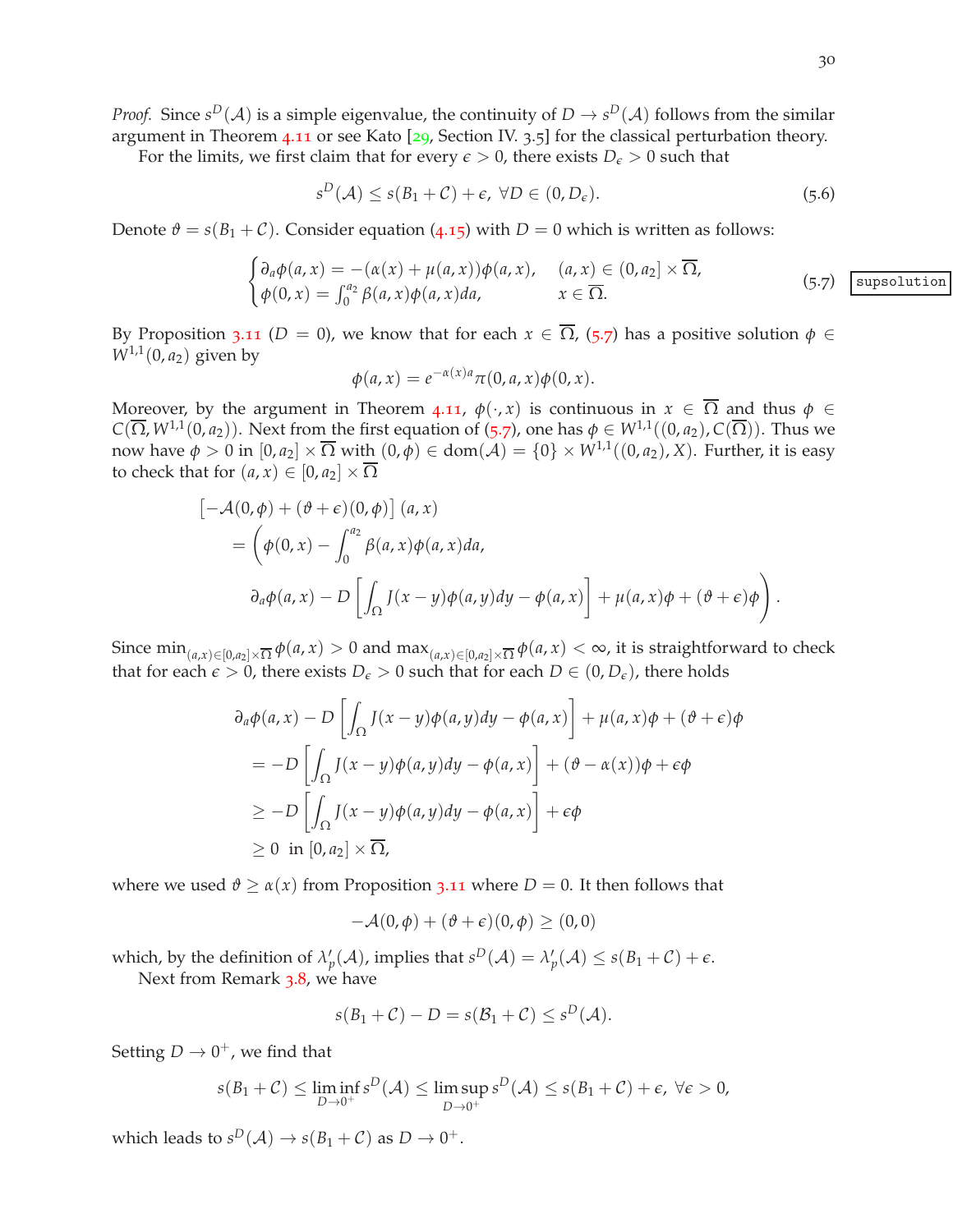*Proof.* Since $s^D(\mathcal{A})$ is a simple eigenvalue, the continuity of $D \to s^D(\mathcal{A})$ follows from the similar argument in Theorem 4.11 or see Kato [29, Section IV. 3.5] for the classical perturbation theory.

For the limits, we first claim that for every $\epsilon > 0$, there exists $D_\epsilon > 0$ such that

$$s^D(\mathcal{A}) \leq s(B_1 + \mathcal{C}) + \epsilon, \ \forall D \in (0, D_\epsilon). \tag{5.6}$$

Denote $\vartheta = s(B_1 + \mathcal{C})$. Consider equation (4.15) with $D = 0$ which is written as follows:

$$\begin{cases} \partial_a \phi(a,x) = -(\alpha(x) + \mu(a,x))\phi(a,x), & (a,x) \in (0,a_2] \times \overline{\Omega}, \\ \phi(0,x) = \int_0^{a_2} \beta(a,x)\phi(a,x)da, & x \in \overline{\Omega}. \end{cases} \tag{5.7}$$

By Proposition 3.11 ($D = 0$), we know that for each $x \in \overline{\Omega}$, (5.7) has a positive solution $\phi \in W^{1,1}(0,a_2)$ given by

$$\phi(a,x) = e^{-\alpha(x)a}\pi(0,a,x)\phi(0,x).$$

Moreover, by the argument in Theorem 4.11, $\phi(\cdot,x)$ is continuous in $x \in \overline{\Omega}$ and thus $\phi \in C(\overline{\Omega}, W^{1,1}(0,a_2))$. Next from the first equation of (5.7), one has $\phi \in W^{1,1}((0,a_2), C(\overline{\Omega}))$. Thus we now have $\phi > 0$ in $[0,a_2] \times \overline{\Omega}$ with $(0,\phi) \in \text{dom}(\mathcal{A}) = \{0\} \times W^{1,1}((0,a_2), X)$. Further, it is easy to check that for $(a,x) \in [0,a_2] \times \overline{\Omega}$

$$\begin{aligned}
&\left[-\mathcal{A}(0,\phi) + (\vartheta+\epsilon)(0,\phi)\right](a,x) \\
&= \Bigg(\phi(0,x) - \int_0^{a_2} \beta(a,x)\phi(a,x)da, \\
&\quad \partial_a\phi(a,x) - D\left[\int_\Omega J(x-y)\phi(a,y)dy - \phi(a,x)\right] + \mu(a,x)\phi + (\vartheta+\epsilon)\phi\Bigg).
\end{aligned}$$

Since $\min_{(a,x)\in[0,a_2]\times\overline{\Omega}} \phi(a,x) > 0$ and $\max_{(a,x)\in[0,a_2]\times\overline{\Omega}} \phi(a,x) < \infty$, it is straightforward to check that for each $\epsilon > 0$, there exists $D_\epsilon > 0$ such that for each $D \in (0, D_\epsilon)$, there holds

$$\begin{aligned}
&\partial_a\phi(a,x) - D\left[\int_\Omega J(x-y)\phi(a,y)dy - \phi(a,x)\right] + \mu(a,x)\phi + (\vartheta+\epsilon)\phi \\
&= -D\left[\int_\Omega J(x-y)\phi(a,y)dy - \phi(a,x)\right] + (\vartheta - \alpha(x))\phi + \epsilon\phi \\
&\geq -D\left[\int_\Omega J(x-y)\phi(a,y)dy - \phi(a,x)\right] + \epsilon\phi \\
&\geq 0 \ \text{ in } [0,a_2] \times \overline{\Omega},
\end{aligned}$$

where we used $\vartheta \geq \alpha(x)$ from Proposition 3.11 where $D = 0$. It then follows that

$$-\mathcal{A}(0,\phi) + (\vartheta+\epsilon)(0,\phi) \geq (0,0)$$

which, by the definition of $\lambda_p'(\mathcal{A})$, implies that $s^D(\mathcal{A}) = \lambda_p'(\mathcal{A}) \leq s(B_1 + \mathcal{C}) + \epsilon$.

Next from Remark 3.8, we have

$$s(B_1 + \mathcal{C}) - D = s(\mathcal{B}_1 + \mathcal{C}) \leq s^D(\mathcal{A}).$$

Setting $D \to 0^+$, we find that

$$s(B_1 + \mathcal{C}) \leq \liminf_{D\to 0^+} s^D(\mathcal{A}) \leq \limsup_{D\to 0^+} s^D(\mathcal{A}) \leq s(B_1 + \mathcal{C}) + \epsilon, \ \forall \epsilon > 0,$$

which leads to $s^D(\mathcal{A}) \to s(B_1 + \mathcal{C})$ as $D \to 0^+$.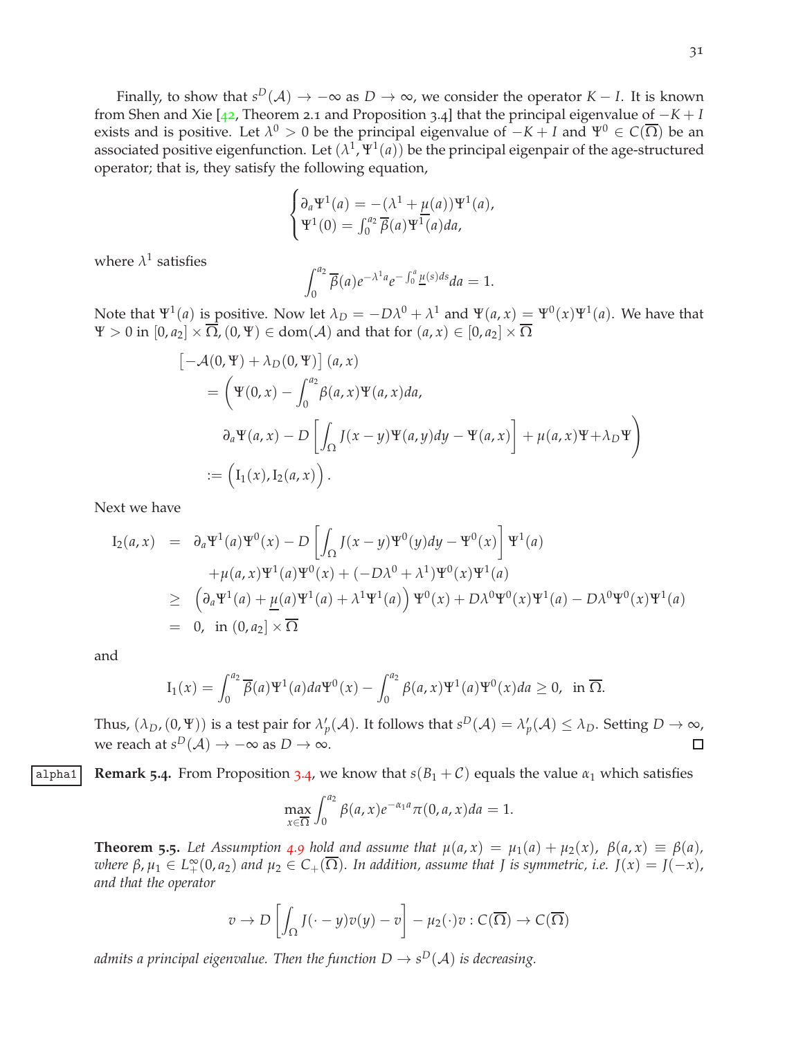Finally, to show that $s^D(\mathcal{A}) \to -\infty$ as $D \to \infty$, we consider the operator $K - I$. It is known from Shen and Xie [42, Theorem 2.1 and Proposition 3.4] that the principal eigenvalue of $-K + I$ exists and is positive. Let $\lambda^0 > 0$ be the principal eigenvalue of $-K + I$ and $\Psi^0 \in C(\overline{\Omega})$ be an associated positive eigenfunction. Let $(\lambda^1, \Psi^1(a))$ be the principal eigenpair of the age-structured operator; that is, they satisfy the following equation,

$$
\begin{cases}
\partial_a \Psi^1(a) = -(\lambda^1 + \underline{\mu}(a))\Psi^1(a), \\
\Psi^1(0) = \int_0^{a_2} \overline{\beta}(a)\Psi^1(a)da,
\end{cases}
$$

where $\lambda^1$ satisfies

$$
\int_0^{a_2} \overline{\beta}(a) e^{-\lambda^1 a} e^{-\int_0^a \underline{\mu}(s)ds} da = 1.
$$

Note that $\Psi^1(a)$ is positive. Now let $\lambda_D = -D\lambda^0 + \lambda^1$ and $\Psi(a,x) = \Psi^0(x)\Psi^1(a)$. We have that $\Psi > 0$ in $[0, a_2] \times \overline{\Omega}$, $(0, \Psi) \in \mathrm{dom}(\mathcal{A})$ and that for $(a,x) \in [0,a_2] \times \overline{\Omega}$

$$
\begin{aligned}
&\left[-\mathcal{A}(0,\Psi) + \lambda_D(0,\Psi)\right](a,x) \\
&= \Bigg(\Psi(0,x) - \int_0^{a_2} \beta(a,x)\Psi(a,x)da, \\
&\qquad \partial_a \Psi(a,x) - D\left[\int_\Omega J(x-y)\Psi(a,y)dy - \Psi(a,x)\right] + \mu(a,x)\Psi + \lambda_D \Psi\Bigg) \\
&:= \Big(\mathrm{I}_1(x), \mathrm{I}_2(a,x)\Big).
\end{aligned}
$$

Next we have

$$
\begin{aligned}
\mathrm{I}_2(a,x) &= \partial_a \Psi^1(a)\Psi^0(x) - D\left[\int_\Omega J(x-y)\Psi^0(y)dy - \Psi^0(x)\right]\Psi^1(a) \\
&\quad + \mu(a,x)\Psi^1(a)\Psi^0(x) + (-D\lambda^0 + \lambda^1)\Psi^0(x)\Psi^1(a) \\
&\geq \Big(\partial_a \Psi^1(a) + \underline{\mu}(a)\Psi^1(a) + \lambda^1\Psi^1(a)\Big)\Psi^0(x) + D\lambda^0\Psi^0(x)\Psi^1(a) - D\lambda^0\Psi^0(x)\Psi^1(a) \\
&= 0, \text{ in } (0,a_2] \times \overline{\Omega}
\end{aligned}
$$

and

$$
\mathrm{I}_1(x) = \int_0^{a_2} \overline{\beta}(a)\Psi^1(a)da\Psi^0(x) - \int_0^{a_2} \beta(a,x)\Psi^1(a)\Psi^0(x)da \geq 0, \text{ in } \overline{\Omega}.
$$

Thus, $(\lambda_D, (0,\Psi))$ is a test pair for $\lambda_p'(\mathcal{A})$. It follows that $s^D(\mathcal{A}) = \lambda_p'(\mathcal{A}) \leq \lambda_D$. Setting $D \to \infty$, we reach at $s^D(\mathcal{A}) \to -\infty$ as $D \to \infty$. ◻

**Remark 5.4.** From Proposition 3.4, we know that $s(B_1 + \mathcal{C})$ equals the value $\alpha_1$ which satisfies

$$
\max_{x \in \overline{\Omega}} \int_0^{a_2} \beta(a,x) e^{-\alpha_1 a}\pi(0,a,x)da = 1.
$$

**Theorem 5.5.** *Let Assumption 4.9 hold and assume that $\mu(a,x) = \mu_1(a) + \mu_2(x)$, $\beta(a,x) \equiv \beta(a)$, where $\beta, \mu_1 \in L_+^\infty(0,a_2)$ and $\mu_2 \in C_+(\overline{\Omega})$. In addition, assume that $J$ is symmetric, i.e. $J(x) = J(-x)$, and that the operator*

$$
v \to D\left[\int_\Omega J(\cdot - y)v(y) - v\right] - \mu_2(\cdot)v : C(\overline{\Omega}) \to C(\overline{\Omega})
$$

*admits a principal eigenvalue. Then the function $D \to s^D(\mathcal{A})$ is decreasing.*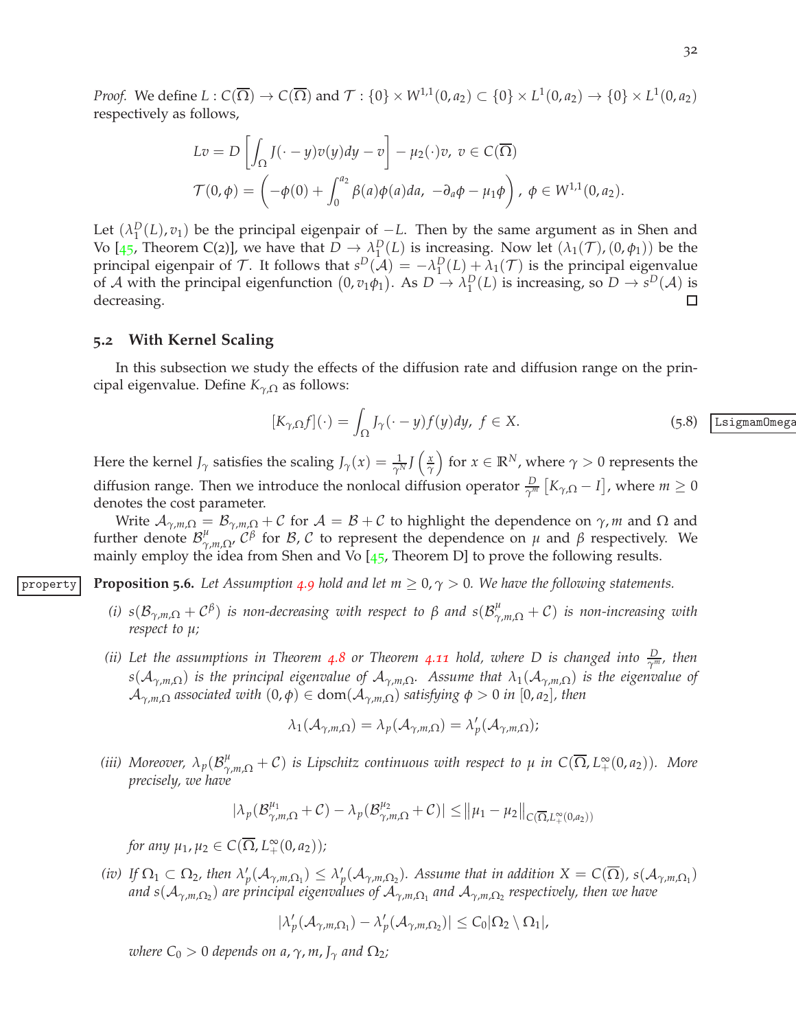*Proof.* We define $L : C(\overline{\Omega}) \to C(\overline{\Omega})$ and $\mathcal{T} : \{0\} \times W^{1,1}(0, a_2) \subset \{0\} \times L^1(0, a_2) \to \{0\} \times L^1(0, a_2)$ respectively as follows,

$$Lv = D\left[\int_\Omega J(\cdot - y)v(y)dy - v\right] - \mu_2(\cdot)v, \; v \in C(\overline{\Omega})$$
$$\mathcal{T}(0, \phi) = \left(-\phi(0) + \int_0^{a_2} \beta(a)\phi(a)da, \; -\partial_a\phi - \mu_1\phi\right), \; \phi \in W^{1,1}(0, a_2).$$

Let $(\lambda_1^D(L), v_1)$ be the principal eigenpair of $-L$. Then by the same argument as in Shen and Vo [45, Theorem C(2)], we have that $D \to \lambda_1^D(L)$ is increasing. Now let $(\lambda_1(\mathcal{T}), (0, \phi_1))$ be the principal eigenpair of $\mathcal{T}$. It follows that $s^D(\mathcal{A}) = -\lambda_1^D(L) + \lambda_1(\mathcal{T})$ is the principal eigenvalue of $\mathcal{A}$ with the principal eigenfunction $(0, v_1\phi_1)$. As $D \to \lambda_1^D(L)$ is increasing, so $D \to s^D(\mathcal{A})$ is decreasing. ◻

## 5.2 With Kernel Scaling

In this subsection we study the effects of the diffusion rate and diffusion range on the principal eigenvalue. Define $K_{\gamma,\Omega}$ as follows:

$$[K_{\gamma,\Omega}f](\cdot) = \int_\Omega J_\gamma(\cdot - y)f(y)dy, \; f \in X. \tag{5.8}$$

Here the kernel $J_\gamma$ satisfies the scaling $J_\gamma(x) = \frac{1}{\gamma^N}J\left(\frac{x}{\gamma}\right)$ for $x \in \mathbb{R}^N$, where $\gamma > 0$ represents the diffusion range. Then we introduce the nonlocal diffusion operator $\frac{D}{\gamma^m}\left[K_{\gamma,\Omega} - I\right]$, where $m \geq 0$ denotes the cost parameter.

Write $\mathcal{A}_{\gamma,m,\Omega} = \mathcal{B}_{\gamma,m,\Omega} + \mathcal{C}$ for $\mathcal{A} = \mathcal{B} + \mathcal{C}$ to highlight the dependence on $\gamma, m$ and $\Omega$ and further denote $\mathcal{B}^\mu_{\gamma,m,\Omega}$, $\mathcal{C}^\beta$ for $\mathcal{B}, \mathcal{C}$ to represent the dependence on $\mu$ and $\beta$ respectively. We mainly employ the idea from Shen and Vo [45, Theorem D] to prove the following results.

**Proposition 5.6.** *Let Assumption 4.9 hold and let $m \geq 0, \gamma > 0$. We have the following statements.*

*(i) $s(\mathcal{B}_{\gamma,m,\Omega} + \mathcal{C}^\beta)$ is non-decreasing with respect to $\beta$ and $s(\mathcal{B}^\mu_{\gamma,m,\Omega} + \mathcal{C})$ is non-increasing with respect to $\mu$;*

*(ii) Let the assumptions in Theorem 4.8 or Theorem 4.11 hold, where $D$ is changed into $\frac{D}{\gamma^m}$, then $s(\mathcal{A}_{\gamma,m,\Omega})$ is the principal eigenvalue of $\mathcal{A}_{\gamma,m,\Omega}$. Assume that $\lambda_1(\mathcal{A}_{\gamma,m,\Omega})$ is the eigenvalue of $\mathcal{A}_{\gamma,m,\Omega}$ associated with $(0, \phi) \in \operatorname{dom}(\mathcal{A}_{\gamma,m,\Omega})$ satisfying $\phi > 0$ in $[0, a_2]$, then*

$$\lambda_1(\mathcal{A}_{\gamma,m,\Omega}) = \lambda_p(\mathcal{A}_{\gamma,m,\Omega}) = \lambda_p'(\mathcal{A}_{\gamma,m,\Omega});$$

*(iii) Moreover, $\lambda_p(\mathcal{B}^\mu_{\gamma,m,\Omega} + \mathcal{C})$ is Lipschitz continuous with respect to $\mu$ in $C(\overline{\Omega}, L^\infty_+(0, a_2))$. More precisely, we have*

$$|\lambda_p(\mathcal{B}^{\mu_1}_{\gamma,m,\Omega} + \mathcal{C}) - \lambda_p(\mathcal{B}^{\mu_2}_{\gamma,m,\Omega} + \mathcal{C})| \leq \|\mu_1 - \mu_2\|_{C(\overline{\Omega}, L^\infty_+(0,a_2))}$$

*for any $\mu_1, \mu_2 \in C(\overline{\Omega}, L^\infty_+(0, a_2))$;*

*(iv) If $\Omega_1 \subset \Omega_2$, then $\lambda_p'(\mathcal{A}_{\gamma,m,\Omega_1}) \leq \lambda_p'(\mathcal{A}_{\gamma,m,\Omega_2})$. Assume that in addition $X = C(\overline{\Omega})$, $s(\mathcal{A}_{\gamma,m,\Omega_1})$ and $s(\mathcal{A}_{\gamma,m,\Omega_2})$ are principal eigenvalues of $\mathcal{A}_{\gamma,m,\Omega_1}$ and $\mathcal{A}_{\gamma,m,\Omega_2}$ respectively, then we have*

$$|\lambda_p'(\mathcal{A}_{\gamma,m,\Omega_1}) - \lambda_p'(\mathcal{A}_{\gamma,m,\Omega_2})| \leq C_0|\Omega_2 \setminus \Omega_1|,$$

*where $C_0 > 0$ depends on $a, \gamma, m, J_\gamma$ and $\Omega_2$;*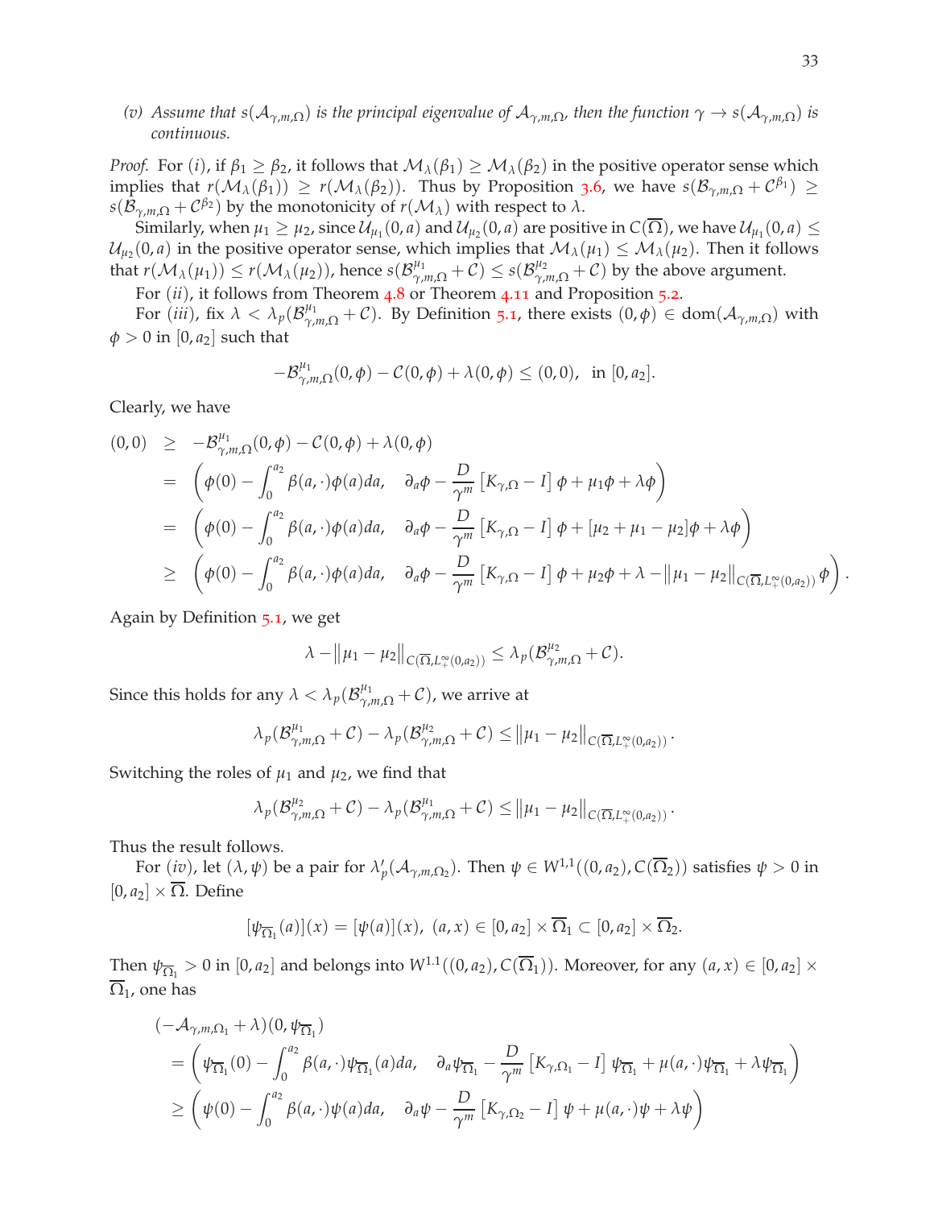*(v) Assume that $s(\mathcal{A}_{\gamma,m,\Omega})$ is the principal eigenvalue of $\mathcal{A}_{\gamma,m,\Omega}$, then the function $\gamma \to s(\mathcal{A}_{\gamma,m,\Omega})$ is continuous.*

*Proof.* For $(i)$, if $\beta_1 \geq \beta_2$, it follows that $\mathcal{M}_\lambda(\beta_1) \geq \mathcal{M}_\lambda(\beta_2)$ in the positive operator sense which implies that $r(\mathcal{M}_\lambda(\beta_1)) \geq r(\mathcal{M}_\lambda(\beta_2))$. Thus by Proposition 3.6, we have $s(\mathcal{B}_{\gamma,m,\Omega} + \mathcal{C}^{\beta_1}) \geq s(\mathcal{B}_{\gamma,m,\Omega} + \mathcal{C}^{\beta_2})$ by the monotonicity of $r(\mathcal{M}_\lambda)$ with respect to $\lambda$.

Similarly, when $\mu_1 \geq \mu_2$, since $\mathcal{U}_{\mu_1}(0,a)$ and $\mathcal{U}_{\mu_2}(0,a)$ are positive in $C(\overline{\Omega})$, we have $\mathcal{U}_{\mu_1}(0,a) \leq \mathcal{U}_{\mu_2}(0,a)$ in the positive operator sense, which implies that $\mathcal{M}_\lambda(\mu_1) \leq \mathcal{M}_\lambda(\mu_2)$. Then it follows that $r(\mathcal{M}_\lambda(\mu_1)) \leq r(\mathcal{M}_\lambda(\mu_2))$, hence $s(\mathcal{B}^{\mu_1}_{\gamma,m,\Omega} + \mathcal{C}) \leq s(\mathcal{B}^{\mu_2}_{\gamma,m,\Omega} + \mathcal{C})$ by the above argument.

For $(ii)$, it follows from Theorem 4.8 or Theorem 4.11 and Proposition 5.2.

For $(iii)$, fix $\lambda < \lambda_p(\mathcal{B}^{\mu_1}_{\gamma,m,\Omega} + \mathcal{C})$. By Definition 5.1, there exists $(0,\phi) \in \text{dom}(\mathcal{A}_{\gamma,m,\Omega})$ with $\phi > 0$ in $[0,a_2]$ such that

$$-\mathcal{B}^{\mu_1}_{\gamma,m,\Omega}(0,\phi) - \mathcal{C}(0,\phi) + \lambda(0,\phi) \leq (0,0), \quad \text{in } [0,a_2].$$

Clearly, we have

$$\begin{aligned}
(0,0) &\geq -\mathcal{B}^{\mu_1}_{\gamma,m,\Omega}(0,\phi) - \mathcal{C}(0,\phi) + \lambda(0,\phi) \\
&= \left(\phi(0) - \int_0^{a_2} \beta(a,\cdot)\phi(a)da, \quad \partial_a\phi - \frac{D}{\gamma^m}\left[K_{\gamma,\Omega} - I\right]\phi + \mu_1\phi + \lambda\phi\right) \\
&= \left(\phi(0) - \int_0^{a_2} \beta(a,\cdot)\phi(a)da, \quad \partial_a\phi - \frac{D}{\gamma^m}\left[K_{\gamma,\Omega} - I\right]\phi + [\mu_2 + \mu_1 - \mu_2]\phi + \lambda\phi\right) \\
&\geq \left(\phi(0) - \int_0^{a_2} \beta(a,\cdot)\phi(a)da, \quad \partial_a\phi - \frac{D}{\gamma^m}\left[K_{\gamma,\Omega} - I\right]\phi + \mu_2\phi + \lambda - \|\mu_1 - \mu_2\|_{C(\overline{\Omega},L^\infty_+(0,a_2))}\phi\right).
\end{aligned}$$

Again by Definition 5.1, we get

$$\lambda - \|\mu_1 - \mu_2\|_{C(\overline{\Omega},L^\infty_+(0,a_2))} \leq \lambda_p(\mathcal{B}^{\mu_2}_{\gamma,m,\Omega} + \mathcal{C}).$$

Since this holds for any $\lambda < \lambda_p(\mathcal{B}^{\mu_1}_{\gamma,m,\Omega} + \mathcal{C})$, we arrive at

$$\lambda_p(\mathcal{B}^{\mu_1}_{\gamma,m,\Omega} + \mathcal{C}) - \lambda_p(\mathcal{B}^{\mu_2}_{\gamma,m,\Omega} + \mathcal{C}) \leq \|\mu_1 - \mu_2\|_{C(\overline{\Omega},L^\infty_+(0,a_2))}.$$

Switching the roles of $\mu_1$ and $\mu_2$, we find that

$$\lambda_p(\mathcal{B}^{\mu_2}_{\gamma,m,\Omega} + \mathcal{C}) - \lambda_p(\mathcal{B}^{\mu_1}_{\gamma,m,\Omega} + \mathcal{C}) \leq \|\mu_1 - \mu_2\|_{C(\overline{\Omega},L^\infty_+(0,a_2))}.$$

Thus the result follows.

For $(iv)$, let $(\lambda,\psi)$ be a pair for $\lambda'_p(\mathcal{A}_{\gamma,m,\Omega_2})$. Then $\psi \in W^{1,1}((0,a_2),C(\overline{\Omega}_2))$ satisfies $\psi > 0$ in $[0,a_2] \times \overline{\Omega}$. Define

$$[\psi_{\overline{\Omega}_1}(a)](x) = [\psi(a)](x), \; (a,x) \in [0,a_2] \times \overline{\Omega}_1 \subset [0,a_2] \times \overline{\Omega}_2.$$

Then $\psi_{\overline{\Omega}_1} > 0$ in $[0,a_2]$ and belongs into $W^{1,1}((0,a_2),C(\overline{\Omega}_1))$. Moreover, for any $(a,x) \in [0,a_2] \times \overline{\Omega}_1$, one has

$$\begin{aligned}
&(-\mathcal{A}_{\gamma,m,\Omega_1} + \lambda)(0,\psi_{\overline{\Omega}_1}) \\
&= \left(\psi_{\overline{\Omega}_1}(0) - \int_0^{a_2} \beta(a,\cdot)\psi_{\overline{\Omega}_1}(a)da, \quad \partial_a\psi_{\overline{\Omega}_1} - \frac{D}{\gamma^m}\left[K_{\gamma,\Omega_1} - I\right]\psi_{\overline{\Omega}_1} + \mu(a,\cdot)\psi_{\overline{\Omega}_1} + \lambda\psi_{\overline{\Omega}_1}\right) \\
&\geq \left(\psi(0) - \int_0^{a_2} \beta(a,\cdot)\psi(a)da, \quad \partial_a\psi - \frac{D}{\gamma^m}\left[K_{\gamma,\Omega_2} - I\right]\psi + \mu(a,\cdot)\psi + \lambda\psi\right)
\end{aligned}$$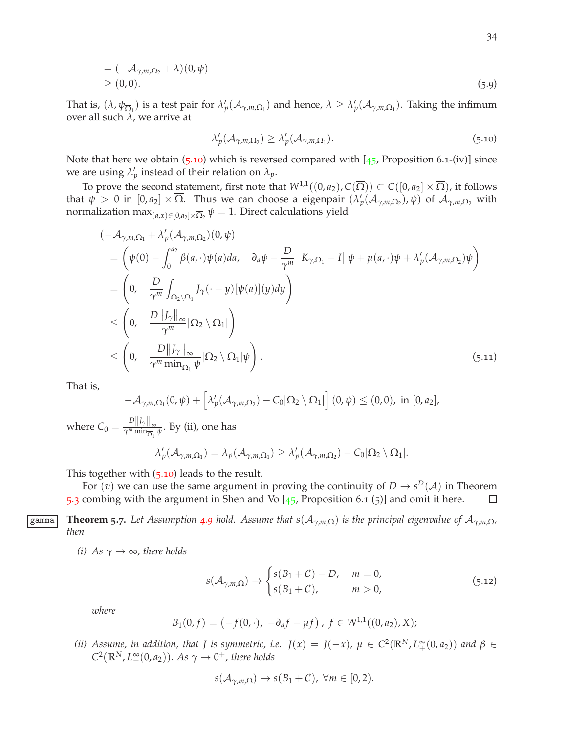$$
\begin{aligned}
&= (-\mathcal{A}_{\gamma,m,\Omega_2} + \lambda)(0, \psi) \\
&\geq (0, 0).
\end{aligned}
\tag{5.9}
$$

That is, $(\lambda, \psi_{\overline{\Omega}_1})$ is a test pair for $\lambda_p'(\mathcal{A}_{\gamma,m,\Omega_1})$ and hence, $\lambda \geq \lambda_p'(\mathcal{A}_{\gamma,m,\Omega_1})$. Taking the infimum over all such $\lambda$, we arrive at

$$
\lambda_p'(\mathcal{A}_{\gamma,m,\Omega_2}) \geq \lambda_p'(\mathcal{A}_{\gamma,m,\Omega_1}). \tag{5.10}
$$

Note that here we obtain (5.10) which is reversed compared with [45, Proposition 6.1-(iv)] since we are using $\lambda_p'$ instead of their relation on $\lambda_p$.

To prove the second statement, first note that $W^{1,1}((0,a_2), C(\overline{\Omega})) \subset C([0,a_2] \times \overline{\Omega})$, it follows that $\psi > 0$ in $[0,a_2] \times \overline{\Omega}$. Thus we can choose a eigenpair $(\lambda_p'(\mathcal{A}_{\gamma,m,\Omega_2}), \psi)$ of $\mathcal{A}_{\gamma,m,\Omega_2}$ with normalization $\max_{(a,x)\in[0,a_2]\times\overline{\Omega}_2} \psi = 1$. Direct calculations yield

$$
\begin{aligned}
&(-\mathcal{A}_{\gamma,m,\Omega_1} + \lambda_p'(\mathcal{A}_{\gamma,m,\Omega_2}))(0, \psi) \\
&= \left( \psi(0) - \int_0^{a_2} \beta(a,\cdot)\psi(a)da, \quad \partial_a \psi - \frac{D}{\gamma^m}\left[K_{\gamma,\Omega_1} - I\right]\psi + \mu(a,\cdot)\psi + \lambda_p'(\mathcal{A}_{\gamma,m,\Omega_2})\psi \right) \\
&= \left( 0, \quad \frac{D}{\gamma^m} \int_{\Omega_2 \setminus \Omega_1} J_\gamma(\cdot - y)[\psi(a)](y)dy \right) \\
&\leq \left( 0, \quad \frac{D\|J_\gamma\|_\infty}{\gamma^m} |\Omega_2 \setminus \Omega_1| \right) \\
&\leq \left( 0, \quad \frac{D\|J_\gamma\|_\infty}{\gamma^m \min_{\overline{\Omega}_1} \psi} |\Omega_2 \setminus \Omega_1| \psi \right).
\end{aligned}
\tag{5.11}
$$

That is,

$$
-\mathcal{A}_{\gamma,m,\Omega_1}(0,\psi) + \left[\lambda_p'(\mathcal{A}_{\gamma,m,\Omega_2}) - C_0|\Omega_2 \setminus \Omega_1|\right](0,\psi) \leq (0,0), \text{ in } [0,a_2],
$$

where $C_0 = \frac{D\|J_\gamma\|_\infty}{\gamma^m \min_{\overline{\Omega}_1} \psi}$. By (ii), one has

$$
\lambda_p'(\mathcal{A}_{\gamma,m,\Omega_1}) = \lambda_p(\mathcal{A}_{\gamma,m,\Omega_1}) \geq \lambda_p'(\mathcal{A}_{\gamma,m,\Omega_2}) - C_0|\Omega_2 \setminus \Omega_1|.
$$

This together with (5.10) leads to the result.

For $(v)$ we can use the same argument in proving the continuity of $D \to s^D(\mathcal{A})$ in Theorem 5.3 combing with the argument in Shen and Vo [45, Proposition 6.1 (5)] and omit it here. ∎

**Theorem 5.7.** *Let Assumption 4.9 hold. Assume that $s(\mathcal{A}_{\gamma,m,\Omega})$ is the principal eigenvalue of $\mathcal{A}_{\gamma,m,\Omega}$, then*

*(i) As $\gamma \to \infty$, there holds*

$$
s(\mathcal{A}_{\gamma,m,\Omega}) \to \begin{cases} s(B_1 + \mathcal{C}) - D, & m = 0, \\ s(B_1 + \mathcal{C}), & m > 0, \end{cases} \tag{5.12}
$$

*where*

$$
B_1(0,f) = \left(-f(0,\cdot),\ -\partial_a f - \mu f\right),\ f \in W^{1,1}((0,a_2), X);
$$

*(ii) Assume, in addition, that $J$ is symmetric, i.e. $J(x) = J(-x)$, $\mu \in C^2(\mathbb{R}^N, L^\infty_+(0,a_2))$ and $\beta \in C^2(\mathbb{R}^N, L^\infty_+(0,a_2))$. As $\gamma \to 0^+$, there holds*

$$
s(\mathcal{A}_{\gamma,m,\Omega}) \to s(B_1 + \mathcal{C}),\ \forall m \in [0,2).
$$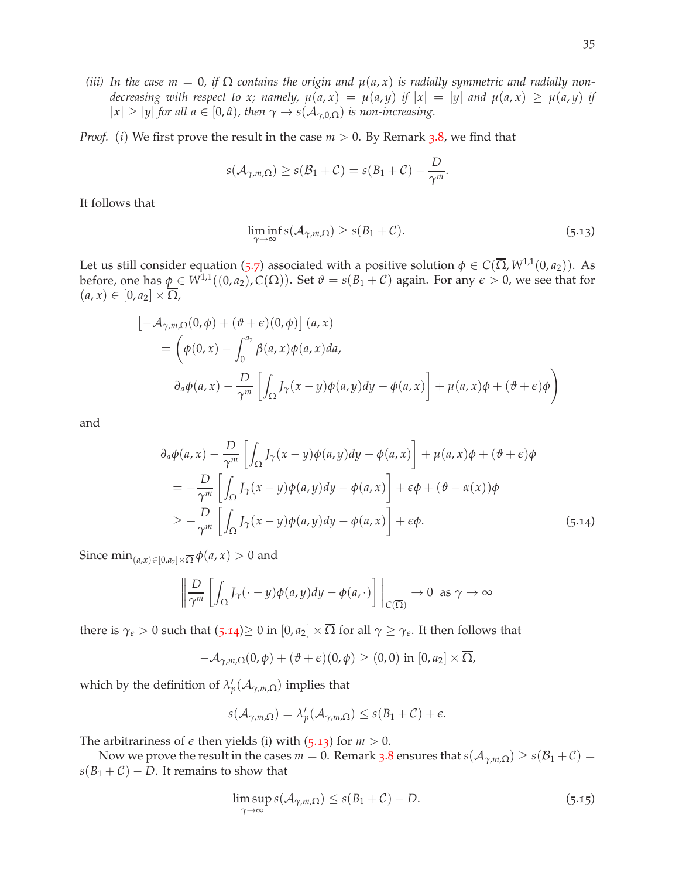*(iii) In the case $m = 0$, if $\Omega$ contains the origin and $\mu(a,x)$ is radially symmetric and radially non-decreasing with respect to $x$; namely, $\mu(a,x) = \mu(a,y)$ if $|x| = |y|$ and $\mu(a,x) \geq \mu(a,y)$ if $|x| \geq |y|$ for all $a \in [0,\hat{a})$, then $\gamma \to s(\mathcal{A}_{\gamma,0,\Omega})$ is non-increasing.*

*Proof.* $(i)$ We first prove the result in the case $m > 0$. By Remark 3.8, we find that

$$s(\mathcal{A}_{\gamma,m,\Omega}) \geq s(\mathcal{B}_1 + \mathcal{C}) = s(B_1 + \mathcal{C}) - \frac{D}{\gamma^m}.$$

It follows that

$$\liminf_{\gamma\to\infty} s(\mathcal{A}_{\gamma,m,\Omega}) \geq s(B_1 + \mathcal{C}). \tag{5.13}$$

Let us still consider equation (5.7) associated with a positive solution $\phi \in C(\overline{\Omega}, W^{1,1}(0,a_2))$. As before, one has $\phi \in W^{1,1}((0,a_2), C(\overline{\Omega}))$. Set $\vartheta = s(B_1 + \mathcal{C})$ again. For any $\epsilon > 0$, we see that for $(a,x) \in [0,a_2] \times \overline{\Omega}$,

$$\begin{aligned}
&\left[-\mathcal{A}_{\gamma,m,\Omega}(0,\phi) + (\vartheta+\epsilon)(0,\phi)\right](a,x) \\
&\quad = \Bigg(\phi(0,x) - \int_0^{a_2} \beta(a,x)\phi(a,x)da, \\
&\qquad \partial_a\phi(a,x) - \frac{D}{\gamma^m}\left[\int_\Omega J_\gamma(x-y)\phi(a,y)dy - \phi(a,x)\right] + \mu(a,x)\phi + (\vartheta+\epsilon)\phi\Bigg)
\end{aligned}$$

and

$$\begin{aligned}
&\partial_a\phi(a,x) - \frac{D}{\gamma^m}\left[\int_\Omega J_\gamma(x-y)\phi(a,y)dy - \phi(a,x)\right] + \mu(a,x)\phi + (\vartheta+\epsilon)\phi \\
&\quad = -\frac{D}{\gamma^m}\left[\int_\Omega J_\gamma(x-y)\phi(a,y)dy - \phi(a,x)\right] + \epsilon\phi + (\vartheta - \alpha(x))\phi \\
&\quad \geq -\frac{D}{\gamma^m}\left[\int_\Omega J_\gamma(x-y)\phi(a,y)dy - \phi(a,x)\right] + \epsilon\phi.
\end{aligned} \tag{5.14}$$

Since $\min_{(a,x)\in[0,a_2]\times\overline{\Omega}} \phi(a,x) > 0$ and

$$\left\| \frac{D}{\gamma^m}\left[\int_\Omega J_\gamma(\cdot - y)\phi(a,y)dy - \phi(a,\cdot)\right] \right\|_{C(\overline{\Omega})} \to 0 \;\text{ as } \gamma \to \infty$$

there is $\gamma_\epsilon > 0$ such that (5.14)$\geq 0$ in $[0,a_2] \times \overline{\Omega}$ for all $\gamma \geq \gamma_\epsilon$. It then follows that

$$-\mathcal{A}_{\gamma,m,\Omega}(0,\phi) + (\vartheta+\epsilon)(0,\phi) \geq (0,0) \text{ in } [0,a_2] \times \overline{\Omega},$$

which by the definition of $\lambda_p'(\mathcal{A}_{\gamma,m,\Omega})$ implies that

$$s(\mathcal{A}_{\gamma,m,\Omega}) = \lambda_p'(\mathcal{A}_{\gamma,m,\Omega}) \leq s(B_1 + \mathcal{C}) + \epsilon.$$

The arbitrariness of $\epsilon$ then yields (i) with (5.13) for $m > 0$.

Now we prove the result in the cases $m = 0$. Remark 3.8 ensures that $s(\mathcal{A}_{\gamma,m,\Omega}) \geq s(\mathcal{B}_1 + \mathcal{C}) = s(B_1 + \mathcal{C}) - D$. It remains to show that

$$\limsup_{\gamma\to\infty} s(\mathcal{A}_{\gamma,m,\Omega}) \leq s(B_1 + \mathcal{C}) - D. \tag{5.15}$$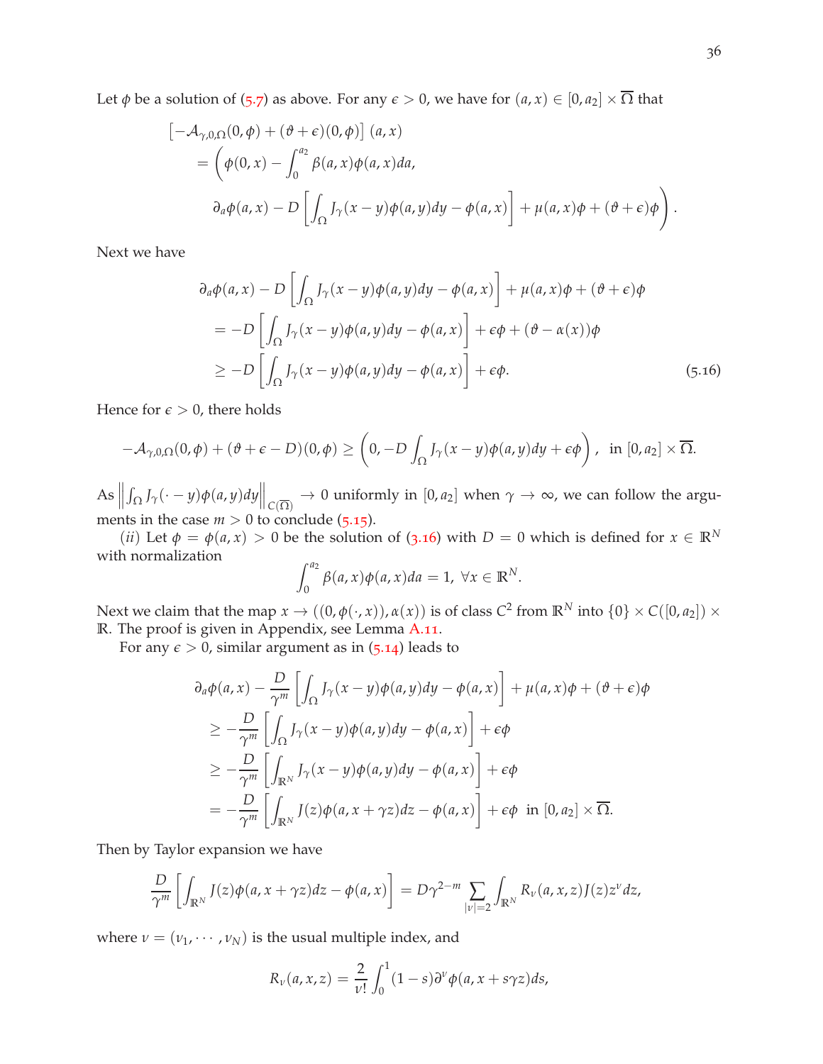Let $\phi$ be a solution of (5.7) as above. For any $\epsilon > 0$, we have for $(a, x) \in [0, a_2] \times \overline{\Omega}$ that

$$
\begin{aligned}
&\left[-\mathcal{A}_{\gamma,0,\Omega}(0,\phi) + (\vartheta+\epsilon)(0,\phi)\right](a,x) \\
&\quad = \Bigg(\phi(0,x) - \int_0^{a_2} \beta(a,x)\phi(a,x)da, \\
&\qquad \partial_a\phi(a,x) - D\left[\int_\Omega J_\gamma(x-y)\phi(a,y)dy - \phi(a,x)\right] + \mu(a,x)\phi + (\vartheta+\epsilon)\phi\Bigg).
\end{aligned}
$$

Next we have

$$
\begin{aligned}
&\partial_a\phi(a,x) - D\left[\int_\Omega J_\gamma(x-y)\phi(a,y)dy - \phi(a,x)\right] + \mu(a,x)\phi + (\vartheta+\epsilon)\phi \\
&\quad = -D\left[\int_\Omega J_\gamma(x-y)\phi(a,y)dy - \phi(a,x)\right] + \epsilon\phi + (\vartheta - \alpha(x))\phi \\
&\quad \geq -D\left[\int_\Omega J_\gamma(x-y)\phi(a,y)dy - \phi(a,x)\right] + \epsilon\phi. \qquad (5.16)
\end{aligned}
$$

Hence for $\epsilon > 0$, there holds

$$
-\mathcal{A}_{\gamma,0,\Omega}(0,\phi) + (\vartheta+\epsilon-D)(0,\phi) \geq \left(0, -D\int_\Omega J_\gamma(x-y)\phi(a,y)dy + \epsilon\phi\right), \text{ in } [0,a_2]\times\overline{\Omega}.
$$

As $\left\|\int_\Omega J_\gamma(\cdot - y)\phi(a,y)dy\right\|_{C(\overline{\Omega})} \to 0$ uniformly in $[0, a_2]$ when $\gamma \to \infty$, we can follow the arguments in the case $m > 0$ to conclude (5.15).

(*ii*) Let $\phi = \phi(a,x) > 0$ be the solution of (3.16) with $D = 0$ which is defined for $x \in \mathbb{R}^N$ with normalization

$$
\int_0^{a_2} \beta(a,x)\phi(a,x)da = 1, \ \forall x \in \mathbb{R}^N.
$$

Next we claim that the map $x \to ((0, \phi(\cdot,x)), \alpha(x))$ is of class $C^2$ from $\mathbb{R}^N$ into $\{0\} \times C([0,a_2]) \times \mathbb{R}$. The proof is given in Appendix, see Lemma A.11.

For any $\epsilon > 0$, similar argument as in (5.14) leads to

$$
\begin{aligned}
&\partial_a\phi(a,x) - \frac{D}{\gamma^m}\left[\int_\Omega J_\gamma(x-y)\phi(a,y)dy - \phi(a,x)\right] + \mu(a,x)\phi + (\vartheta+\epsilon)\phi \\
&\quad \geq -\frac{D}{\gamma^m}\left[\int_\Omega J_\gamma(x-y)\phi(a,y)dy - \phi(a,x)\right] + \epsilon\phi \\
&\quad \geq -\frac{D}{\gamma^m}\left[\int_{\mathbb{R}^N} J_\gamma(x-y)\phi(a,y)dy - \phi(a,x)\right] + \epsilon\phi \\
&\quad = -\frac{D}{\gamma^m}\left[\int_{\mathbb{R}^N} J(z)\phi(a,x+\gamma z)dz - \phi(a,x)\right] + \epsilon\phi \ \text{ in } [0,a_2]\times\overline{\Omega}.
\end{aligned}
$$

Then by Taylor expansion we have

$$
\frac{D}{\gamma^m}\left[\int_{\mathbb{R}^N} J(z)\phi(a,x+\gamma z)dz - \phi(a,x)\right] = D\gamma^{2-m}\sum_{|\nu|=2}\int_{\mathbb{R}^N} R_\nu(a,x,z)J(z)z^\nu dz,
$$

where $\nu = (\nu_1, \cdots, \nu_N)$ is the usual multiple index, and

$$
R_\nu(a,x,z) = \frac{2}{\nu!}\int_0^1 (1-s)\partial^\nu\phi(a,x+s\gamma z)ds,
$$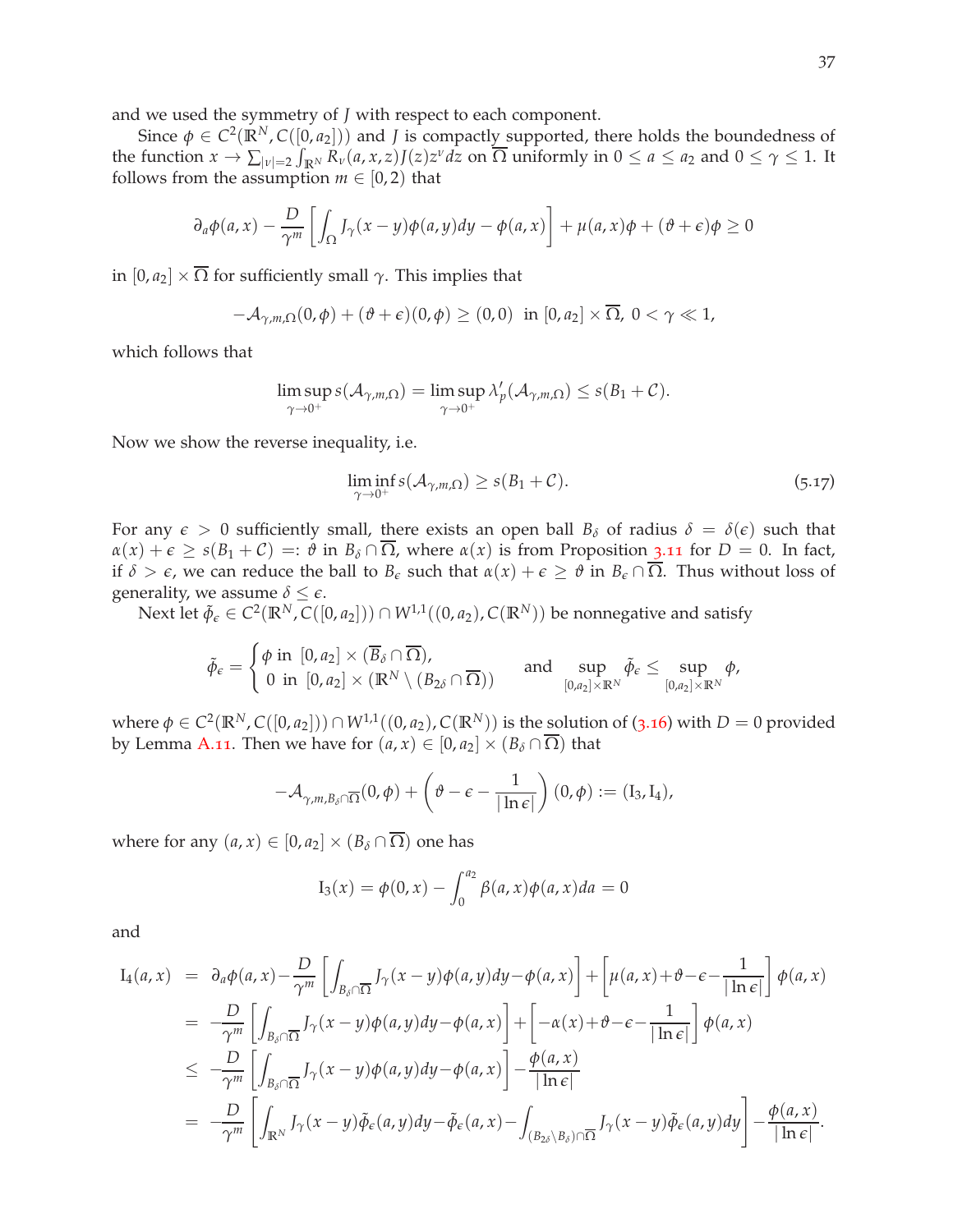and we used the symmetry of $J$ with respect to each component.

Since $\phi \in C^2(\mathbb{R}^N, C([0,a_2]))$ and $J$ is compactly supported, there holds the boundedness of the function $x \to \sum_{|\nu|=2} \int_{\mathbb{R}^N} R_\nu(a,x,z) J(z) z^\nu dz$ on $\overline{\Omega}$ uniformly in $0 \le a \le a_2$ and $0 \le \gamma \le 1$. It follows from the assumption $m \in [0,2)$ that

$$\partial_a \phi(a,x) - \frac{D}{\gamma^m}\left[\int_\Omega J_\gamma(x-y)\phi(a,y)dy - \phi(a,x)\right] + \mu(a,x)\phi + (\vartheta + \epsilon)\phi \ge 0$$

in $[0,a_2] \times \overline{\Omega}$ for sufficiently small $\gamma$. This implies that

$$-\mathcal{A}_{\gamma,m,\Omega}(0,\phi) + (\vartheta+\epsilon)(0,\phi) \ge (0,0) \ \text{ in } [0,a_2]\times\overline{\Omega},\ 0<\gamma \ll 1,$$

which follows that

$$\limsup_{\gamma\to 0^+} s(\mathcal{A}_{\gamma,m,\Omega}) = \limsup_{\gamma \to 0^+} \lambda_p'(\mathcal{A}_{\gamma,m,\Omega}) \le s(B_1 + \mathcal{C}).$$

Now we show the reverse inequality, i.e.

$$\liminf_{\gamma\to 0^+} s(\mathcal{A}_{\gamma,m,\Omega}) \ge s(B_1+\mathcal{C}). \tag{5.17}$$

For any $\epsilon > 0$ sufficiently small, there exists an open ball $B_\delta$ of radius $\delta = \delta(\epsilon)$ such that $\alpha(x) + \epsilon \ge s(B_1 + \mathcal{C}) =: \vartheta$ in $B_\delta \cap \overline{\Omega}$, where $\alpha(x)$ is from Proposition 3.11 for $D=0$. In fact, if $\delta > \epsilon$, we can reduce the ball to $B_\epsilon$ such that $\alpha(x)+\epsilon \ge \vartheta$ in $B_\epsilon \cap \overline{\Omega}$. Thus without loss of generality, we assume $\delta \le \epsilon$.

Next let $\tilde{\phi}_\epsilon \in C^2(\mathbb{R}^N, C([0,a_2])) \cap W^{1,1}((0,a_2), C(\mathbb{R}^N))$ be nonnegative and satisfy

$$\tilde{\phi}_\epsilon = \begin{cases} \phi \text{ in } [0,a_2]\times(\overline{B}_\delta \cap \overline{\Omega}), \\ 0 \text{ in } [0,a_2]\times(\mathbb{R}^N \setminus (B_{2\delta}\cap\overline{\Omega})) \end{cases} \quad \text{and} \quad \sup_{[0,a_2]\times\mathbb{R}^N} \tilde{\phi}_\epsilon \le \sup_{[0,a_2]\times\mathbb{R}^N} \phi,$$

where $\phi \in C^2(\mathbb{R}^N, C([0,a_2])) \cap W^{1,1}((0,a_2), C(\mathbb{R}^N))$ is the solution of (3.16) with $D=0$ provided by Lemma A.11. Then we have for $(a,x) \in [0,a_2]\times(B_\delta\cap\overline{\Omega})$ that

$$-\mathcal{A}_{\gamma,m,B_\delta\cap\overline{\Omega}}(0,\phi) + \left(\vartheta - \epsilon - \frac{1}{|\ln\epsilon|}\right)(0,\phi) := (\mathrm{I}_3, \mathrm{I}_4),$$

where for any $(a,x) \in [0,a_2]\times(B_\delta\cap\overline{\Omega})$ one has

$$\mathrm{I}_3(x) = \phi(0,x) - \int_0^{a_2} \beta(a,x)\phi(a,x)da = 0$$

and

$$\begin{aligned}
\mathrm{I}_4(a,x) &= \partial_a\phi(a,x) - \frac{D}{\gamma^m}\left[\int_{B_\delta\cap\overline{\Omega}} J_\gamma(x-y)\phi(a,y)dy - \phi(a,x)\right] + \left[\mu(a,x) + \vartheta - \epsilon - \frac{1}{|\ln\epsilon|}\right]\phi(a,x) \\
&= -\frac{D}{\gamma^m}\left[\int_{B_\delta\cap\overline{\Omega}} J_\gamma(x-y)\phi(a,y)dy - \phi(a,x)\right] + \left[-\alpha(x) + \vartheta - \epsilon - \frac{1}{|\ln\epsilon|}\right]\phi(a,x) \\
&\le -\frac{D}{\gamma^m}\left[\int_{B_\delta\cap\overline{\Omega}} J_\gamma(x-y)\phi(a,y)dy - \phi(a,x)\right] - \frac{\phi(a,x)}{|\ln\epsilon|} \\
&= -\frac{D}{\gamma^m}\left[\int_{\mathbb{R}^N} J_\gamma(x-y)\tilde{\phi}_\epsilon(a,y)dy - \tilde{\phi}_\epsilon(a,x) - \int_{(B_{2\delta}\setminus B_\delta)\cap\overline{\Omega}} J_\gamma(x-y)\tilde{\phi}_\epsilon(a,y)dy\right] - \frac{\phi(a,x)}{|\ln\epsilon|}.
\end{aligned}$$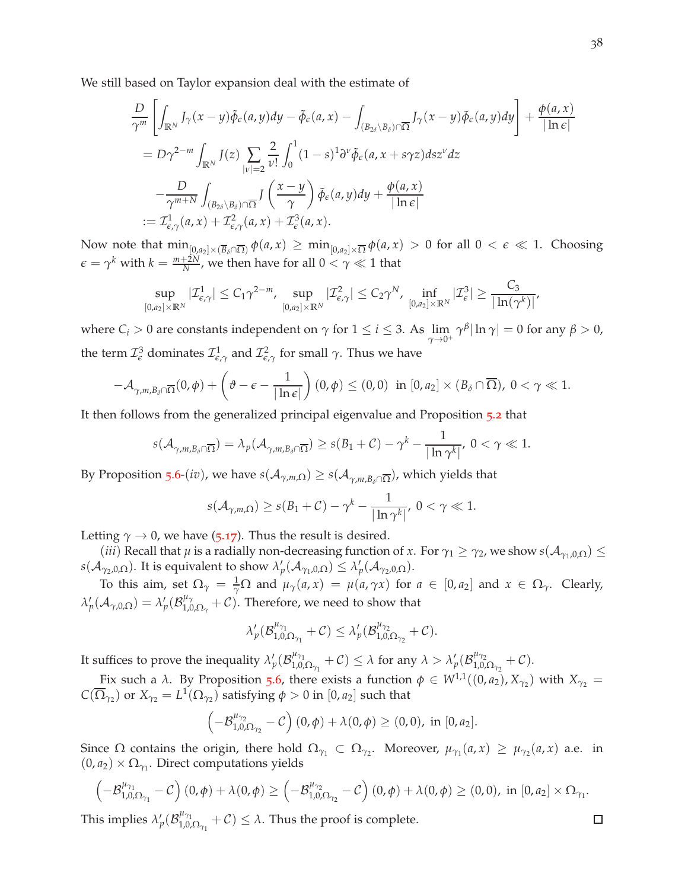We still based on Taylor expansion deal with the estimate of

$$
\begin{aligned}
&\frac{D}{\gamma^m}\left[\int_{\mathbb{R}^N} J_\gamma(x-y)\tilde{\phi}_\epsilon(a,y)dy - \tilde{\phi}_\epsilon(a,x) - \int_{(B_{2\delta}\setminus B_\delta)\cap\overline{\Omega}} J_\gamma(x-y)\tilde{\phi}_\epsilon(a,y)dy\right] + \frac{\phi(a,x)}{|\ln\epsilon|}\\
&= D\gamma^{2-m}\int_{\mathbb{R}^N} J(z)\sum_{|\nu|=2}\frac{2}{\nu!}\int_0^1(1-s)^1\partial^\nu\tilde{\phi}_\epsilon(a,x+s\gamma z)dsz^\nu dz\\
&\quad -\frac{D}{\gamma^{m+N}}\int_{(B_{2\delta}\setminus B_\delta)\cap\overline{\Omega}} J\left(\frac{x-y}{\gamma}\right)\tilde{\phi}_\epsilon(a,y)dy + \frac{\phi(a,x)}{|\ln\epsilon|}\\
&:= \mathcal{I}^1_{\epsilon,\gamma}(a,x) + \mathcal{I}^2_{\epsilon,\gamma}(a,x) + \mathcal{I}^3_{\epsilon}(a,x).
\end{aligned}
$$

Now note that $\min_{[0,a_2]\times(\overline{B}_\delta\cap\overline{\Omega})}\phi(a,x) \geq \min_{[0,a_2]\times\overline{\Omega}}\phi(a,x) > 0$ for all $0<\epsilon\ll 1$. Choosing $\epsilon=\gamma^k$ with $k=\frac{m+2N}{N}$, we then have for all $0<\gamma\ll 1$ that

$$
\sup_{[0,a_2]\times\mathbb{R}^N}|\mathcal{I}^1_{\epsilon,\gamma}| \leq C_1\gamma^{2-m},\ \sup_{[0,a_2]\times\mathbb{R}^N}|\mathcal{I}^2_{\epsilon,\gamma}| \leq C_2\gamma^N,\ \inf_{[0,a_2]\times\mathbb{R}^N}|\mathcal{I}^3_{\epsilon}| \geq \frac{C_3}{|\ln(\gamma^k)|},
$$

where $C_i>0$ are constants independent on $\gamma$ for $1\leq i\leq 3$. As $\lim_{\gamma\to 0^+}\gamma^\beta|\ln\gamma| = 0$ for any $\beta>0$, the term $\mathcal{I}^3_\epsilon$ dominates $\mathcal{I}^1_{\epsilon,\gamma}$ and $\mathcal{I}^2_{\epsilon,\gamma}$ for small $\gamma$. Thus we have

$$
-\mathcal{A}_{\gamma,m,B_\delta\cap\overline{\Omega}}(0,\phi) + \left(\vartheta-\epsilon-\frac{1}{|\ln\epsilon|}\right)(0,\phi) \leq (0,0)\ \text{ in } [0,a_2]\times(B_\delta\cap\overline{\Omega}),\ 0<\gamma\ll 1.
$$

It then follows from the generalized principal eigenvalue and Proposition 5.2 that

$$
s(\mathcal{A}_{\gamma,m,B_\delta\cap\overline{\Omega}}) = \lambda_p(\mathcal{A}_{\gamma,m,B_\delta\cap\overline{\Omega}}) \geq s(B_1+\mathcal{C}) - \gamma^k - \frac{1}{|\ln\gamma^k|},\ 0<\gamma\ll 1.
$$

By Proposition 5.6-$(iv)$, we have $s(\mathcal{A}_{\gamma,m,\Omega}) \geq s(\mathcal{A}_{\gamma,m,B_\delta\cap\overline{\Omega}})$, which yields that

$$
s(\mathcal{A}_{\gamma,m,\Omega}) \geq s(B_1+\mathcal{C}) - \gamma^k - \frac{1}{|\ln\gamma^k|},\ 0<\gamma\ll 1.
$$

Letting $\gamma\to 0$, we have (5.17). Thus the result is desired.

$(iii)$ Recall that $\mu$ is a radially non-decreasing function of $x$. For $\gamma_1\geq\gamma_2$, we show $s(\mathcal{A}_{\gamma_1,0,\Omega}) \leq s(\mathcal{A}_{\gamma_2,0,\Omega})$. It is equivalent to show $\lambda_p'(\mathcal{A}_{\gamma_1,0,\Omega}) \leq \lambda_p'(\mathcal{A}_{\gamma_2,0,\Omega})$.

To this aim, set $\Omega_\gamma = \frac{1}{\gamma}\Omega$ and $\mu_\gamma(a,x) = \mu(a,\gamma x)$ for $a\in[0,a_2]$ and $x\in\Omega_\gamma$. Clearly, $\lambda_p'(\mathcal{A}_{\gamma,0,\Omega}) = \lambda_p'(\mathcal{B}^{\mu_\gamma}_{1,0,\Omega_\gamma}+\mathcal{C})$. Therefore, we need to show that

$$
\lambda_p'(\mathcal{B}^{\mu_{\gamma_1}}_{1,0,\Omega_{\gamma_1}}+\mathcal{C}) \leq \lambda_p'(\mathcal{B}^{\mu_{\gamma_2}}_{1,0,\Omega_{\gamma_2}}+\mathcal{C}).
$$

It suffices to prove the inequality $\lambda_p'(\mathcal{B}^{\mu_{\gamma_1}}_{1,0,\Omega_{\gamma_1}}+\mathcal{C}) \leq \lambda$ for any $\lambda > \lambda_p'(\mathcal{B}^{\mu_{\gamma_2}}_{1,0,\Omega_{\gamma_2}}+\mathcal{C})$.

Fix such a $\lambda$. By Proposition 5.6, there exists a function $\phi\in W^{1,1}((0,a_2),X_{\gamma_2})$ with $X_{\gamma_2} = C(\overline{\Omega}_{\gamma_2})$ or $X_{\gamma_2} = L^1(\Omega_{\gamma_2})$ satisfying $\phi>0$ in $[0,a_2]$ such that

$$
\left(-\mathcal{B}^{\mu_{\gamma_2}}_{1,0,\Omega_{\gamma_2}}-\mathcal{C}\right)(0,\phi) + \lambda(0,\phi) \geq (0,0),\ \text{in } [0,a_2].
$$

Since $\Omega$ contains the origin, there hold $\Omega_{\gamma_1}\subset\Omega_{\gamma_2}$. Moreover, $\mu_{\gamma_1}(a,x)\geq\mu_{\gamma_2}(a,x)$ a.e. in $(0,a_2)\times\Omega_{\gamma_1}$. Direct computations yields

$$
\left(-\mathcal{B}^{\mu_{\gamma_1}}_{1,0,\Omega_{\gamma_1}}-\mathcal{C}\right)(0,\phi) + \lambda(0,\phi) \geq \left(-\mathcal{B}^{\mu_{\gamma_2}}_{1,0,\Omega_{\gamma_2}}-\mathcal{C}\right)(0,\phi) + \lambda(0,\phi) \geq (0,0),\ \text{in } [0,a_2]\times\Omega_{\gamma_1}.
$$

This implies $\lambda_p'(\mathcal{B}^{\mu_{\gamma_1}}_{1,0,\Omega_{\gamma_1}}+\mathcal{C}) \leq \lambda$. Thus the proof is complete. □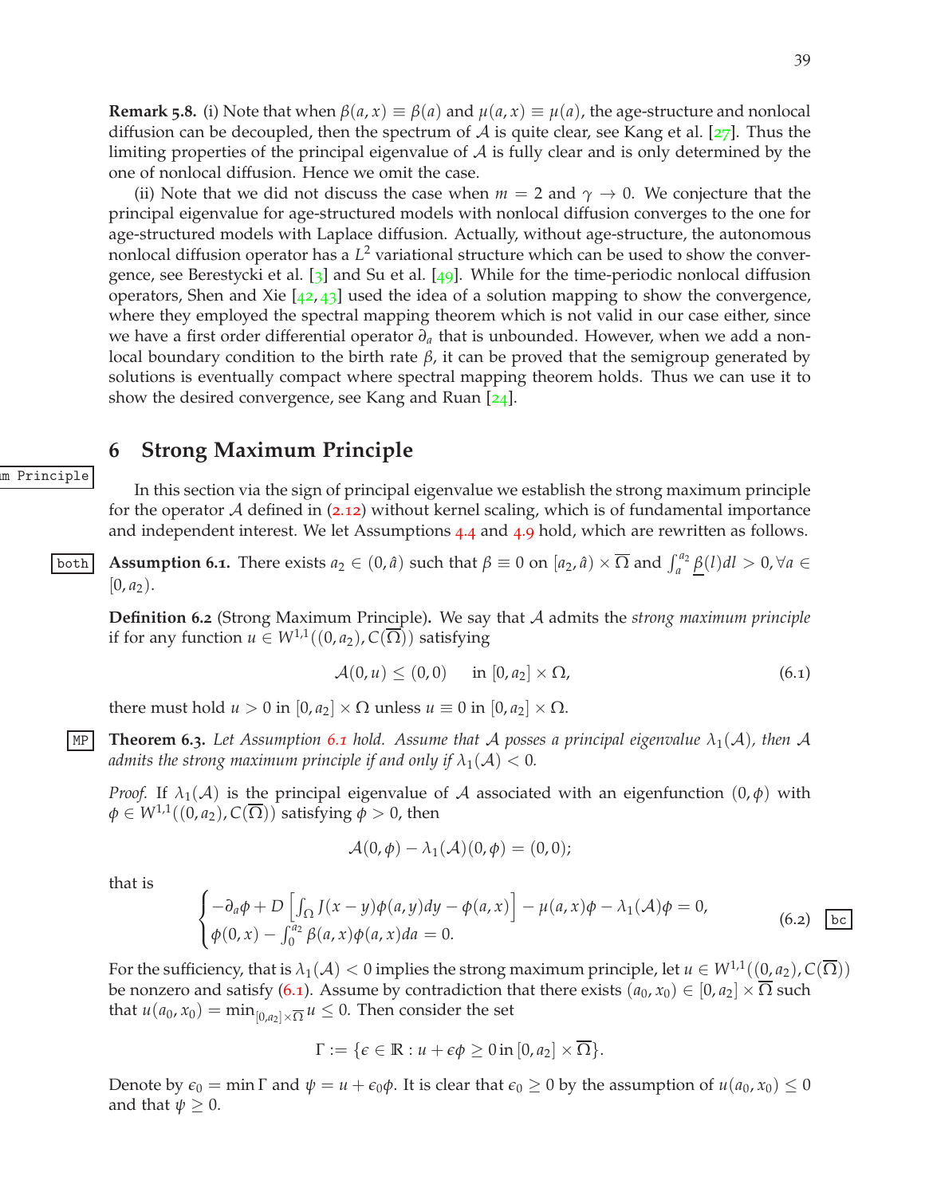**Remark 5.8.** (i) Note that when $\beta(a,x) \equiv \beta(a)$ and $\mu(a,x) \equiv \mu(a)$, the age-structure and nonlocal diffusion can be decoupled, then the spectrum of $\mathcal{A}$ is quite clear, see Kang et al. [27]. Thus the limiting properties of the principal eigenvalue of $\mathcal{A}$ is fully clear and is only determined by the one of nonlocal diffusion. Hence we omit the case.

(ii) Note that we did not discuss the case when $m = 2$ and $\gamma \to 0$. We conjecture that the principal eigenvalue for age-structured models with nonlocal diffusion converges to the one for age-structured models with Laplace diffusion. Actually, without age-structure, the autonomous nonlocal diffusion operator has a $L^2$ variational structure which can be used to show the convergence, see Berestycki et al. [3] and Su et al. [49]. While for the time-periodic nonlocal diffusion operators, Shen and Xie [42, 43] used the idea of a solution mapping to show the convergence, where they employed the spectral mapping theorem which is not valid in our case either, since we have a first order differential operator $\partial_a$ that is unbounded. However, when we add a nonlocal boundary condition to the birth rate $\beta$, it can be proved that the semigroup generated by solutions is eventually compact where spectral mapping theorem holds. Thus we can use it to show the desired convergence, see Kang and Ruan [24].

## 6 Strong Maximum Principle

In this section via the sign of principal eigenvalue we establish the strong maximum principle for the operator $\mathcal{A}$ defined in (2.12) without kernel scaling, which is of fundamental importance and independent interest. We let Assumptions 4.4 and 4.9 hold, which are rewritten as follows.

**Assumption 6.1.** There exists $a_2 \in (0, \hat{a})$ such that $\beta \equiv 0$ on $[a_2, \hat{a}) \times \overline{\Omega}$ and $\int_a^{a_2} \underline{\beta}(l)dl > 0, \forall a \in [0, a_2)$.

**Definition 6.2** (Strong Maximum Principle)**.** We say that $\mathcal{A}$ admits the *strong maximum principle* if for any function $u \in W^{1,1}((0,a_2), C(\overline{\Omega}))$ satisfying

$$\mathcal{A}(0,u) \leq (0,0) \quad \text{ in } [0,a_2] \times \Omega, \tag{6.1}$$

there must hold $u > 0$ in $[0,a_2] \times \Omega$ unless $u \equiv 0$ in $[0,a_2] \times \Omega$.

**Theorem 6.3.** *Let Assumption 6.1 hold. Assume that $\mathcal{A}$ posses a principal eigenvalue $\lambda_1(\mathcal{A})$, then $\mathcal{A}$ admits the strong maximum principle if and only if $\lambda_1(\mathcal{A}) < 0$.*

*Proof.* If $\lambda_1(\mathcal{A})$ is the principal eigenvalue of $\mathcal{A}$ associated with an eigenfunction $(0,\phi)$ with $\phi \in W^{1,1}((0,a_2), C(\overline{\Omega}))$ satisfying $\phi > 0$, then

$$\mathcal{A}(0,\phi) - \lambda_1(\mathcal{A})(0,\phi) = (0,0);$$

that is

$$\begin{cases} -\partial_a \phi + D\left[\int_\Omega J(x-y)\phi(a,y)dy - \phi(a,x)\right] - \mu(a,x)\phi - \lambda_1(\mathcal{A})\phi = 0, \\ \phi(0,x) - \int_0^{a_2} \beta(a,x)\phi(a,x)da = 0. \end{cases} \tag{6.2}$$

For the sufficiency, that is $\lambda_1(\mathcal{A}) < 0$ implies the strong maximum principle, let $u \in W^{1,1}((0,a_2), C(\overline{\Omega}))$ be nonzero and satisfy (6.1). Assume by contradiction that there exists $(a_0, x_0) \in [0,a_2] \times \overline{\Omega}$ such that $u(a_0,x_0) = \min_{[0,a_2]\times\overline{\Omega}} u \leq 0$. Then consider the set

$$\Gamma := \{\epsilon \in \mathbb{R} : u + \epsilon\phi \geq 0 \text{ in } [0,a_2] \times \overline{\Omega}\}.$$

Denote by $\epsilon_0 = \min \Gamma$ and $\psi = u + \epsilon_0 \phi$. It is clear that $\epsilon_0 \geq 0$ by the assumption of $u(a_0,x_0) \leq 0$ and that $\psi \geq 0$.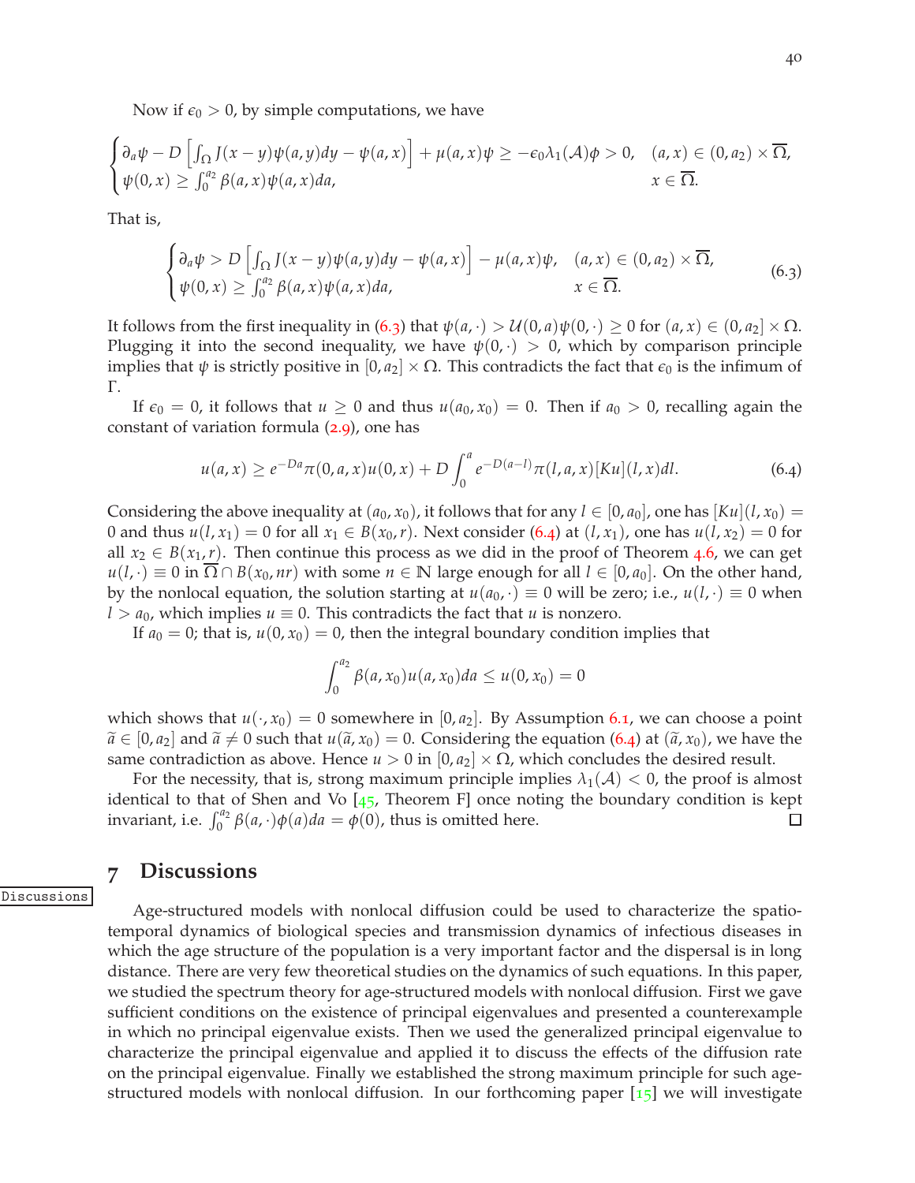Now if $\epsilon_0 > 0$, by simple computations, we have

$$\begin{cases} \partial_a \psi - D\left[\int_\Omega J(x-y)\psi(a,y)dy - \psi(a,x)\right] + \mu(a,x)\psi \geq -\epsilon_0 \lambda_1(\mathcal{A})\phi > 0, & (a,x) \in (0,a_2)\times\overline{\Omega}, \\ \psi(0,x) \geq \int_0^{a_2} \beta(a,x)\psi(a,x)da, & x\in\overline{\Omega}. \end{cases}$$

That is,

$$\begin{cases} \partial_a \psi > D\left[\int_\Omega J(x-y)\psi(a,y)dy - \psi(a,x)\right] - \mu(a,x)\psi, & (a,x) \in (0,a_2)\times\overline{\Omega}, \\ \psi(0,x) \geq \int_0^{a_2} \beta(a,x)\psi(a,x)da, & x\in\overline{\Omega}. \end{cases} \tag{6.3}$$

It follows from the first inequality in (6.3) that $\psi(a,\cdot) > \mathcal{U}(0,a)\psi(0,\cdot) \geq 0$ for $(a,x) \in (0,a_2] \times \Omega$. Plugging it into the second inequality, we have $\psi(0,\cdot) > 0$, which by comparison principle implies that $\psi$ is strictly positive in $[0,a_2]\times\Omega$. This contradicts the fact that $\epsilon_0$ is the infimum of $\Gamma$.

If $\epsilon_0 = 0$, it follows that $u \geq 0$ and thus $u(a_0,x_0) = 0$. Then if $a_0 > 0$, recalling again the constant of variation formula (2.9), one has

$$u(a,x) \geq e^{-Da}\pi(0,a,x)u(0,x) + D\int_0^a e^{-D(a-l)}\pi(l,a,x)[Ku](l,x)dl. \tag{6.4}$$

Considering the above inequality at $(a_0,x_0)$, it follows that for any $l \in [0,a_0]$, one has $[Ku](l,x_0) = 0$ and thus $u(l,x_1) = 0$ for all $x_1 \in B(x_0,r)$. Next consider (6.4) at $(l,x_1)$, one has $u(l,x_2) = 0$ for all $x_2 \in B(x_1,r)$. Then continue this process as we did in the proof of Theorem 4.6, we can get $u(l,\cdot) \equiv 0$ in $\overline{\Omega}\cap B(x_0,nr)$ with some $n \in \mathbb{N}$ large enough for all $l \in [0,a_0]$. On the other hand, by the nonlocal equation, the solution starting at $u(a_0,\cdot) \equiv 0$ will be zero; i.e., $u(l,\cdot) \equiv 0$ when $l > a_0$, which implies $u \equiv 0$. This contradicts the fact that $u$ is nonzero.

If $a_0 = 0$; that is, $u(0,x_0) = 0$, then the integral boundary condition implies that

$$\int_0^{a_2} \beta(a,x_0)u(a,x_0)da \leq u(0,x_0) = 0$$

which shows that $u(\cdot,x_0) = 0$ somewhere in $[0,a_2]$. By Assumption 6.1, we can choose a point $\widetilde{a} \in [0,a_2]$ and $\widetilde{a} \neq 0$ such that $u(\widetilde{a},x_0) = 0$. Considering the equation (6.4) at $(\widetilde{a},x_0)$, we have the same contradiction as above. Hence $u > 0$ in $[0,a_2]\times\Omega$, which concludes the desired result.

For the necessity, that is, strong maximum principle implies $\lambda_1(\mathcal{A}) < 0$, the proof is almost identical to that of Shen and Vo [45, Theorem F] once noting the boundary condition is kept invariant, i.e. $\int_0^{a_2} \beta(a,\cdot)\phi(a)da = \phi(0)$, thus is omitted here. ◻

## 7 Discussions

Age-structured models with nonlocal diffusion could be used to characterize the spatio-temporal dynamics of biological species and transmission dynamics of infectious diseases in which the age structure of the population is a very important factor and the dispersal is in long distance. There are very few theoretical studies on the dynamics of such equations. In this paper, we studied the spectrum theory for age-structured models with nonlocal diffusion. First we gave sufficient conditions on the existence of principal eigenvalues and presented a counterexample in which no principal eigenvalue exists. Then we used the generalized principal eigenvalue to characterize the principal eigenvalue and applied it to discuss the effects of the diffusion rate on the principal eigenvalue. Finally we established the strong maximum principle for such age-structured models with nonlocal diffusion. In our forthcoming paper [15] we will investigate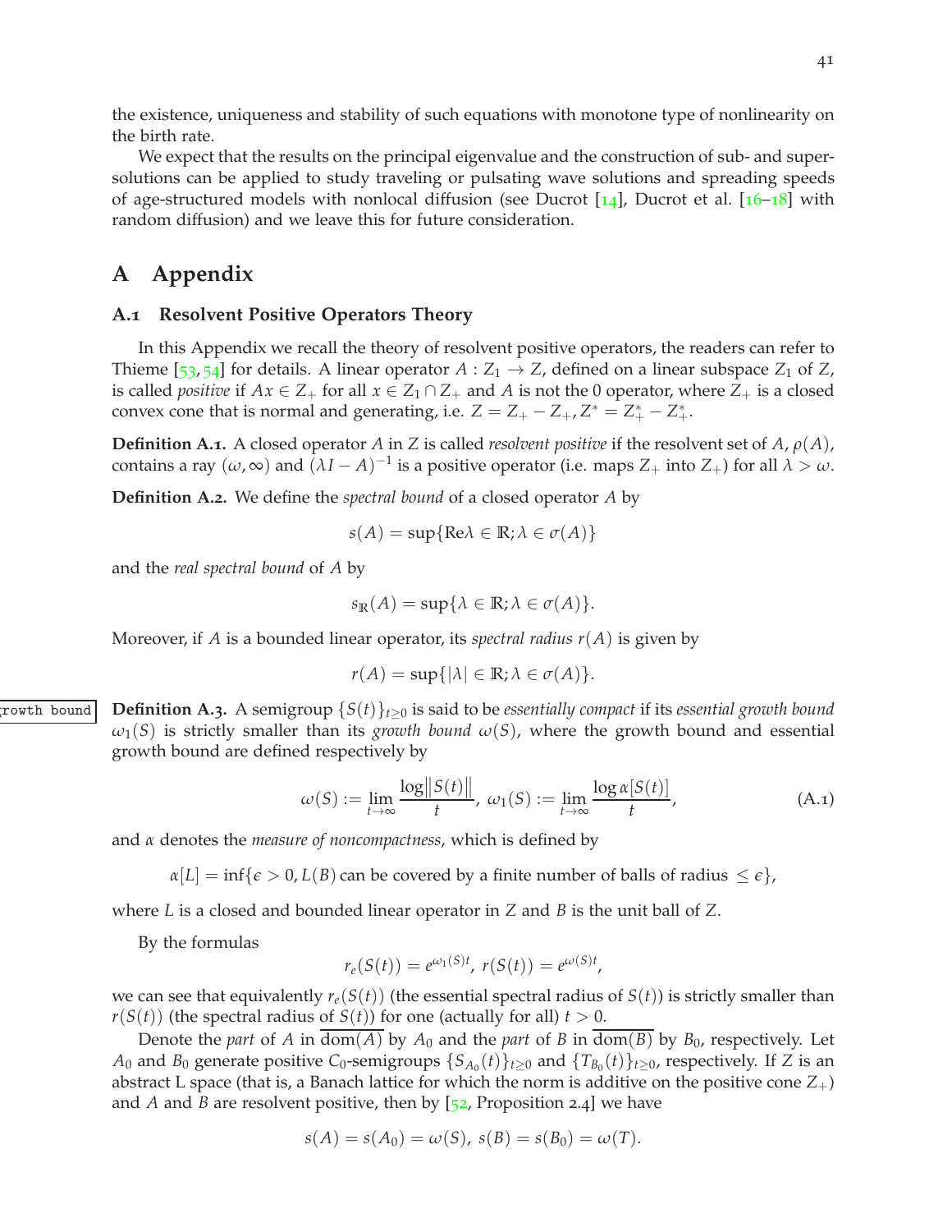the existence, uniqueness and stability of such equations with monotone type of nonlinearity on the birth rate.

We expect that the results on the principal eigenvalue and the construction of sub- and super-solutions can be applied to study traveling or pulsating wave solutions and spreading speeds of age-structured models with nonlocal diffusion (see Ducrot [14], Ducrot et al. [16–18] with random diffusion) and we leave this for future consideration.

# A Appendix

## A.1 Resolvent Positive Operators Theory

In this Appendix we recall the theory of resolvent positive operators, the readers can refer to Thieme [53, 54] for details. A linear operator $A : Z_1 \to Z$, defined on a linear subspace $Z_1$ of $Z$, is called *positive* if $Ax \in Z_+$ for all $x \in Z_1 \cap Z_+$ and $A$ is not the 0 operator, where $Z_+$ is a closed convex cone that is normal and generating, i.e. $Z = Z_+ - Z_+, Z^* = Z^*_+ - Z^*_+$.

**Definition A.1.** A closed operator $A$ in $Z$ is called *resolvent positive* if the resolvent set of $A$, $\rho(A)$, contains a ray $(\omega, \infty)$ and $(\lambda I - A)^{-1}$ is a positive operator (i.e. maps $Z_+$ into $Z_+$) for all $\lambda > \omega$.

**Definition A.2.** We define the *spectral bound* of a closed operator $A$ by

$$s(A) = \sup\{\mathrm{Re}\lambda \in \mathbb{R}; \lambda \in \sigma(A)\}$$

and the *real spectral bound* of $A$ by

$$s_{\mathbb{R}}(A) = \sup\{\lambda \in \mathbb{R}; \lambda \in \sigma(A)\}.$$

Moreover, if $A$ is a bounded linear operator, its *spectral radius* $r(A)$ is given by

$$r(A) = \sup\{|\lambda| \in \mathbb{R}; \lambda \in \sigma(A)\}.$$

**Definition A.3.** A semigroup $\{S(t)\}_{t\geq 0}$ is said to be *essentially compact* if its *essential growth bound* $\omega_1(S)$ is strictly smaller than its *growth bound* $\omega(S)$, where the growth bound and essential growth bound are defined respectively by

$$\omega(S) := \lim_{t\to\infty} \frac{\log\|S(t)\|}{t},\ \omega_1(S) := \lim_{t\to\infty} \frac{\log \alpha[S(t)]}{t}, \tag{A.1}$$

and $\alpha$ denotes the *measure of noncompactness*, which is defined by

$$\alpha[L] = \inf\{\epsilon > 0, L(B) \text{ can be covered by a finite number of balls of radius } \leq \epsilon\},$$

where $L$ is a closed and bounded linear operator in $Z$ and $B$ is the unit ball of $Z$.

By the formulas

$$r_e(S(t)) = e^{\omega_1(S)t},\ r(S(t)) = e^{\omega(S)t},$$

we can see that equivalently $r_e(S(t))$ (the essential spectral radius of $S(t)$) is strictly smaller than $r(S(t))$ (the spectral radius of $S(t)$) for one (actually for all) $t > 0$.

Denote the *part* of $A$ in $\overline{\mathrm{dom}(A)}$ by $A_0$ and the *part* of $B$ in $\overline{\mathrm{dom}(B)}$ by $B_0$, respectively. Let $A_0$ and $B_0$ generate positive $C_0$-semigroups $\{S_{A_0}(t)\}_{t\geq 0}$ and $\{T_{B_0}(t)\}_{t\geq 0}$, respectively. If $Z$ is an abstract L space (that is, a Banach lattice for which the norm is additive on the positive cone $Z_+$) and $A$ and $B$ are resolvent positive, then by [52, Proposition 2.4] we have

$$s(A) = s(A_0) = \omega(S),\ s(B) = s(B_0) = \omega(T).$$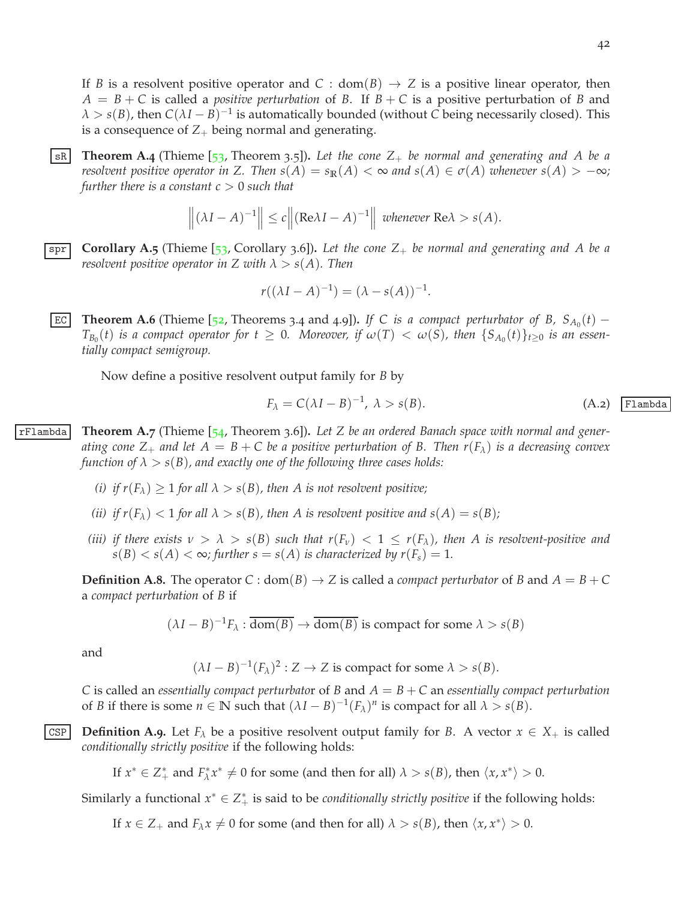If $B$ is a resolvent positive operator and $C : \mathrm{dom}(B) \to Z$ is a positive linear operator, then $A = B + C$ is called a *positive perturbation* of $B$. If $B + C$ is a positive perturbation of $B$ and $\lambda > s(B)$, then $C(\lambda I - B)^{-1}$ is automatically bounded (without $C$ being necessarily closed). This is a consequence of $Z_+$ being normal and generating.

**Theorem A.4** (Thieme [53, Theorem 3.5]). *Let the cone $Z_+$ be normal and generating and $A$ be a resolvent positive operator in $Z$. Then $s(A) = s_{\mathbb{R}}(A) < \infty$ and $s(A) \in \sigma(A)$ whenever $s(A) > -\infty$; further there is a constant $c > 0$ such that*

$$\left\|(\lambda I - A)^{-1}\right\| \leq c\left\|(\mathrm{Re}\lambda I - A)^{-1}\right\| \text{ whenever } \mathrm{Re}\lambda > s(A).$$

**Corollary A.5** (Thieme [53, Corollary 3.6]). *Let the cone $Z_+$ be normal and generating and $A$ be a resolvent positive operator in $Z$ with $\lambda > s(A)$. Then*

$$r((\lambda I - A)^{-1}) = (\lambda - s(A))^{-1}.$$

**Theorem A.6** (Thieme [52, Theorems 3.4 and 4.9]). *If $C$ is a compact perturbator of $B$, $S_{A_0}(t) - T_{B_0}(t)$ is a compact operator for $t \geq 0$. Moreover, if $\omega(T) < \omega(S)$, then $\{S_{A_0}(t)\}_{t\geq 0}$ is an essentially compact semigroup.*

Now define a positive resolvent output family for $B$ by

$$F_\lambda = C(\lambda I - B)^{-1},\ \lambda > s(B). \tag{A.2}$$

**Theorem A.7** (Thieme [54, Theorem 3.6]). *Let $Z$ be an ordered Banach space with normal and generating cone $Z_+$ and let $A = B + C$ be a positive perturbation of $B$. Then $r(F_\lambda)$ is a decreasing convex function of $\lambda > s(B)$, and exactly one of the following three cases holds:*

- *(i) if $r(F_\lambda) \geq 1$ for all $\lambda > s(B)$, then $A$ is not resolvent positive;*
- *(ii) if $r(F_\lambda) < 1$ for all $\lambda > s(B)$, then $A$ is resolvent positive and $s(A) = s(B)$;*
- *(iii) if there exists $\nu > \lambda > s(B)$ such that $r(F_\nu) < 1 \leq r(F_\lambda)$, then $A$ is resolvent-positive and $s(B) < s(A) < \infty$; further $s = s(A)$ is characterized by $r(F_s) = 1$.*

**Definition A.8.** The operator $C : \mathrm{dom}(B) \to Z$ is called a *compact perturbator* of $B$ and $A = B + C$ a *compact perturbation* of $B$ if

$$(\lambda I - B)^{-1}F_\lambda : \overline{\mathrm{dom}(B)} \to \overline{\mathrm{dom}(B)} \text{ is compact for some } \lambda > s(B)$$

and

$$(\lambda I - B)^{-1}(F_\lambda)^2 : Z \to Z \text{ is compact for some } \lambda > s(B).$$

$C$ is called an *essentially compact perturbator* of $B$ and $A = B + C$ an *essentially compact perturbation* of $B$ if there is some $n \in \mathbb{N}$ such that $(\lambda I - B)^{-1}(F_\lambda)^n$ is compact for all $\lambda > s(B)$.

**Definition A.9.** Let $F_\lambda$ be a positive resolvent output family for $B$. A vector $x \in X_+$ is called *conditionally strictly positive* if the following holds:

If $x^* \in Z_+^*$ and $F_\lambda^* x^* \neq 0$ for some (and then for all) $\lambda > s(B)$, then $\langle x, x^* \rangle > 0$.

Similarly a functional $x^* \in Z_+^*$ is said to be *conditionally strictly positive* if the following holds:

If $x \in Z_+$ and $F_\lambda x \neq 0$ for some (and then for all) $\lambda > s(B)$, then $\langle x, x^* \rangle > 0$.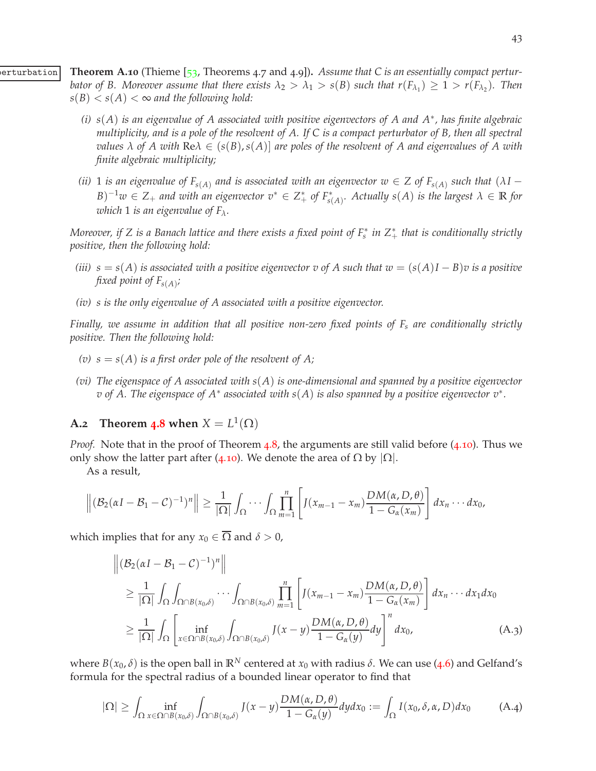**Theorem A.10** (Thieme [53, Theorems 4.7 and 4.9])**.** *Assume that $C$ is an essentially compact perturbator of $B$. Moreover assume that there exists $\lambda_2 > \lambda_1 > s(B)$ such that $r(F_{\lambda_1}) \geq 1 > r(F_{\lambda_2})$. Then $s(B) < s(A) < \infty$ and the following hold:*

*(i) $s(A)$ is an eigenvalue of $A$ associated with positive eigenvectors of $A$ and $A^*$, has finite algebraic multiplicity, and is a pole of the resolvent of $A$. If $C$ is a compact perturbator of $B$, then all spectral values $\lambda$ of $A$ with $\mathrm{Re}\lambda \in (s(B), s(A)]$ are poles of the resolvent of $A$ and eigenvalues of $A$ with finite algebraic multiplicity;*

*(ii) $1$ is an eigenvalue of $F_{s(A)}$ and is associated with an eigenvector $w \in Z$ of $F_{s(A)}$ such that $(\lambda I - B)^{-1}w \in Z_+$ and with an eigenvector $v^* \in Z_+^*$ of $F_{s(A)}^*$. Actually $s(A)$ is the largest $\lambda \in \mathbb{R}$ for which $1$ is an eigenvalue of $F_\lambda$.*

*Moreover, if $Z$ is a Banach lattice and there exists a fixed point of $F_s^*$ in $Z_+^*$ that is conditionally strictly positive, then the following hold:*

*(iii) $s = s(A)$ is associated with a positive eigenvector $v$ of $A$ such that $w = (s(A)I - B)v$ is a positive fixed point of $F_{s(A)}$;*

*(iv) $s$ is the only eigenvalue of $A$ associated with a positive eigenvector.*

*Finally, we assume in addition that all positive non-zero fixed points of $F_s$ are conditionally strictly positive. Then the following hold:*

*(v) $s = s(A)$ is a first order pole of the resolvent of $A$;*

*(vi) The eigenspace of $A$ associated with $s(A)$ is one-dimensional and spanned by a positive eigenvector $v$ of $A$. The eigenspace of $A^*$ associated with $s(A)$ is also spanned by a positive eigenvector $v^*$.*

## A.2 Theorem 4.8 when $X = L^1(\Omega)$

*Proof.* Note that in the proof of Theorem 4.8, the arguments are still valid before (4.10). Thus we only show the latter part after (4.10). We denote the area of $\Omega$ by $|\Omega|$.

As a result,

$$\left\|(\mathcal{B}_2(\alpha I - \mathcal{B}_1 - \mathcal{C})^{-1})^n\right\| \geq \frac{1}{|\Omega|}\int_\Omega \cdots \int_\Omega \prod_{m=1}^n \left[J(x_{m-1} - x_m)\frac{DM(\alpha, D, \theta)}{1 - G_\alpha(x_m)}\right] dx_n \cdots dx_0,$$

which implies that for any $x_0 \in \overline{\Omega}$ and $\delta > 0$,

$$\begin{aligned}
&\left\|(\mathcal{B}_2(\alpha I - \mathcal{B}_1 - \mathcal{C})^{-1})^n\right\| \\
&\geq \frac{1}{|\Omega|}\int_\Omega \int_{\Omega \cap B(x_0,\delta)} \cdots \int_{\Omega \cap B(x_0,\delta)} \prod_{m=1}^n \left[J(x_{m-1} - x_m)\frac{DM(\alpha, D, \theta)}{1 - G_\alpha(x_m)}\right] dx_n \cdots dx_1 dx_0 \\
&\geq \frac{1}{|\Omega|}\int_\Omega \left[\inf_{x \in \Omega \cap B(x_0,\delta)} \int_{\Omega \cap B(x_0,\delta)} J(x - y)\frac{DM(\alpha, D, \theta)}{1 - G_\alpha(y)} dy\right]^n dx_0,
\end{aligned} \tag{A.3}$$

where $B(x_0, \delta)$ is the open ball in $\mathbb{R}^N$ centered at $x_0$ with radius $\delta$. We can use (4.6) and Gelfand's formula for the spectral radius of a bounded linear operator to find that

$$|\Omega| \geq \int_\Omega \inf_{x \in \Omega \cap B(x_0,\delta)} \int_{\Omega \cap B(x_0,\delta)} J(x - y)\frac{DM(\alpha, D, \theta)}{1 - G_\alpha(y)} dy dx_0 := \int_\Omega I(x_0, \delta, \alpha, D) dx_0 \tag{A.4}$$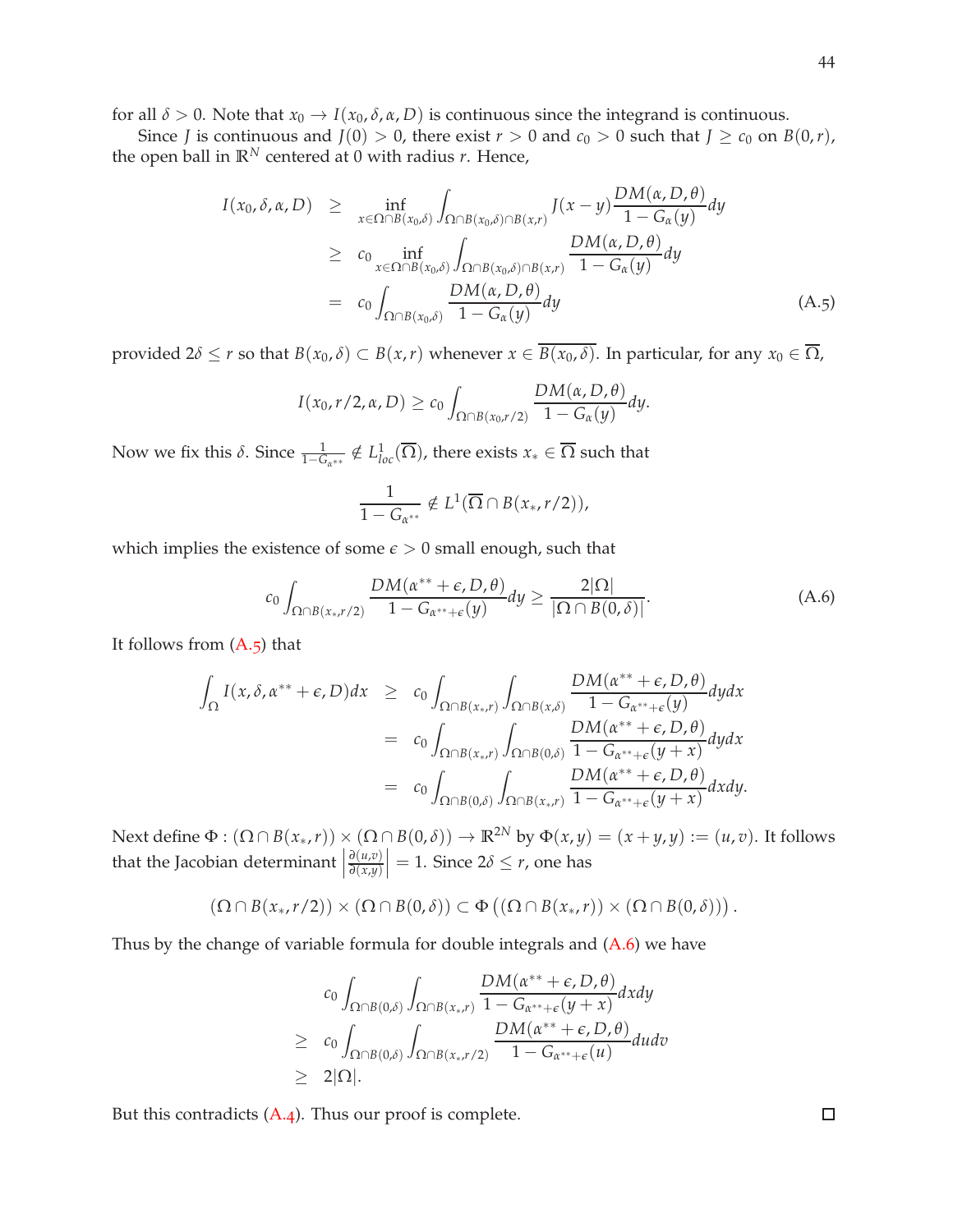for all $\delta > 0$. Note that $x_0 \to I(x_0, \delta, \alpha, D)$ is continuous since the integrand is continuous.

Since $J$ is continuous and $J(0) > 0$, there exist $r > 0$ and $c_0 > 0$ such that $J \geq c_0$ on $B(0, r)$, the open ball in $\mathbb{R}^N$ centered at 0 with radius $r$. Hence,

$$
\begin{aligned}
I(x_0, \delta, \alpha, D) &\geq \inf_{x \in \Omega \cap B(x_0, \delta)} \int_{\Omega \cap B(x_0, \delta) \cap B(x, r)} J(x - y) \frac{DM(\alpha, D, \theta)}{1 - G_\alpha(y)} dy \\
&\geq c_0 \inf_{x \in \Omega \cap B(x_0, \delta)} \int_{\Omega \cap B(x_0, \delta) \cap B(x, r)} \frac{DM(\alpha, D, \theta)}{1 - G_\alpha(y)} dy \\
&= c_0 \int_{\Omega \cap B(x_0, \delta)} \frac{DM(\alpha, D, \theta)}{1 - G_\alpha(y)} dy \qquad \text{(A.5)}
\end{aligned}
$$

provided $2\delta \leq r$ so that $B(x_0, \delta) \subset B(x, r)$ whenever $x \in \overline{B(x_0, \delta)}$. In particular, for any $x_0 \in \overline{\Omega}$,

$$
I(x_0, r/2, \alpha, D) \geq c_0 \int_{\Omega \cap B(x_0, r/2)} \frac{DM(\alpha, D, \theta)}{1 - G_\alpha(y)} dy.
$$

Now we fix this $\delta$. Since $\frac{1}{1 - G_{\alpha^{**}}} \notin L^1_{loc}(\overline{\Omega})$, there exists $x_* \in \overline{\Omega}$ such that

$$
\frac{1}{1 - G_{\alpha^{**}}} \notin L^1(\overline{\Omega} \cap B(x_*, r/2)),
$$

which implies the existence of some $\epsilon > 0$ small enough, such that

$$
c_0 \int_{\Omega \cap B(x_*, r/2)} \frac{DM(\alpha^{**} + \epsilon, D, \theta)}{1 - G_{\alpha^{**} + \epsilon}(y)} dy \geq \frac{2|\Omega|}{|\Omega \cap B(0, \delta)|}. \qquad \text{(A.6)}
$$

It follows from (A.5) that

$$
\begin{aligned}
\int_\Omega I(x, \delta, \alpha^{**} + \epsilon, D) dx &\geq c_0 \int_{\Omega \cap B(x_*, r)} \int_{\Omega \cap B(x, \delta)} \frac{DM(\alpha^{**} + \epsilon, D, \theta)}{1 - G_{\alpha^{**} + \epsilon}(y)} dy dx \\
&= c_0 \int_{\Omega \cap B(x_*, r)} \int_{\Omega \cap B(0, \delta)} \frac{DM(\alpha^{**} + \epsilon, D, \theta)}{1 - G_{\alpha^{**} + \epsilon}(y + x)} dy dx \\
&= c_0 \int_{\Omega \cap B(0, \delta)} \int_{\Omega \cap B(x_*, r)} \frac{DM(\alpha^{**} + \epsilon, D, \theta)}{1 - G_{\alpha^{**} + \epsilon}(y + x)} dx dy.
\end{aligned}
$$

Next define $\Phi : (\Omega \cap B(x_*, r)) \times (\Omega \cap B(0, \delta)) \to \mathbb{R}^{2N}$ by $\Phi(x, y) = (x + y, y) := (u, v)$. It follows that the Jacobian determinant $\left| \frac{\partial(u, v)}{\partial(x, y)} \right| = 1$. Since $2\delta \leq r$, one has

$$
(\Omega \cap B(x_*, r/2)) \times (\Omega \cap B(0, \delta)) \subset \Phi\left( (\Omega \cap B(x_*, r)) \times (\Omega \cap B(0, \delta)) \right).
$$

Thus by the change of variable formula for double integrals and (A.6) we have

$$
\begin{aligned}
& c_0 \int_{\Omega \cap B(0, \delta)} \int_{\Omega \cap B(x_*, r)} \frac{DM(\alpha^{**} + \epsilon, D, \theta)}{1 - G_{\alpha^{**} + \epsilon}(y + x)} dx dy \\
\geq \; & c_0 \int_{\Omega \cap B(0, \delta)} \int_{\Omega \cap B(x_*, r/2)} \frac{DM(\alpha^{**} + \epsilon, D, \theta)}{1 - G_{\alpha^{**} + \epsilon}(u)} du dv \\
\geq \; & 2|\Omega|.
\end{aligned}
$$

But this contradicts (A.4). Thus our proof is complete. $\square$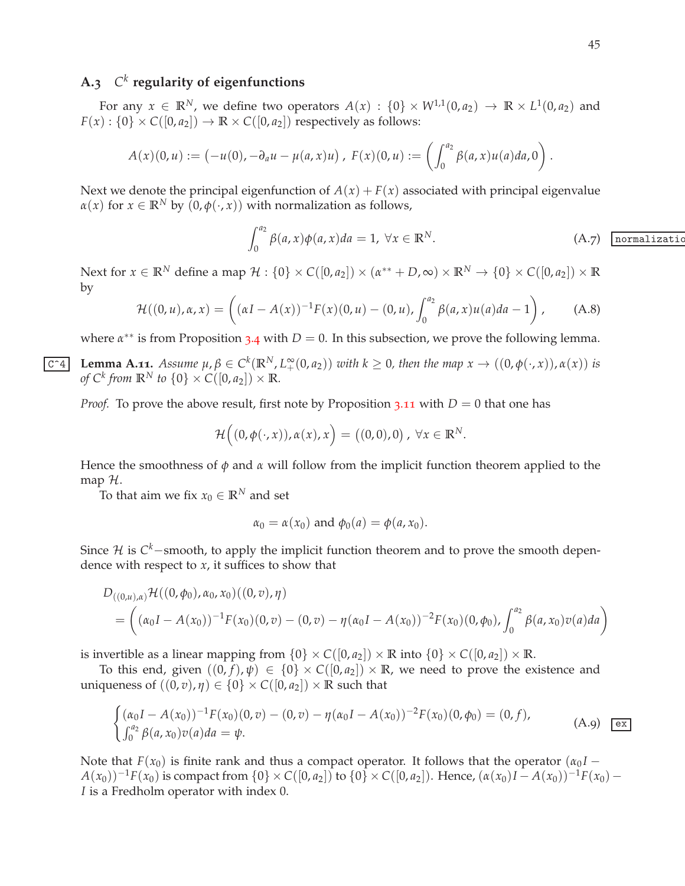## A.3 $C^k$ regularity of eigenfunctions

For any $x \in \mathbb{R}^N$, we define two operators $A(x) : \{0\} \times W^{1,1}(0, a_2) \to \mathbb{R} \times L^1(0, a_2)$ and $F(x) : \{0\} \times C([0, a_2]) \to \mathbb{R} \times C([0, a_2])$ respectively as follows:

$$A(x)(0, u) := \left(-u(0), -\partial_a u - \mu(a, x)u\right), \quad F(x)(0, u) := \left(\int_0^{a_2} \beta(a, x)u(a)da, 0\right).$$

Next we denote the principal eigenfunction of $A(x) + F(x)$ associated with principal eigenvalue $\alpha(x)$ for $x \in \mathbb{R}^N$ by $(0, \phi(\cdot, x))$ with normalization as follows,

$$\int_0^{a_2} \beta(a, x)\phi(a, x)da = 1, \ \forall x \in \mathbb{R}^N. \tag{A.7}$$

Next for $x \in \mathbb{R}^N$ define a map $\mathcal{H} : \{0\} \times C([0, a_2]) \times (\alpha^{**} + D, \infty) \times \mathbb{R}^N \to \{0\} \times C([0, a_2]) \times \mathbb{R}$ by

$$\mathcal{H}((0, u), \alpha, x) = \left((\alpha I - A(x))^{-1}F(x)(0, u) - (0, u), \int_0^{a_2} \beta(a, x)u(a)da - 1\right), \tag{A.8}$$

where $\alpha^{**}$ is from Proposition 3.4 with $D = 0$. In this subsection, we prove the following lemma.

**Lemma A.11.** *Assume $\mu, \beta \in C^k(\mathbb{R}^N, L^\infty_+(0, a_2))$ with $k \geq 0$, then the map $x \to ((0, \phi(\cdot, x)), \alpha(x))$ is of $C^k$ from $\mathbb{R}^N$ to $\{0\} \times C([0, a_2]) \times \mathbb{R}$.*

*Proof.* To prove the above result, first note by Proposition 3.11 with $D = 0$ that one has

$$\mathcal{H}\Big((0, \phi(\cdot, x)), \alpha(x), x\Big) = ((0, 0), 0), \ \forall x \in \mathbb{R}^N.$$

Hence the smoothness of $\phi$ and $\alpha$ will follow from the implicit function theorem applied to the map $\mathcal{H}$.

To that aim we fix $x_0 \in \mathbb{R}^N$ and set

$$\alpha_0 = \alpha(x_0) \text{ and } \phi_0(a) = \phi(a, x_0).$$

Since $\mathcal{H}$ is $C^k-$smooth, to apply the implicit function theorem and to prove the smooth dependence with respect to $x$, it suffices to show that

$$\begin{aligned}
&D_{((0,u),\alpha)}\mathcal{H}((0, \phi_0), \alpha_0, x_0)((0, v), \eta) \\
&= \left((\alpha_0 I - A(x_0))^{-1}F(x_0)(0, v) - (0, v) - \eta(\alpha_0 I - A(x_0))^{-2}F(x_0)(0, \phi_0), \int_0^{a_2} \beta(a, x_0)v(a)da\right)
\end{aligned}$$

is invertible as a linear mapping from $\{0\} \times C([0, a_2]) \times \mathbb{R}$ into $\{0\} \times C([0, a_2]) \times \mathbb{R}$.

To this end, given $((0, f), \psi) \in \{0\} \times C([0, a_2]) \times \mathbb{R}$, we need to prove the existence and uniqueness of $((0, v), \eta) \in \{0\} \times C([0, a_2]) \times \mathbb{R}$ such that

$$\begin{cases}
(\alpha_0 I - A(x_0))^{-1}F(x_0)(0, v) - (0, v) - \eta(\alpha_0 I - A(x_0))^{-2}F(x_0)(0, \phi_0) = (0, f), \\
\int_0^{a_2} \beta(a, x_0)v(a)da = \psi.
\end{cases} \tag{A.9}$$

Note that $F(x_0)$ is finite rank and thus a compact operator. It follows that the operator $(\alpha_0 I - A(x_0))^{-1}F(x_0)$ is compact from $\{0\} \times C([0, a_2])$ to $\{0\} \times C([0, a_2])$. Hence, $(\alpha(x_0)I - A(x_0))^{-1}F(x_0) - I$ is a Fredholm operator with index 0.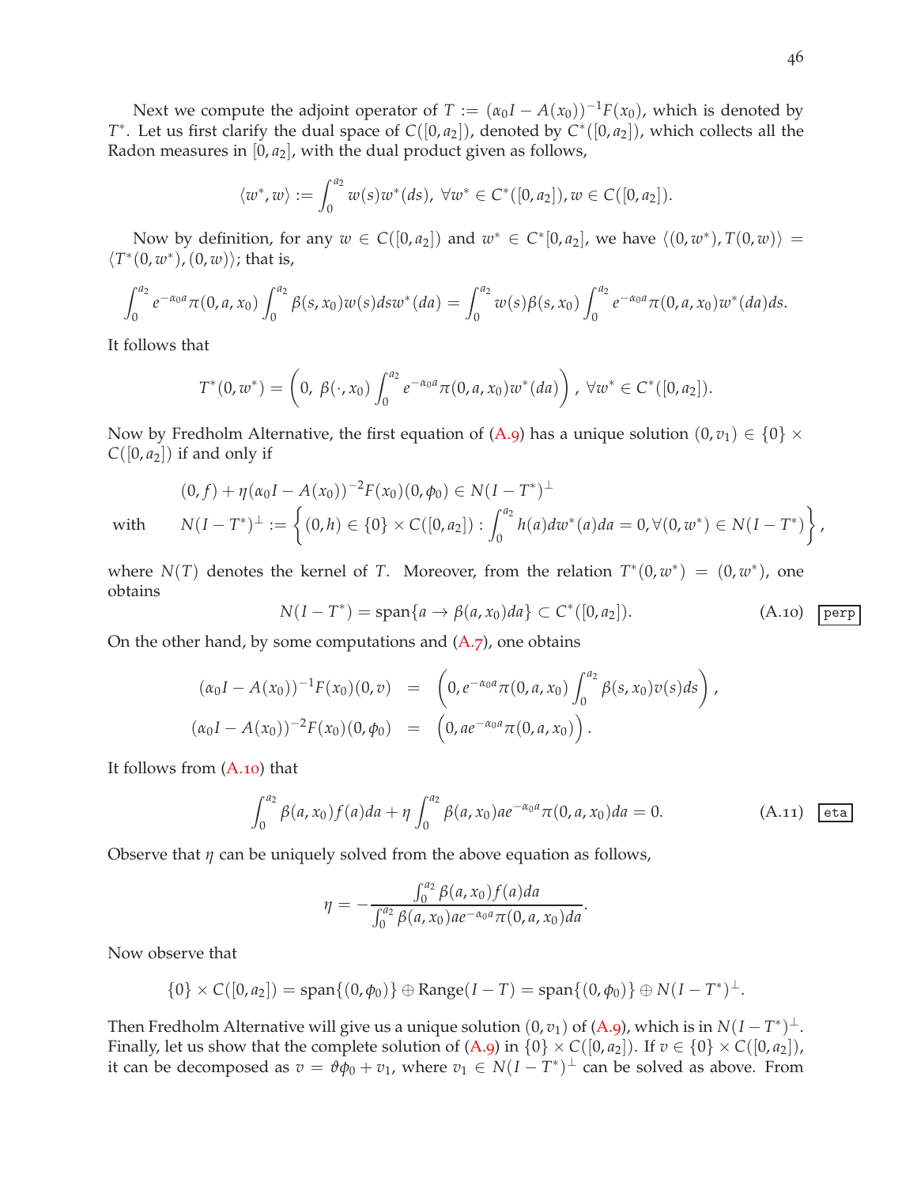Next we compute the adjoint operator of $T := (\alpha_0 I - A(x_0))^{-1}F(x_0)$, which is denoted by $T^*$. Let us first clarify the dual space of $C([0,a_2])$, denoted by $C^*([0,a_2])$, which collects all the Radon measures in $[0,a_2]$, with the dual product given as follows,

$$\langle w^*, w\rangle := \int_0^{a_2} w(s)w^*(ds),\ \forall w^* \in C^*([0,a_2]), w \in C([0,a_2]).$$

Now by definition, for any $w \in C([0,a_2])$ and $w^* \in C^*[0,a_2]$, we have $\langle (0,w^*), T(0,w)\rangle = \langle T^*(0,w^*), (0,w)\rangle$; that is,

$$\int_0^{a_2} e^{-\alpha_0 a}\pi(0,a,x_0)\int_0^{a_2}\beta(s,x_0)w(s)ds w^*(da) = \int_0^{a_2} w(s)\beta(s,x_0)\int_0^{a_2} e^{-\alpha_0 a}\pi(0,a,x_0)w^*(da)ds.$$

It follows that

$$T^*(0,w^*) = \left(0,\ \beta(\cdot,x_0)\int_0^{a_2} e^{-\alpha_0 a}\pi(0,a,x_0)w^*(da)\right),\ \forall w^* \in C^*([0,a_2]).$$

Now by Fredholm Alternative, the first equation of (A.9) has a unique solution $(0,v_1) \in \{0\}\times C([0,a_2])$ if and only if

$$(0,f) + \eta(\alpha_0 I - A(x_0))^{-2}F(x_0)(0,\phi_0) \in N(I-T^*)^{\perp}$$

$$\text{with}\qquad N(I-T^*)^{\perp} := \left\{(0,h) \in \{0\}\times C([0,a_2]) : \int_0^{a_2} h(a)dw^*(a)da = 0, \forall (0,w^*) \in N(I-T^*)\right\},$$

where $N(T)$ denotes the kernel of $T$. Moreover, from the relation $T^*(0,w^*) = (0,w^*)$, one obtains

$$N(I-T^*) = \text{span}\{a \to \beta(a,x_0)da\} \subset C^*([0,a_2]). \tag{A.10}$$

On the other hand, by some computations and (A.7), one obtains

$$\begin{aligned}
(\alpha_0 I - A(x_0))^{-1}F(x_0)(0,v) &= \left(0, e^{-\alpha_0 a}\pi(0,a,x_0)\int_0^{a_2}\beta(s,x_0)v(s)ds\right),\\
(\alpha_0 I - A(x_0))^{-2}F(x_0)(0,\phi_0) &= \left(0, ae^{-\alpha_0 a}\pi(0,a,x_0)\right).
\end{aligned}$$

It follows from (A.10) that

$$\int_0^{a_2}\beta(a,x_0)f(a)da + \eta\int_0^{a_2}\beta(a,x_0)ae^{-\alpha_0 a}\pi(0,a,x_0)da = 0. \tag{A.11}$$

Observe that $\eta$ can be uniquely solved from the above equation as follows,

$$\eta = -\frac{\int_0^{a_2}\beta(a,x_0)f(a)da}{\int_0^{a_2}\beta(a,x_0)ae^{-\alpha_0 a}\pi(0,a,x_0)da}.$$

Now observe that

$$\{0\}\times C([0,a_2]) = \text{span}\{(0,\phi_0)\}\oplus \text{Range}(I-T) = \text{span}\{(0,\phi_0)\}\oplus N(I-T^*)^{\perp}.$$

Then Fredholm Alternative will give us a unique solution $(0,v_1)$ of (A.9), which is in $N(I-T^*)^{\perp}$. Finally, let us show that the complete solution of (A.9) in $\{0\}\times C([0,a_2])$. If $v \in \{0\}\times C([0,a_2])$, it can be decomposed as $v = \vartheta\phi_0 + v_1$, where $v_1 \in N(I-T^*)^{\perp}$ can be solved as above. From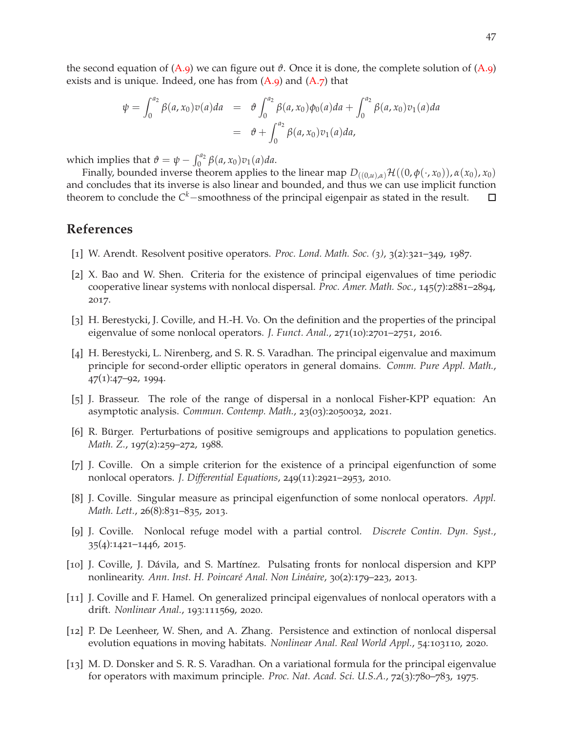the second equation of (A.9) we can figure out $\vartheta$. Once it is done, the complete solution of (A.9) exists and is unique. Indeed, one has from (A.9) and (A.7) that

$$
\begin{aligned}
\psi = \int_0^{a_2} \beta(a, x_0) v(a) da &= \vartheta \int_0^{a_2} \beta(a, x_0) \phi_0(a) da + \int_0^{a_2} \beta(a, x_0) v_1(a) da \\
&= \vartheta + \int_0^{a_2} \beta(a, x_0) v_1(a) da,
\end{aligned}
$$

which implies that $\vartheta = \psi - \int_0^{a_2} \beta(a, x_0) v_1(a) da$.

Finally, bounded inverse theorem applies to the linear map $D_{((0,u),\alpha)} \mathcal{H}((0, \phi(\cdot, x_0)), \alpha(x_0), x_0)$ and concludes that its inverse is also linear and bounded, and thus we can use implicit function theorem to conclude the $C^k-$smoothness of the principal eigenpair as stated in the result. □

## References

[1] W. Arendt. Resolvent positive operators. *Proc. Lond. Math. Soc. (3)*, 3(2):321–349, 1987.

[2] X. Bao and W. Shen. Criteria for the existence of principal eigenvalues of time periodic cooperative linear systems with nonlocal dispersal. *Proc. Amer. Math. Soc.*, 145(7):2881–2894, 2017.

[3] H. Berestycki, J. Coville, and H.-H. Vo. On the definition and the properties of the principal eigenvalue of some nonlocal operators. *J. Funct. Anal.*, 271(10):2701–2751, 2016.

[4] H. Berestycki, L. Nirenberg, and S. R. S. Varadhan. The principal eigenvalue and maximum principle for second-order elliptic operators in general domains. *Comm. Pure Appl. Math.*, 47(1):47–92, 1994.

[5] J. Brasseur. The role of the range of dispersal in a nonlocal Fisher-KPP equation: An asymptotic analysis. *Commun. Contemp. Math.*, 23(03):2050032, 2021.

[6] R. Bürger. Perturbations of positive semigroups and applications to population genetics. *Math. Z.*, 197(2):259–272, 1988.

[7] J. Coville. On a simple criterion for the existence of a principal eigenfunction of some nonlocal operators. *J. Differential Equations*, 249(11):2921–2953, 2010.

[8] J. Coville. Singular measure as principal eigenfunction of some nonlocal operators. *Appl. Math. Lett.*, 26(8):831–835, 2013.

[9] J. Coville. Nonlocal refuge model with a partial control. *Discrete Contin. Dyn. Syst.*, 35(4):1421–1446, 2015.

[10] J. Coville, J. Dávila, and S. Martínez. Pulsating fronts for nonlocal dispersion and KPP nonlinearity. *Ann. Inst. H. Poincaré Anal. Non Linéaire*, 30(2):179–223, 2013.

[11] J. Coville and F. Hamel. On generalized principal eigenvalues of nonlocal operators with a drift. *Nonlinear Anal.*, 193:111569, 2020.

[12] P. De Leenheer, W. Shen, and A. Zhang. Persistence and extinction of nonlocal dispersal evolution equations in moving habitats. *Nonlinear Anal. Real World Appl.*, 54:103110, 2020.

[13] M. D. Donsker and S. R. S. Varadhan. On a variational formula for the principal eigenvalue for operators with maximum principle. *Proc. Nat. Acad. Sci. U.S.A.*, 72(3):780–783, 1975.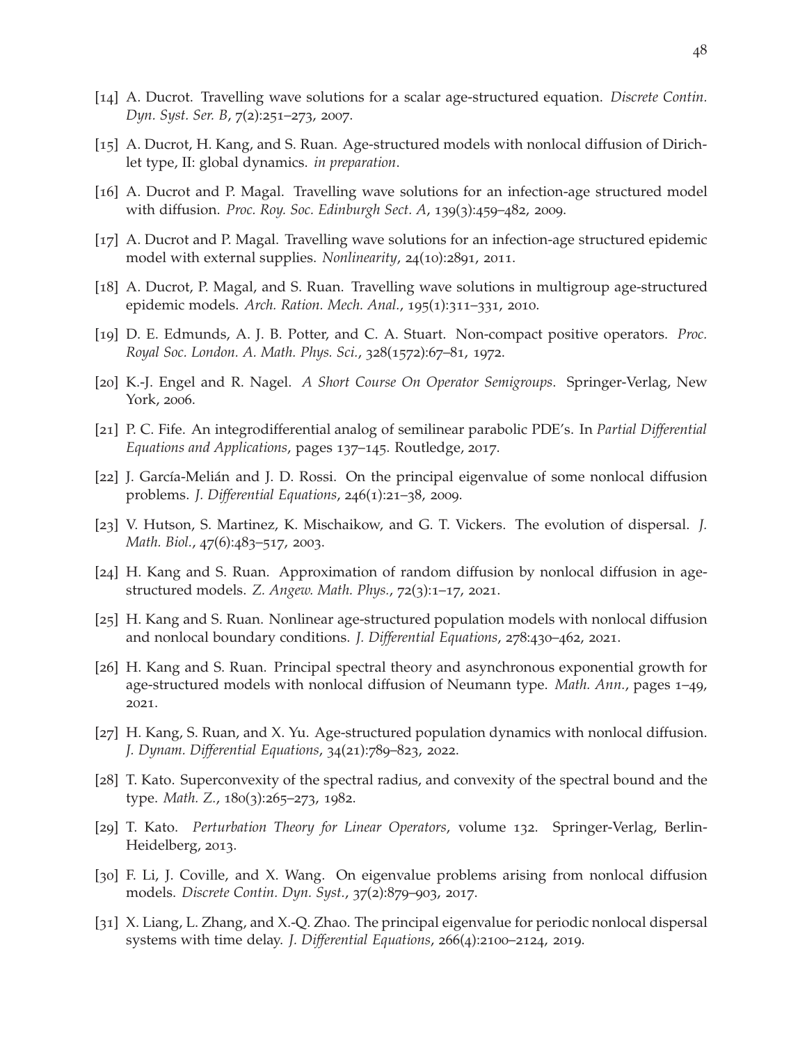[14] A. Ducrot. Travelling wave solutions for a scalar age-structured equation. *Discrete Contin. Dyn. Syst. Ser. B*, 7(2):251–273, 2007.

[15] A. Ducrot, H. Kang, and S. Ruan. Age-structured models with nonlocal diffusion of Dirichlet type, II: global dynamics. *in preparation*.

[16] A. Ducrot and P. Magal. Travelling wave solutions for an infection-age structured model with diffusion. *Proc. Roy. Soc. Edinburgh Sect. A*, 139(3):459–482, 2009.

[17] A. Ducrot and P. Magal. Travelling wave solutions for an infection-age structured epidemic model with external supplies. *Nonlinearity*, 24(10):2891, 2011.

[18] A. Ducrot, P. Magal, and S. Ruan. Travelling wave solutions in multigroup age-structured epidemic models. *Arch. Ration. Mech. Anal.*, 195(1):311–331, 2010.

[19] D. E. Edmunds, A. J. B. Potter, and C. A. Stuart. Non-compact positive operators. *Proc. Royal Soc. London. A. Math. Phys. Sci.*, 328(1572):67–81, 1972.

[20] K.-J. Engel and R. Nagel. *A Short Course On Operator Semigroups*. Springer-Verlag, New York, 2006.

[21] P. C. Fife. An integrodifferential analog of semilinear parabolic PDE's. In *Partial Differential Equations and Applications*, pages 137–145. Routledge, 2017.

[22] J. García-Melián and J. D. Rossi. On the principal eigenvalue of some nonlocal diffusion problems. *J. Differential Equations*, 246(1):21–38, 2009.

[23] V. Hutson, S. Martinez, K. Mischaikow, and G. T. Vickers. The evolution of dispersal. *J. Math. Biol.*, 47(6):483–517, 2003.

[24] H. Kang and S. Ruan. Approximation of random diffusion by nonlocal diffusion in age-structured models. *Z. Angew. Math. Phys.*, 72(3):1–17, 2021.

[25] H. Kang and S. Ruan. Nonlinear age-structured population models with nonlocal diffusion and nonlocal boundary conditions. *J. Differential Equations*, 278:430–462, 2021.

[26] H. Kang and S. Ruan. Principal spectral theory and asynchronous exponential growth for age-structured models with nonlocal diffusion of Neumann type. *Math. Ann.*, pages 1–49, 2021.

[27] H. Kang, S. Ruan, and X. Yu. Age-structured population dynamics with nonlocal diffusion. *J. Dynam. Differential Equations*, 34(21):789–823, 2022.

[28] T. Kato. Superconvexity of the spectral radius, and convexity of the spectral bound and the type. *Math. Z.*, 180(3):265–273, 1982.

[29] T. Kato. *Perturbation Theory for Linear Operators*, volume 132. Springer-Verlag, Berlin-Heidelberg, 2013.

[30] F. Li, J. Coville, and X. Wang. On eigenvalue problems arising from nonlocal diffusion models. *Discrete Contin. Dyn. Syst.*, 37(2):879–903, 2017.

[31] X. Liang, L. Zhang, and X.-Q. Zhao. The principal eigenvalue for periodic nonlocal dispersal systems with time delay. *J. Differential Equations*, 266(4):2100–2124, 2019.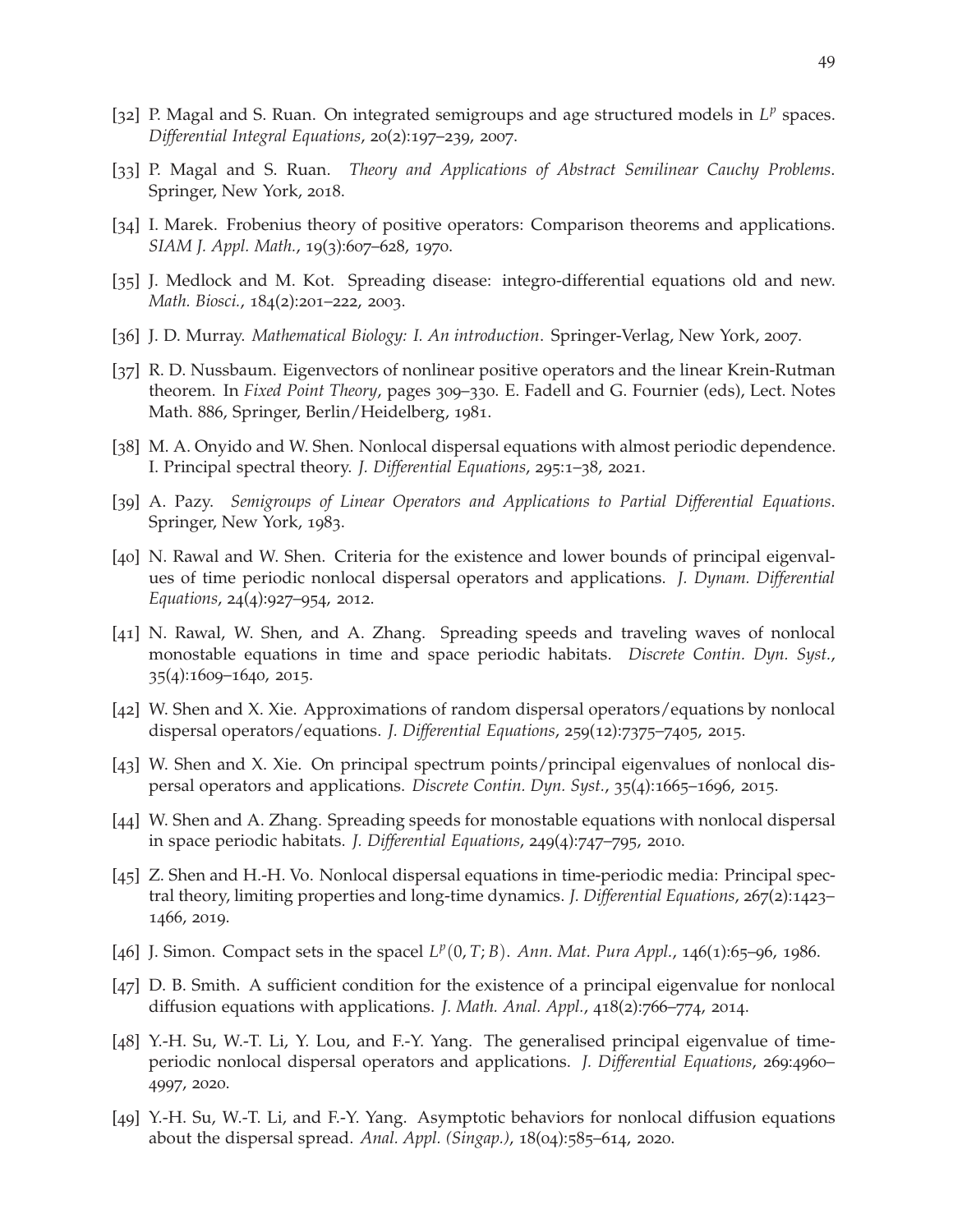[32] P. Magal and S. Ruan. On integrated semigroups and age structured models in $L^p$ spaces. *Differential Integral Equations*, 20(2):197–239, 2007.

[33] P. Magal and S. Ruan. *Theory and Applications of Abstract Semilinear Cauchy Problems*. Springer, New York, 2018.

[34] I. Marek. Frobenius theory of positive operators: Comparison theorems and applications. *SIAM J. Appl. Math.*, 19(3):607–628, 1970.

[35] J. Medlock and M. Kot. Spreading disease: integro-differential equations old and new. *Math. Biosci.*, 184(2):201–222, 2003.

[36] J. D. Murray. *Mathematical Biology: I. An introduction*. Springer-Verlag, New York, 2007.

[37] R. D. Nussbaum. Eigenvectors of nonlinear positive operators and the linear Krein-Rutman theorem. In *Fixed Point Theory*, pages 309–330. E. Fadell and G. Fournier (eds), Lect. Notes Math. 886, Springer, Berlin/Heidelberg, 1981.

[38] M. A. Onyido and W. Shen. Nonlocal dispersal equations with almost periodic dependence. I. Principal spectral theory. *J. Differential Equations*, 295:1–38, 2021.

[39] A. Pazy. *Semigroups of Linear Operators and Applications to Partial Differential Equations*. Springer, New York, 1983.

[40] N. Rawal and W. Shen. Criteria for the existence and lower bounds of principal eigenvalues of time periodic nonlocal dispersal operators and applications. *J. Dynam. Differential Equations*, 24(4):927–954, 2012.

[41] N. Rawal, W. Shen, and A. Zhang. Spreading speeds and traveling waves of nonlocal monostable equations in time and space periodic habitats. *Discrete Contin. Dyn. Syst.*, 35(4):1609–1640, 2015.

[42] W. Shen and X. Xie. Approximations of random dispersal operators/equations by nonlocal dispersal operators/equations. *J. Differential Equations*, 259(12):7375–7405, 2015.

[43] W. Shen and X. Xie. On principal spectrum points/principal eigenvalues of nonlocal dispersal operators and applications. *Discrete Contin. Dyn. Syst.*, 35(4):1665–1696, 2015.

[44] W. Shen and A. Zhang. Spreading speeds for monostable equations with nonlocal dispersal in space periodic habitats. *J. Differential Equations*, 249(4):747–795, 2010.

[45] Z. Shen and H.-H. Vo. Nonlocal dispersal equations in time-periodic media: Principal spectral theory, limiting properties and long-time dynamics. *J. Differential Equations*, 267(2):1423–1466, 2019.

[46] J. Simon. Compact sets in the spacel $L^p(0,T;B)$. *Ann. Mat. Pura Appl.*, 146(1):65–96, 1986.

[47] D. B. Smith. A sufficient condition for the existence of a principal eigenvalue for nonlocal diffusion equations with applications. *J. Math. Anal. Appl.*, 418(2):766–774, 2014.

[48] Y.-H. Su, W.-T. Li, Y. Lou, and F.-Y. Yang. The generalised principal eigenvalue of time-periodic nonlocal dispersal operators and applications. *J. Differential Equations*, 269:4960–4997, 2020.

[49] Y.-H. Su, W.-T. Li, and F.-Y. Yang. Asymptotic behaviors for nonlocal diffusion equations about the dispersal spread. *Anal. Appl. (Singap.)*, 18(04):585–614, 2020.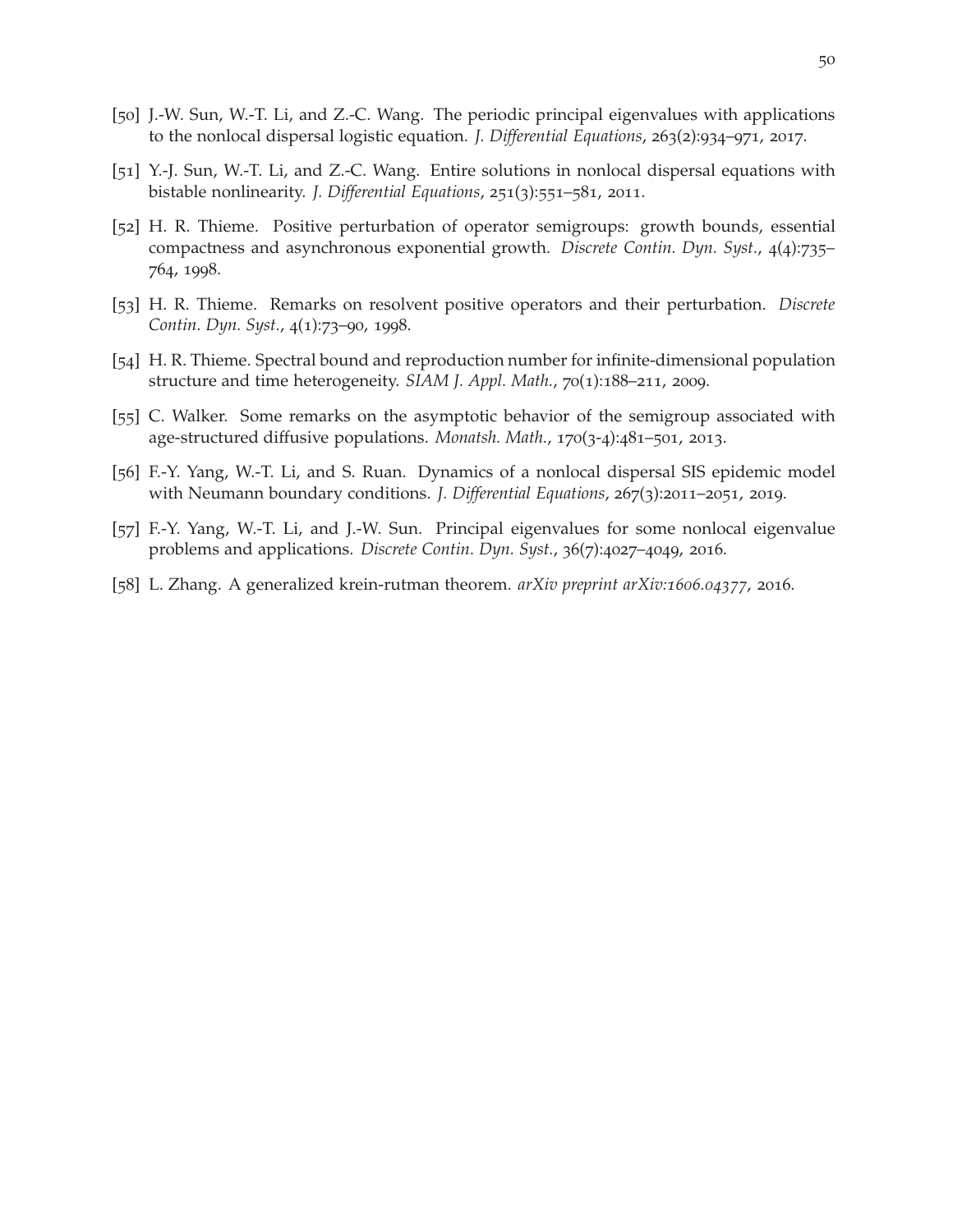[50] J.-W. Sun, W.-T. Li, and Z.-C. Wang. The periodic principal eigenvalues with applications to the nonlocal dispersal logistic equation. *J. Differential Equations*, 263(2):934–971, 2017.

[51] Y.-J. Sun, W.-T. Li, and Z.-C. Wang. Entire solutions in nonlocal dispersal equations with bistable nonlinearity. *J. Differential Equations*, 251(3):551–581, 2011.

[52] H. R. Thieme. Positive perturbation of operator semigroups: growth bounds, essential compactness and asynchronous exponential growth. *Discrete Contin. Dyn. Syst.*, 4(4):735–764, 1998.

[53] H. R. Thieme. Remarks on resolvent positive operators and their perturbation. *Discrete Contin. Dyn. Syst.*, 4(1):73–90, 1998.

[54] H. R. Thieme. Spectral bound and reproduction number for infinite-dimensional population structure and time heterogeneity. *SIAM J. Appl. Math.*, 70(1):188–211, 2009.

[55] C. Walker. Some remarks on the asymptotic behavior of the semigroup associated with age-structured diffusive populations. *Monatsh. Math.*, 170(3-4):481–501, 2013.

[56] F.-Y. Yang, W.-T. Li, and S. Ruan. Dynamics of a nonlocal dispersal SIS epidemic model with Neumann boundary conditions. *J. Differential Equations*, 267(3):2011–2051, 2019.

[57] F.-Y. Yang, W.-T. Li, and J.-W. Sun. Principal eigenvalues for some nonlocal eigenvalue problems and applications. *Discrete Contin. Dyn. Syst.*, 36(7):4027–4049, 2016.

[58] L. Zhang. A generalized krein-rutman theorem. *arXiv preprint arXiv:1606.04377*, 2016.